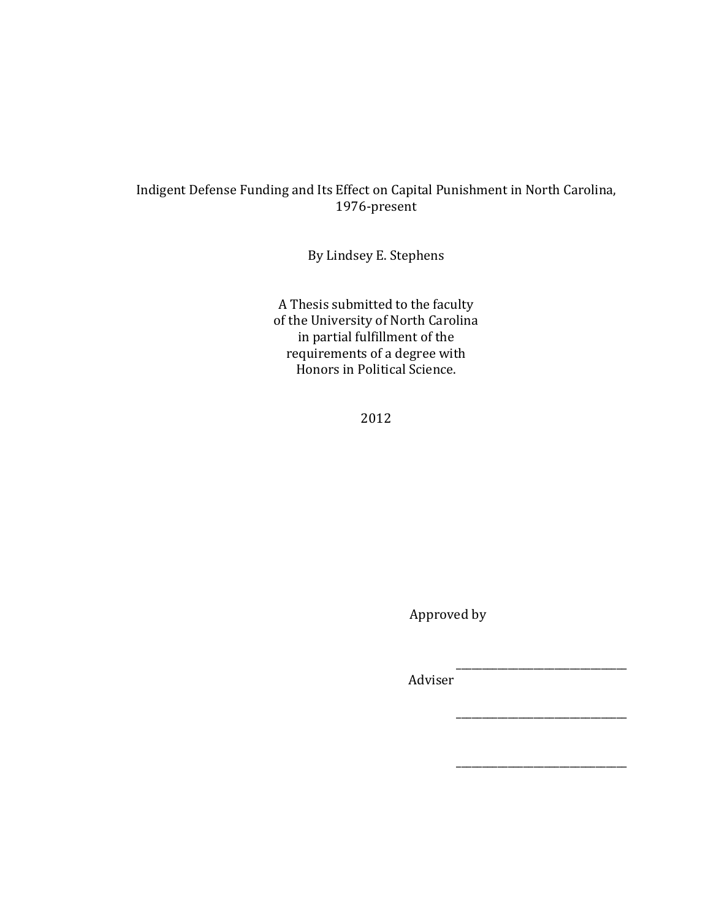Indigent Defense Funding and Its Effect on Capital Punishment in North Carolina, 1976-present

By Lindsey E. Stephens

A Thesis submitted to the faculty
of the University of North Carolina
in partial fulfillment of the
requirements of a degree with
Honors in Political Science.

2012

Approved by

______________________________
Adviser

______________________________

______________________________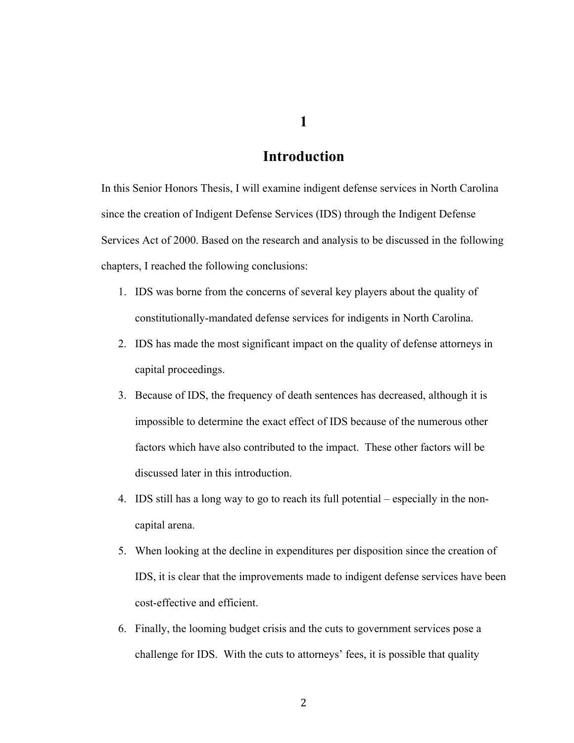# 1

# Introduction

In this Senior Honors Thesis, I will examine indigent defense services in North Carolina since the creation of Indigent Defense Services (IDS) through the Indigent Defense Services Act of 2000. Based on the research and analysis to be discussed in the following chapters, I reached the following conclusions:

1. IDS was borne from the concerns of several key players about the quality of constitutionally-mandated defense services for indigents in North Carolina.
2. IDS has made the most significant impact on the quality of defense attorneys in capital proceedings.
3. Because of IDS, the frequency of death sentences has decreased, although it is impossible to determine the exact effect of IDS because of the numerous other factors which have also contributed to the impact. These other factors will be discussed later in this introduction.
4. IDS still has a long way to go to reach its full potential – especially in the non-capital arena.
5. When looking at the decline in expenditures per disposition since the creation of IDS, it is clear that the improvements made to indigent defense services have been cost-effective and efficient.
6. Finally, the looming budget crisis and the cuts to government services pose a challenge for IDS. With the cuts to attorneys' fees, it is possible that quality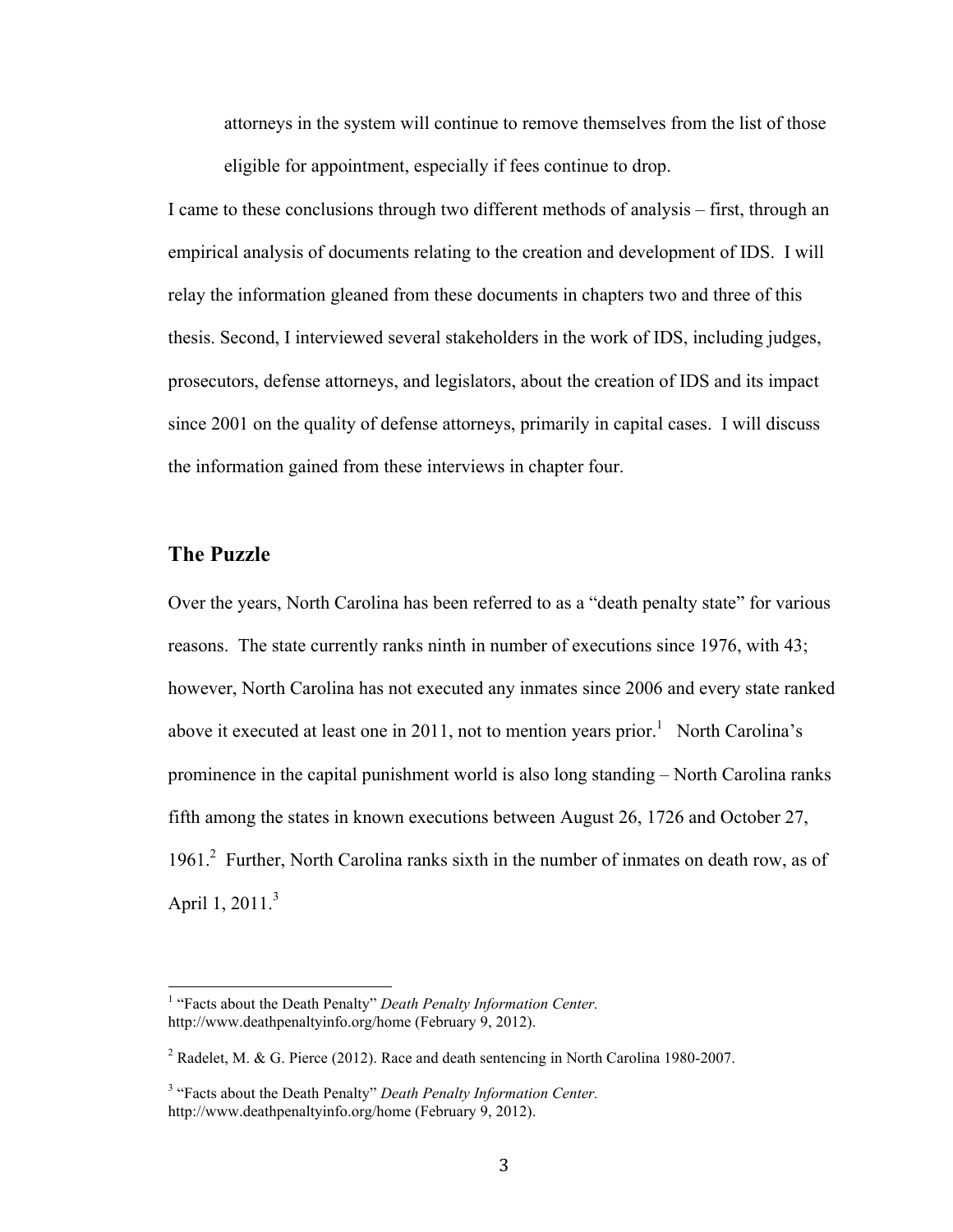attorneys in the system will continue to remove themselves from the list of those eligible for appointment, especially if fees continue to drop.

I came to these conclusions through two different methods of analysis – first, through an empirical analysis of documents relating to the creation and development of IDS. I will relay the information gleaned from these documents in chapters two and three of this thesis. Second, I interviewed several stakeholders in the work of IDS, including judges, prosecutors, defense attorneys, and legislators, about the creation of IDS and its impact since 2001 on the quality of defense attorneys, primarily in capital cases. I will discuss the information gained from these interviews in chapter four.

## The Puzzle

Over the years, North Carolina has been referred to as a "death penalty state" for various reasons. The state currently ranks ninth in number of executions since 1976, with 43; however, North Carolina has not executed any inmates since 2006 and every state ranked above it executed at least one in 2011, not to mention years prior.[1] North Carolina's prominence in the capital punishment world is also long standing – North Carolina ranks fifth among the states in known executions between August 26, 1726 and October 27, 1961.[2] Further, North Carolina ranks sixth in the number of inmates on death row, as of April 1, 2011.[3]

---

[1] "Facts about the Death Penalty" *Death Penalty Information Center.* http://www.deathpenaltyinfo.org/home (February 9, 2012).

[2] Radelet, M. & G. Pierce (2012). Race and death sentencing in North Carolina 1980-2007.

[3] "Facts about the Death Penalty" *Death Penalty Information Center.* http://www.deathpenaltyinfo.org/home (February 9, 2012).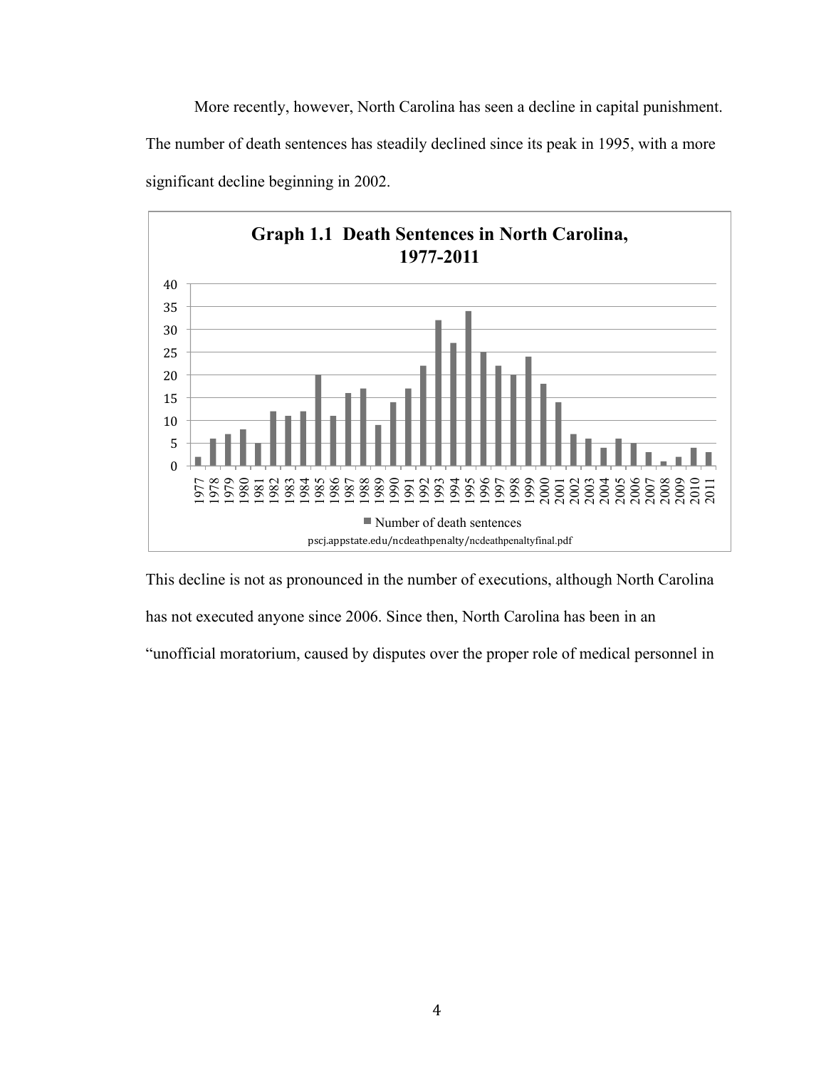More recently, however, North Carolina has seen a decline in capital punishment. The number of death sentences has steadily declined since its peak in 1995, with a more significant decline beginning in 2002.

**Graph 1.1 Death Sentences in North Carolina, 1977-2011**

■ Number of death sentences

pscj.appstate.edu/ncdeathpenalty/ncdeathpenaltyfinal.pdf

This decline is not as pronounced in the number of executions, although North Carolina has not executed anyone since 2006. Since then, North Carolina has been in an "unofficial moratorium, caused by disputes over the proper role of medical personnel in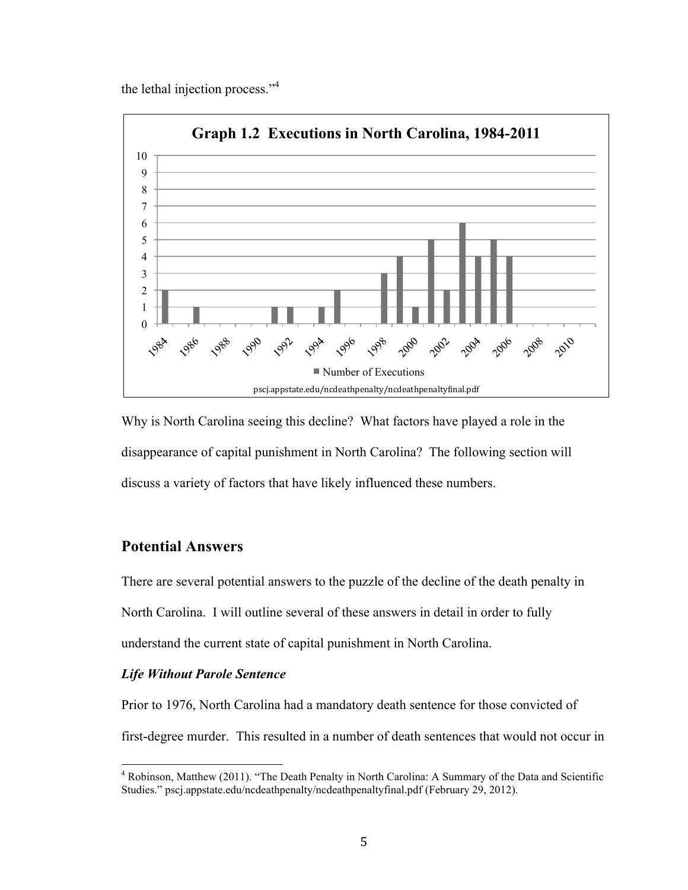the lethal injection process."[4]

Graph 1.2 Executions in North Carolina, 1984-2011

pscj.appstate.edu/ncdeathpenalty/ncdeathpenaltyfinal.pdf

Why is North Carolina seeing this decline? What factors have played a role in the disappearance of capital punishment in North Carolina? The following section will discuss a variety of factors that have likely influenced these numbers.

## Potential Answers

There are several potential answers to the puzzle of the decline of the death penalty in North Carolina. I will outline several of these answers in detail in order to fully understand the current state of capital punishment in North Carolina.

### *Life Without Parole Sentence*

Prior to 1976, North Carolina had a mandatory death sentence for those convicted of first-degree murder. This resulted in a number of death sentences that would not occur in

[4] Robinson, Matthew (2011). "The Death Penalty in North Carolina: A Summary of the Data and Scientific Studies." pscj.appstate.edu/ncdeathpenalty/ncdeathpenaltyfinal.pdf (February 29, 2012).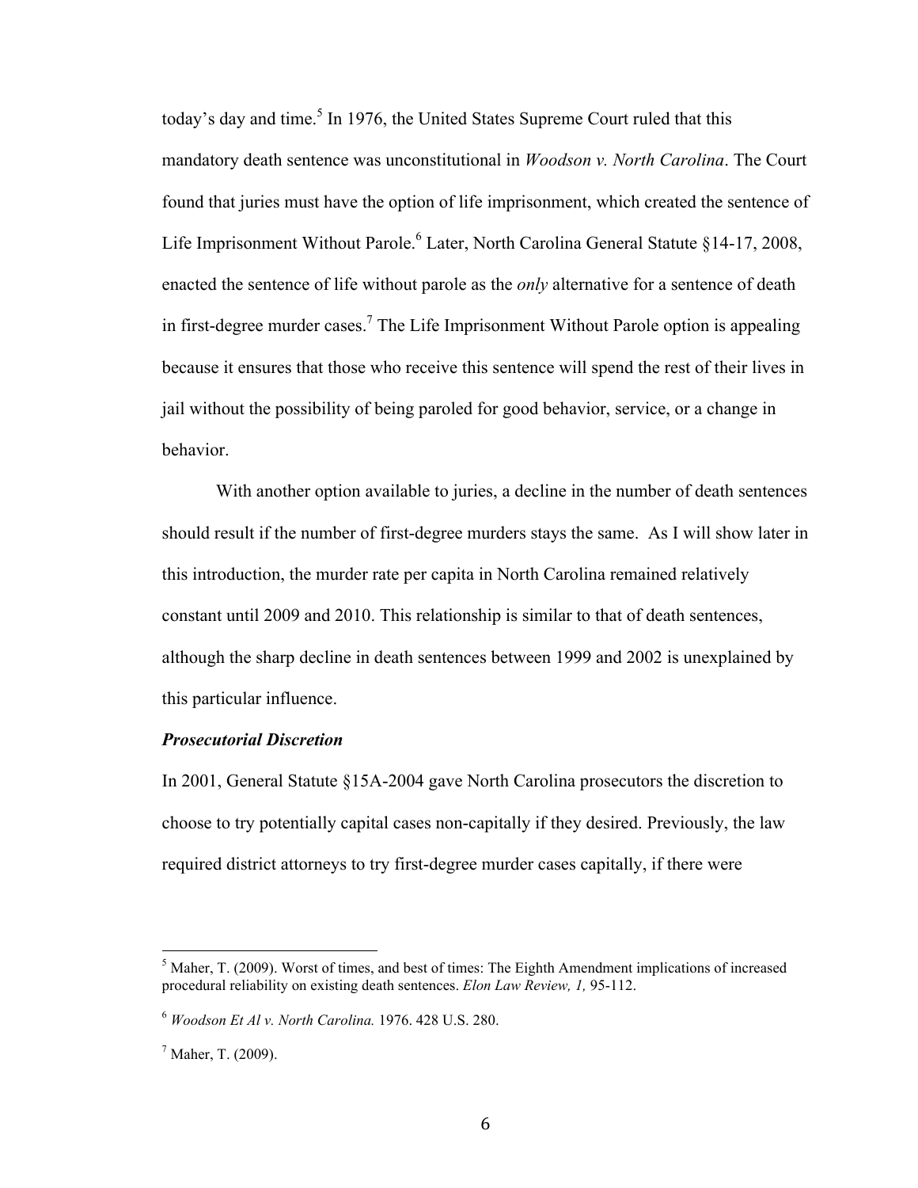today's day and time.[5] In 1976, the United States Supreme Court ruled that this mandatory death sentence was unconstitutional in *Woodson v. North Carolina*. The Court found that juries must have the option of life imprisonment, which created the sentence of Life Imprisonment Without Parole.[6] Later, North Carolina General Statute §14-17, 2008, enacted the sentence of life without parole as the *only* alternative for a sentence of death in first-degree murder cases.[7] The Life Imprisonment Without Parole option is appealing because it ensures that those who receive this sentence will spend the rest of their lives in jail without the possibility of being paroled for good behavior, service, or a change in behavior.

With another option available to juries, a decline in the number of death sentences should result if the number of first-degree murders stays the same. As I will show later in this introduction, the murder rate per capita in North Carolina remained relatively constant until 2009 and 2010. This relationship is similar to that of death sentences, although the sharp decline in death sentences between 1999 and 2002 is unexplained by this particular influence.

***Prosecutorial Discretion***

In 2001, General Statute §15A-2004 gave North Carolina prosecutors the discretion to choose to try potentially capital cases non-capitally if they desired. Previously, the law required district attorneys to try first-degree murder cases capitally, if there were

---

[5] Maher, T. (2009). Worst of times, and best of times: The Eighth Amendment implications of increased procedural reliability on existing death sentences. *Elon Law Review, 1,* 95-112.

[6] *Woodson Et Al v. North Carolina.* 1976. 428 U.S. 280.

[7] Maher, T. (2009).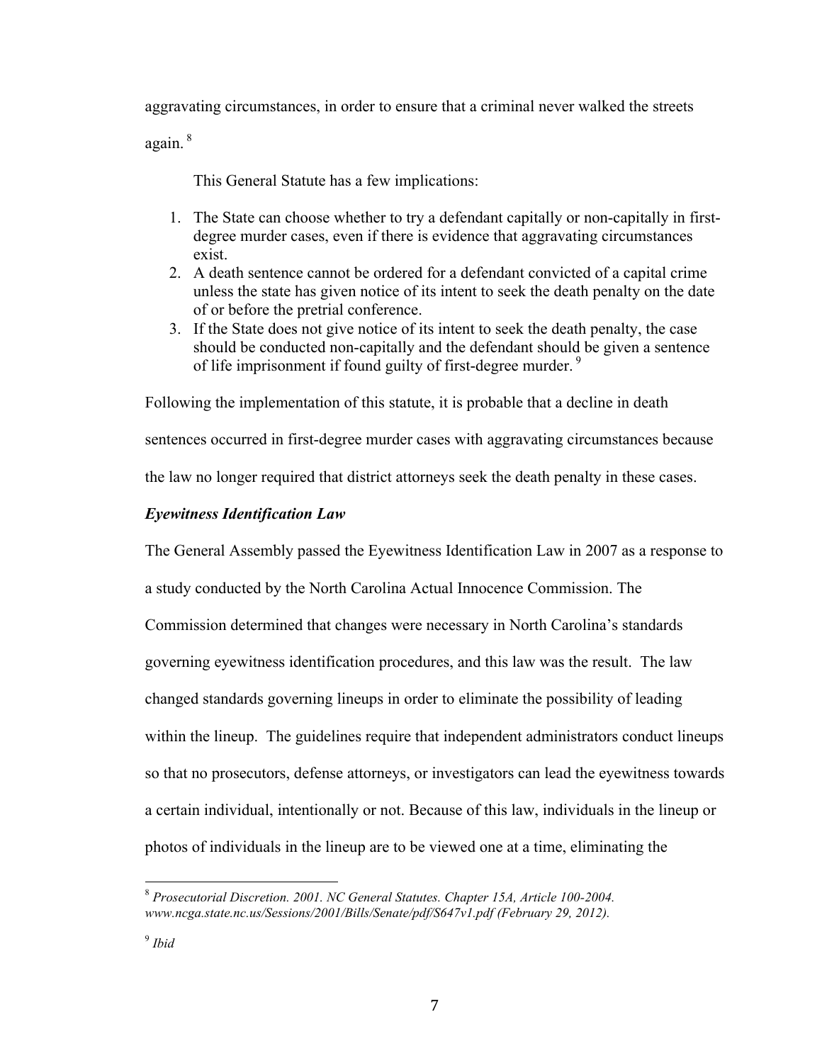aggravating circumstances, in order to ensure that a criminal never walked the streets again. [8]

This General Statute has a few implications:

1. The State can choose whether to try a defendant capitally or non-capitally in first-degree murder cases, even if there is evidence that aggravating circumstances exist.
2. A death sentence cannot be ordered for a defendant convicted of a capital crime unless the state has given notice of its intent to seek the death penalty on the date of or before the pretrial conference.
3. If the State does not give notice of its intent to seek the death penalty, the case should be conducted non-capitally and the defendant should be given a sentence of life imprisonment if found guilty of first-degree murder. [9]

Following the implementation of this statute, it is probable that a decline in death sentences occurred in first-degree murder cases with aggravating circumstances because the law no longer required that district attorneys seek the death penalty in these cases.

***Eyewitness Identification Law***

The General Assembly passed the Eyewitness Identification Law in 2007 as a response to a study conducted by the North Carolina Actual Innocence Commission. The Commission determined that changes were necessary in North Carolina's standards governing eyewitness identification procedures, and this law was the result. The law changed standards governing lineups in order to eliminate the possibility of leading within the lineup. The guidelines require that independent administrators conduct lineups so that no prosecutors, defense attorneys, or investigators can lead the eyewitness towards a certain individual, intentionally or not. Because of this law, individuals in the lineup or photos of individuals in the lineup are to be viewed one at a time, eliminating the

---

[8] *Prosecutorial Discretion. 2001. NC General Statutes. Chapter 15A, Article 100-2004. www.ncga.state.nc.us/Sessions/2001/Bills/Senate/pdf/S647v1.pdf (February 29, 2012).*

[9] *Ibid*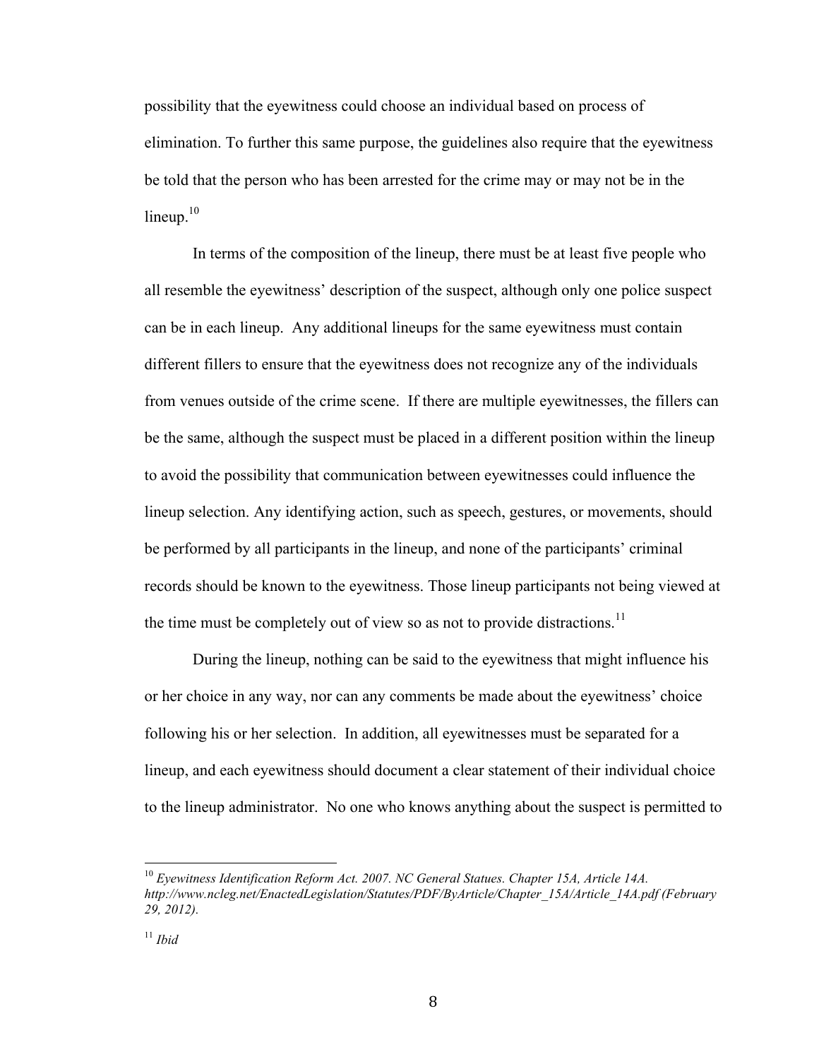possibility that the eyewitness could choose an individual based on process of elimination. To further this same purpose, the guidelines also require that the eyewitness be told that the person who has been arrested for the crime may or may not be in the lineup.[10]

In terms of the composition of the lineup, there must be at least five people who all resemble the eyewitness' description of the suspect, although only one police suspect can be in each lineup. Any additional lineups for the same eyewitness must contain different fillers to ensure that the eyewitness does not recognize any of the individuals from venues outside of the crime scene. If there are multiple eyewitnesses, the fillers can be the same, although the suspect must be placed in a different position within the lineup to avoid the possibility that communication between eyewitnesses could influence the lineup selection. Any identifying action, such as speech, gestures, or movements, should be performed by all participants in the lineup, and none of the participants' criminal records should be known to the eyewitness. Those lineup participants not being viewed at the time must be completely out of view so as not to provide distractions.[11]

During the lineup, nothing can be said to the eyewitness that might influence his or her choice in any way, nor can any comments be made about the eyewitness' choice following his or her selection. In addition, all eyewitnesses must be separated for a lineup, and each eyewitness should document a clear statement of their individual choice to the lineup administrator. No one who knows anything about the suspect is permitted to

---

[10] *Eyewitness Identification Reform Act. 2007. NC General Statues. Chapter 15A, Article 14A. http://www.ncleg.net/EnactedLegislation/Statutes/PDF/ByArticle/Chapter_15A/Article_14A.pdf (February 29, 2012).*

[11] *Ibid*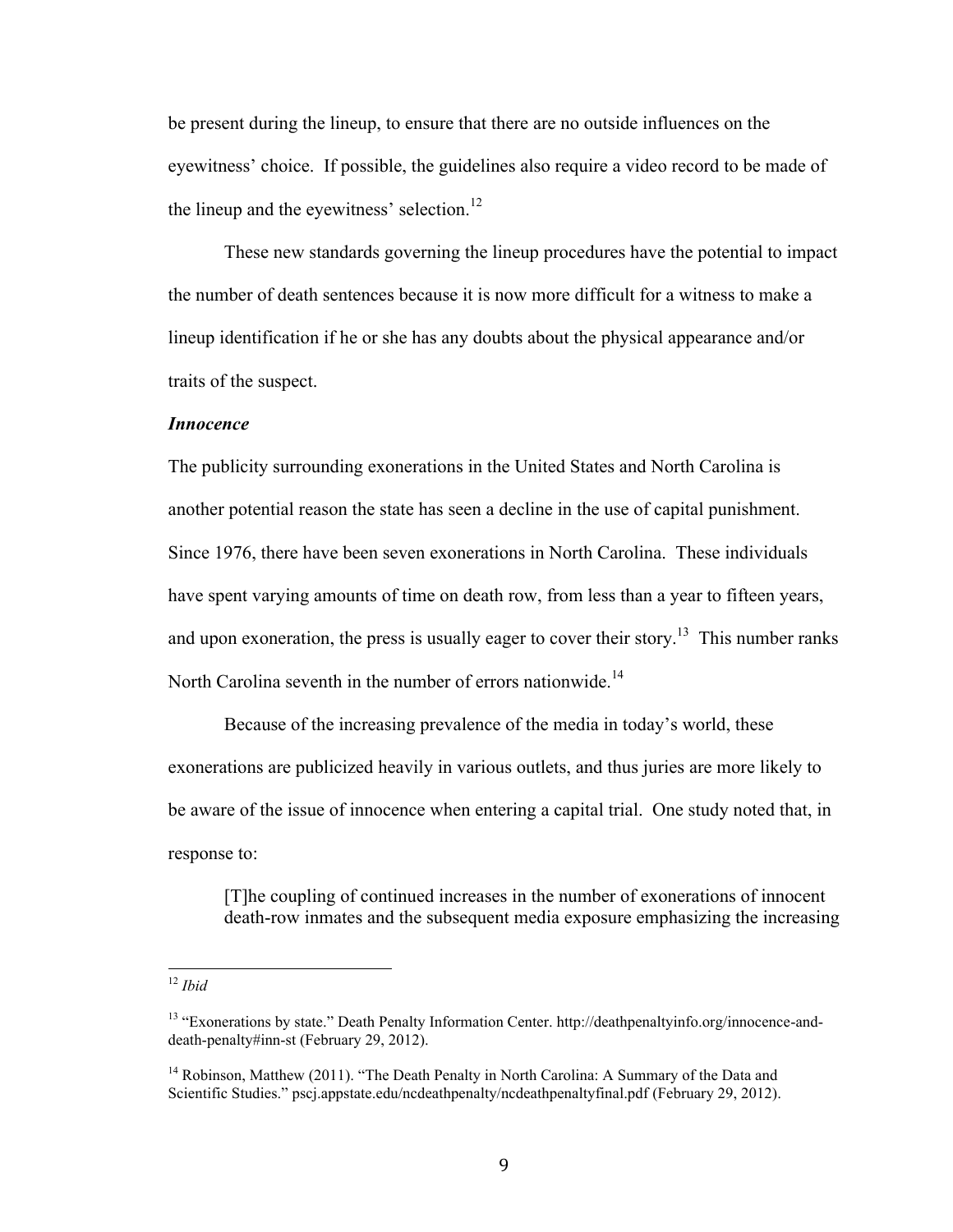be present during the lineup, to ensure that there are no outside influences on the eyewitness' choice. If possible, the guidelines also require a video record to be made of the lineup and the eyewitness' selection.[12]

These new standards governing the lineup procedures have the potential to impact the number of death sentences because it is now more difficult for a witness to make a lineup identification if he or she has any doubts about the physical appearance and/or traits of the suspect.

***Innocence***

The publicity surrounding exonerations in the United States and North Carolina is another potential reason the state has seen a decline in the use of capital punishment. Since 1976, there have been seven exonerations in North Carolina. These individuals have spent varying amounts of time on death row, from less than a year to fifteen years, and upon exoneration, the press is usually eager to cover their story.[13] This number ranks North Carolina seventh in the number of errors nationwide.[14]

Because of the increasing prevalence of the media in today's world, these exonerations are publicized heavily in various outlets, and thus juries are more likely to be aware of the issue of innocence when entering a capital trial. One study noted that, in response to:

> [T]he coupling of continued increases in the number of exonerations of innocent death-row inmates and the subsequent media exposure emphasizing the increasing

---

[12] *Ibid*

[13] "Exonerations by state." Death Penalty Information Center. http://deathpenaltyinfo.org/innocence-and-death-penalty#inn-st (February 29, 2012).

[14] Robinson, Matthew (2011). "The Death Penalty in North Carolina: A Summary of the Data and Scientific Studies." pscj.appstate.edu/ncdeathpenalty/ncdeathpenaltyfinal.pdf (February 29, 2012).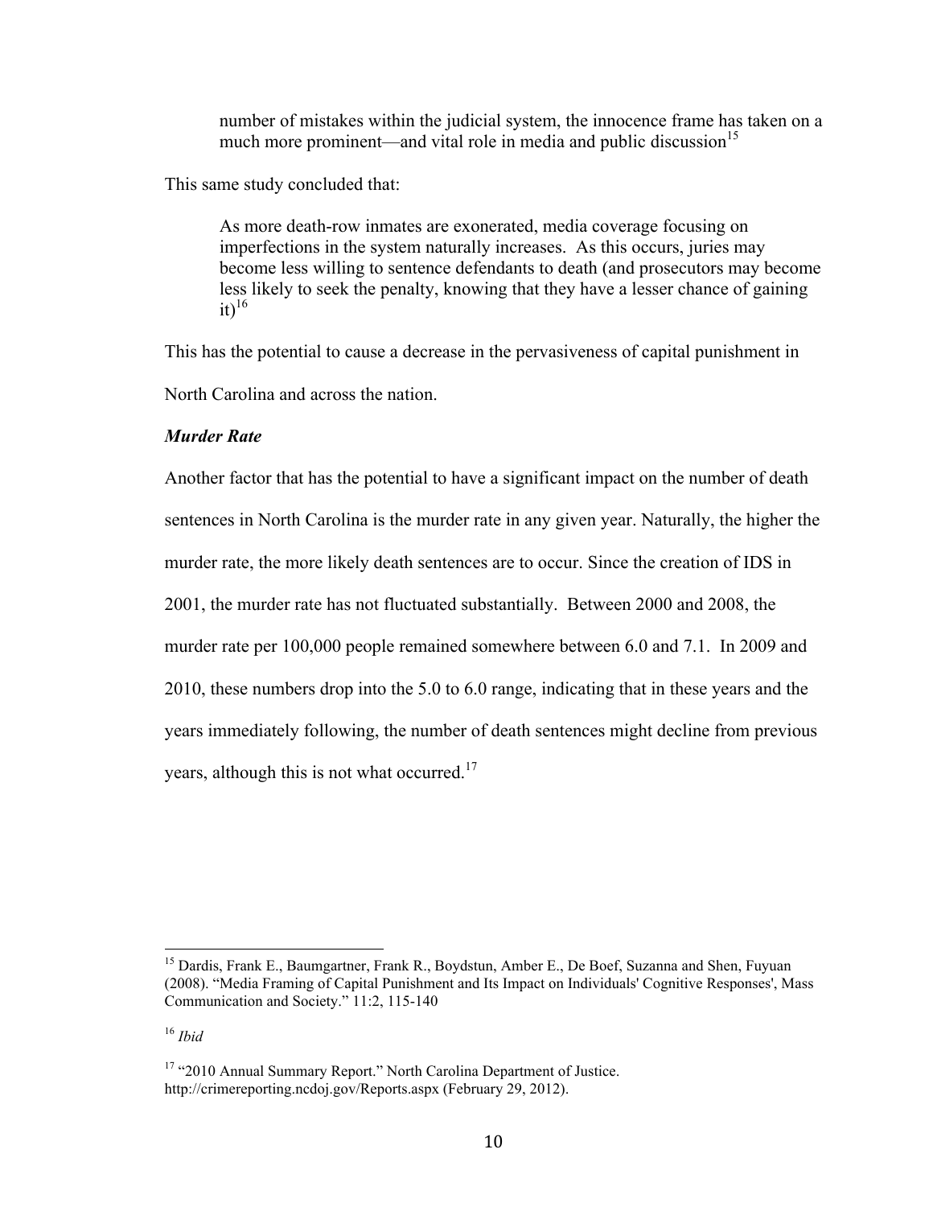> number of mistakes within the judicial system, the innocence frame has taken on a much more prominent—and vital role in media and public discussion[15]

This same study concluded that:

> As more death-row inmates are exonerated, media coverage focusing on imperfections in the system naturally increases. As this occurs, juries may become less willing to sentence defendants to death (and prosecutors may become less likely to seek the penalty, knowing that they have a lesser chance of gaining it)[16]

This has the potential to cause a decrease in the pervasiveness of capital punishment in North Carolina and across the nation.

***Murder Rate***

Another factor that has the potential to have a significant impact on the number of death sentences in North Carolina is the murder rate in any given year. Naturally, the higher the murder rate, the more likely death sentences are to occur. Since the creation of IDS in 2001, the murder rate has not fluctuated substantially. Between 2000 and 2008, the murder rate per 100,000 people remained somewhere between 6.0 and 7.1. In 2009 and 2010, these numbers drop into the 5.0 to 6.0 range, indicating that in these years and the years immediately following, the number of death sentences might decline from previous years, although this is not what occurred.[17]

---

[15] Dardis, Frank E., Baumgartner, Frank R., Boydstun, Amber E., De Boef, Suzanna and Shen, Fuyuan (2008). "Media Framing of Capital Punishment and Its Impact on Individuals' Cognitive Responses', Mass Communication and Society." 11:2, 115-140

[16] *Ibid*

[17] "2010 Annual Summary Report." North Carolina Department of Justice. http://crimereporting.ncdoj.gov/Reports.aspx (February 29, 2012).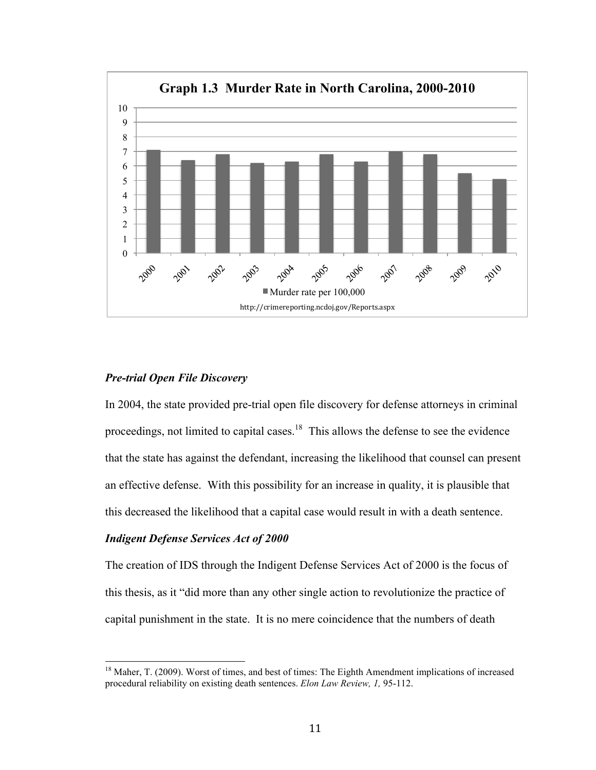**Graph 1.3 Murder Rate in North Carolina, 2000-2010**

■ Murder rate per 100,000

http://crimereporting.ncdoj.gov/Reports.aspx

### *Pre-trial Open File Discovery*

In 2004, the state provided pre-trial open file discovery for defense attorneys in criminal proceedings, not limited to capital cases.[18] This allows the defense to see the evidence that the state has against the defendant, increasing the likelihood that counsel can present an effective defense. With this possibility for an increase in quality, it is plausible that this decreased the likelihood that a capital case would result in with a death sentence.

### *Indigent Defense Services Act of 2000*

The creation of IDS through the Indigent Defense Services Act of 2000 is the focus of this thesis, as it "did more than any other single action to revolutionize the practice of capital punishment in the state. It is no mere coincidence that the numbers of death

---

[18] Maher, T. (2009). Worst of times, and best of times: The Eighth Amendment implications of increased procedural reliability on existing death sentences. *Elon Law Review, 1,* 95-112.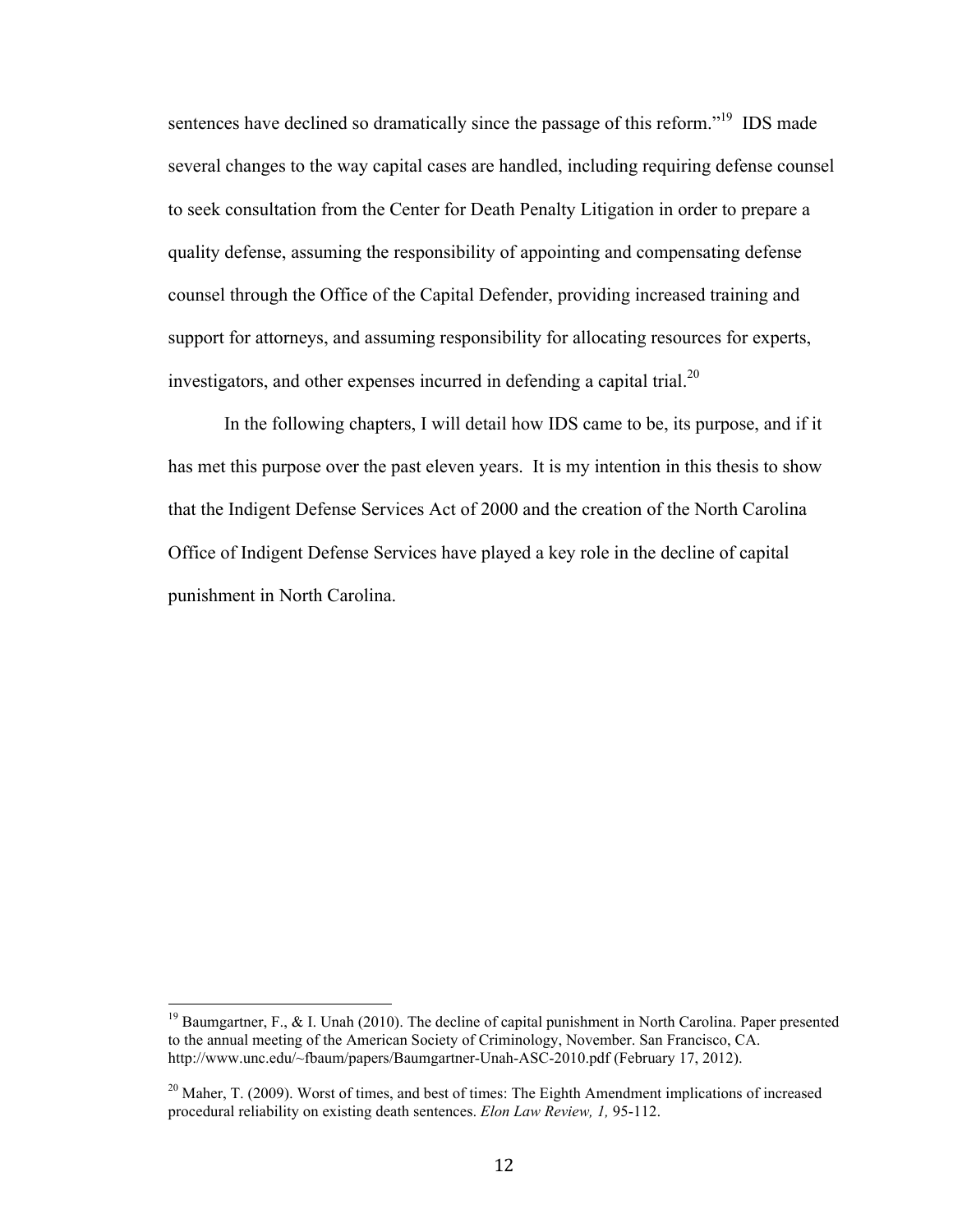sentences have declined so dramatically since the passage of this reform."[19] IDS made several changes to the way capital cases are handled, including requiring defense counsel to seek consultation from the Center for Death Penalty Litigation in order to prepare a quality defense, assuming the responsibility of appointing and compensating defense counsel through the Office of the Capital Defender, providing increased training and support for attorneys, and assuming responsibility for allocating resources for experts, investigators, and other expenses incurred in defending a capital trial.[20]

In the following chapters, I will detail how IDS came to be, its purpose, and if it has met this purpose over the past eleven years. It is my intention in this thesis to show that the Indigent Defense Services Act of 2000 and the creation of the North Carolina Office of Indigent Defense Services have played a key role in the decline of capital punishment in North Carolina.

---

[19] Baumgartner, F., & I. Unah (2010). The decline of capital punishment in North Carolina. Paper presented to the annual meeting of the American Society of Criminology, November. San Francisco, CA. http://www.unc.edu/~fbaum/papers/Baumgartner-Unah-ASC-2010.pdf (February 17, 2012).

[20] Maher, T. (2009). Worst of times, and best of times: The Eighth Amendment implications of increased procedural reliability on existing death sentences. *Elon Law Review, 1,* 95-112.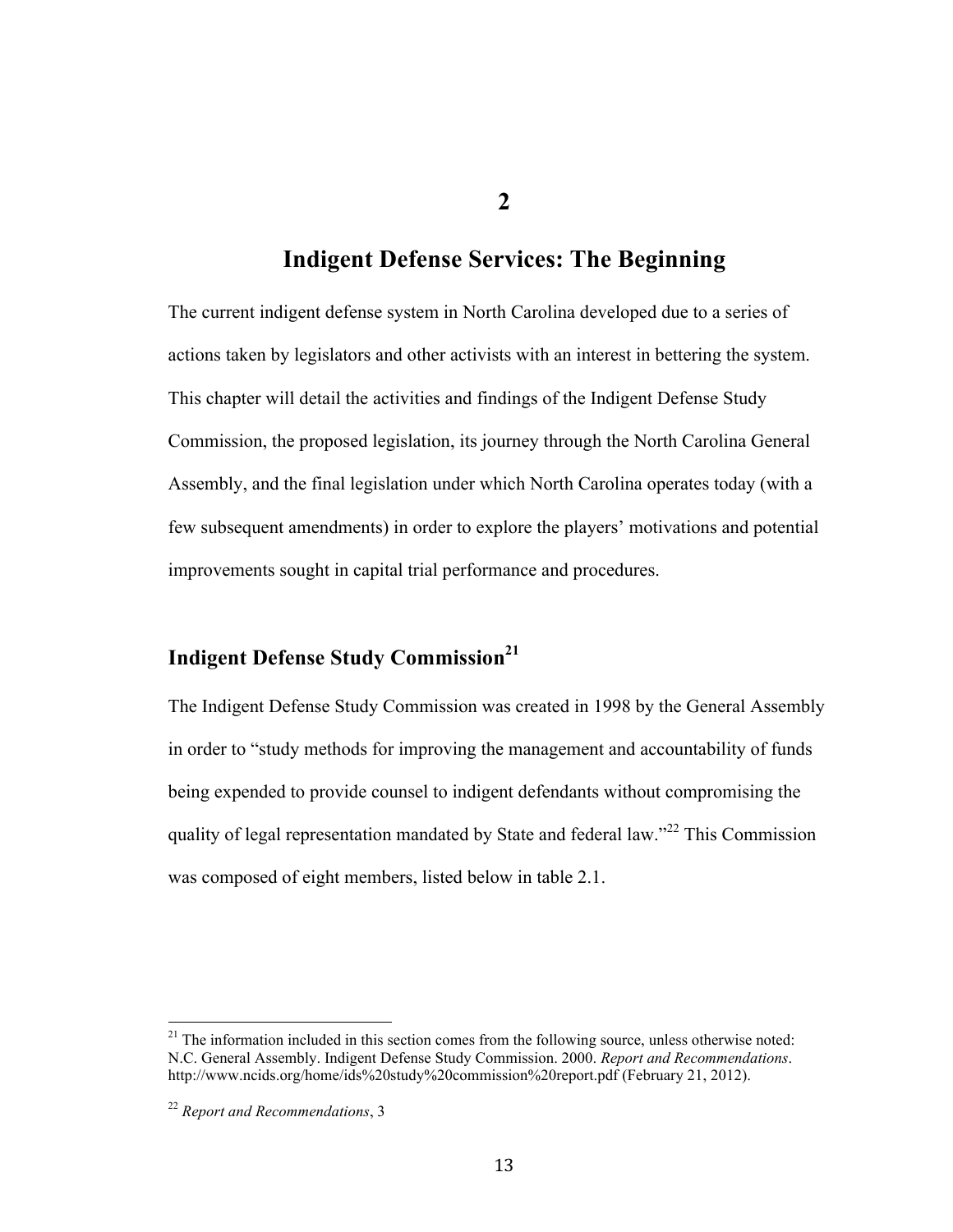# 2

# Indigent Defense Services: The Beginning

The current indigent defense system in North Carolina developed due to a series of actions taken by legislators and other activists with an interest in bettering the system. This chapter will detail the activities and findings of the Indigent Defense Study Commission, the proposed legislation, its journey through the North Carolina General Assembly, and the final legislation under which North Carolina operates today (with a few subsequent amendments) in order to explore the players' motivations and potential improvements sought in capital trial performance and procedures.

## Indigent Defense Study Commission[21]

The Indigent Defense Study Commission was created in 1998 by the General Assembly in order to "study methods for improving the management and accountability of funds being expended to provide counsel to indigent defendants without compromising the quality of legal representation mandated by State and federal law."[22] This Commission was composed of eight members, listed below in table 2.1.

---

[21] The information included in this section comes from the following source, unless otherwise noted: N.C. General Assembly. Indigent Defense Study Commission. 2000. *Report and Recommendations*. http://www.ncids.org/home/ids%20study%20commission%20report.pdf (February 21, 2012).

[22] *Report and Recommendations*, 3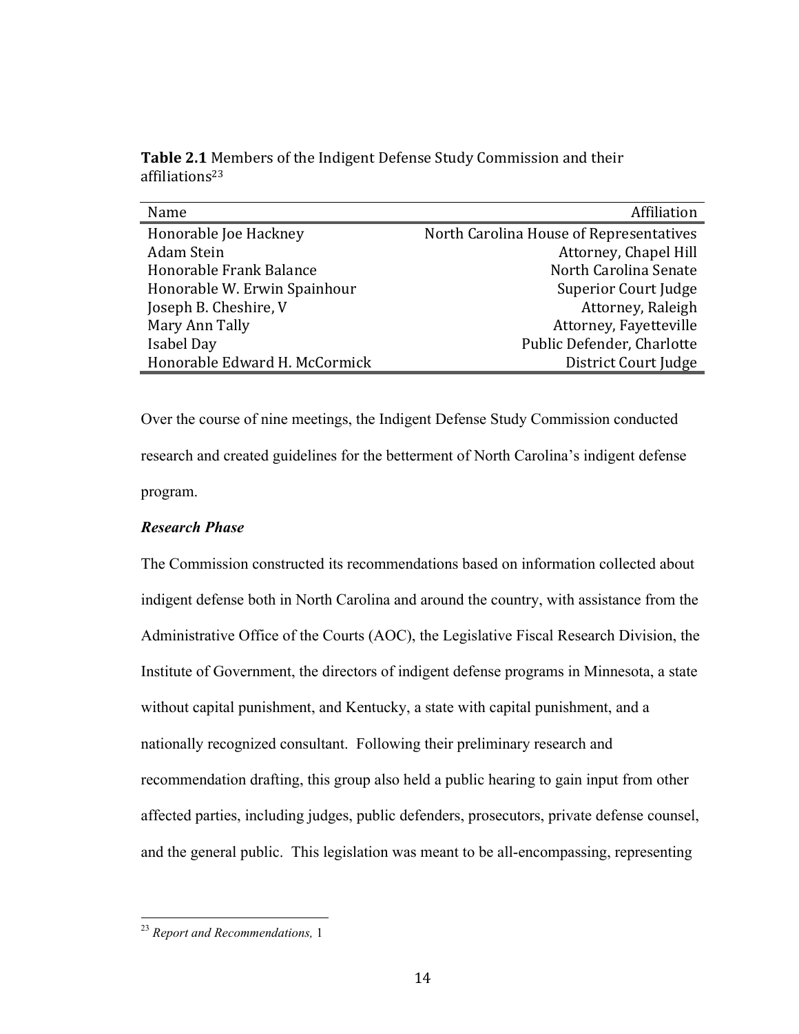**Table 2.1** Members of the Indigent Defense Study Commission and their affiliations[23]

| Name | Affiliation |
|---|---|
| Honorable Joe Hackney | North Carolina House of Representatives |
| Adam Stein | Attorney, Chapel Hill |
| Honorable Frank Balance | North Carolina Senate |
| Honorable W. Erwin Spainhour | Superior Court Judge |
| Joseph B. Cheshire, V | Attorney, Raleigh |
| Mary Ann Tally | Attorney, Fayetteville |
| Isabel Day | Public Defender, Charlotte |
| Honorable Edward H. McCormick | District Court Judge |

Over the course of nine meetings, the Indigent Defense Study Commission conducted research and created guidelines for the betterment of North Carolina's indigent defense program.

***Research Phase***

The Commission constructed its recommendations based on information collected about indigent defense both in North Carolina and around the country, with assistance from the Administrative Office of the Courts (AOC), the Legislative Fiscal Research Division, the Institute of Government, the directors of indigent defense programs in Minnesota, a state without capital punishment, and Kentucky, a state with capital punishment, and a nationally recognized consultant. Following their preliminary research and recommendation drafting, this group also held a public hearing to gain input from other affected parties, including judges, public defenders, prosecutors, private defense counsel, and the general public. This legislation was meant to be all-encompassing, representing

[23] *Report and Recommendations,* 1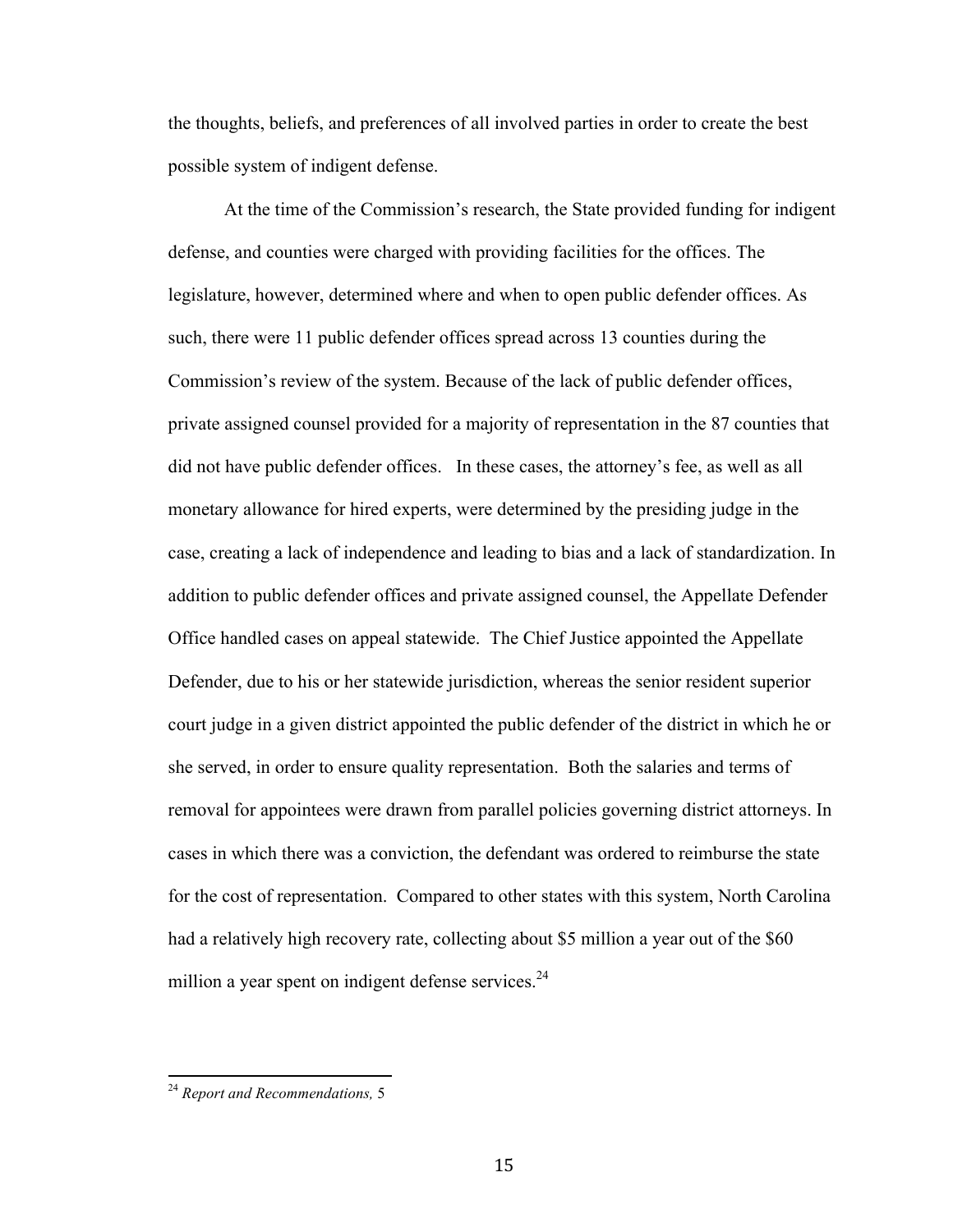the thoughts, beliefs, and preferences of all involved parties in order to create the best possible system of indigent defense.

At the time of the Commission's research, the State provided funding for indigent defense, and counties were charged with providing facilities for the offices. The legislature, however, determined where and when to open public defender offices. As such, there were 11 public defender offices spread across 13 counties during the Commission's review of the system. Because of the lack of public defender offices, private assigned counsel provided for a majority of representation in the 87 counties that did not have public defender offices. In these cases, the attorney's fee, as well as all monetary allowance for hired experts, were determined by the presiding judge in the case, creating a lack of independence and leading to bias and a lack of standardization. In addition to public defender offices and private assigned counsel, the Appellate Defender Office handled cases on appeal statewide. The Chief Justice appointed the Appellate Defender, due to his or her statewide jurisdiction, whereas the senior resident superior court judge in a given district appointed the public defender of the district in which he or she served, in order to ensure quality representation. Both the salaries and terms of removal for appointees were drawn from parallel policies governing district attorneys. In cases in which there was a conviction, the defendant was ordered to reimburse the state for the cost of representation. Compared to other states with this system, North Carolina had a relatively high recovery rate, collecting about $5 million a year out of the $60 million a year spent on indigent defense services.[24]

---

[24] *Report and Recommendations,* 5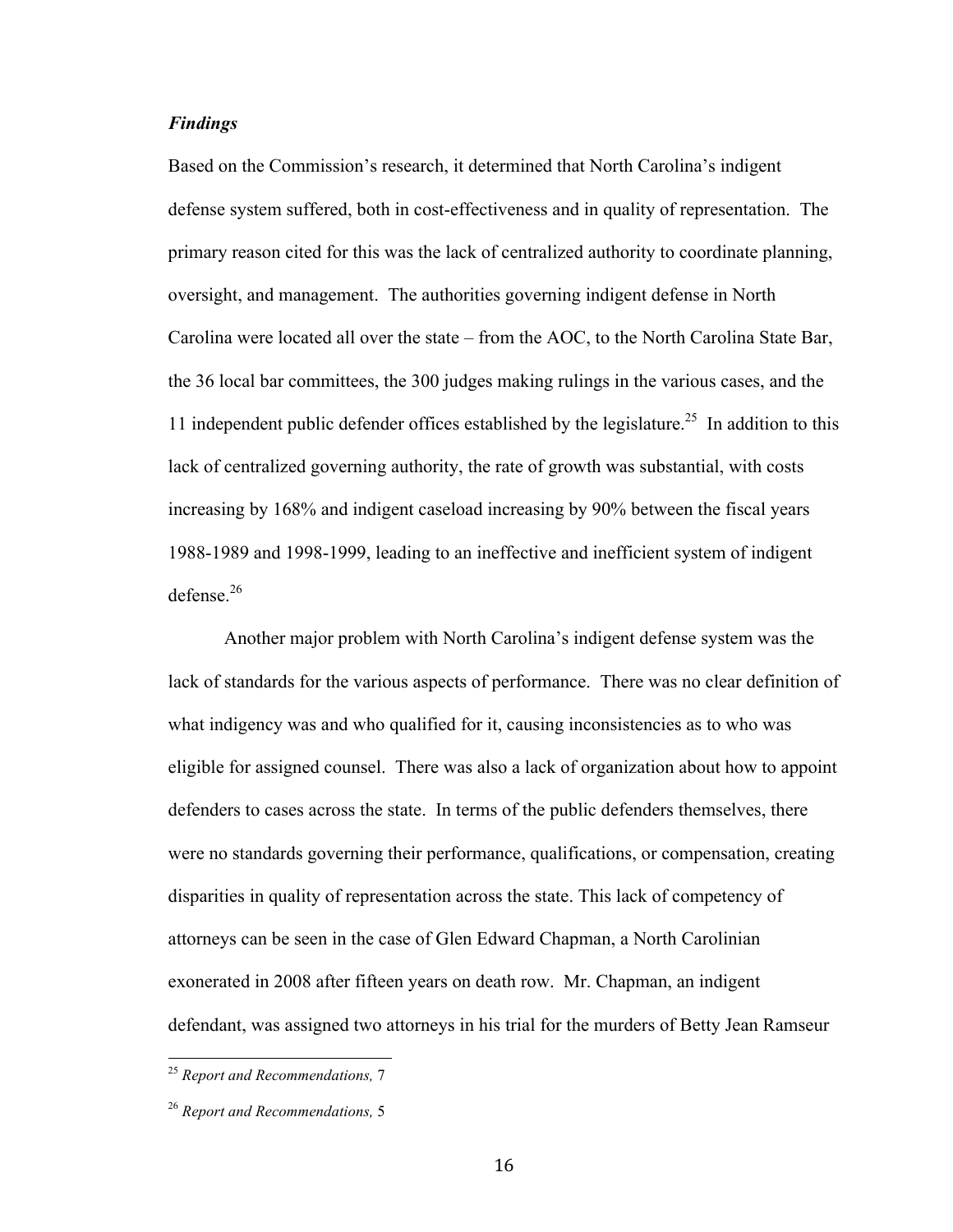***Findings***

Based on the Commission's research, it determined that North Carolina's indigent defense system suffered, both in cost-effectiveness and in quality of representation. The primary reason cited for this was the lack of centralized authority to coordinate planning, oversight, and management. The authorities governing indigent defense in North Carolina were located all over the state – from the AOC, to the North Carolina State Bar, the 36 local bar committees, the 300 judges making rulings in the various cases, and the 11 independent public defender offices established by the legislature.[25] In addition to this lack of centralized governing authority, the rate of growth was substantial, with costs increasing by 168% and indigent caseload increasing by 90% between the fiscal years 1988-1989 and 1998-1999, leading to an ineffective and inefficient system of indigent defense.[26]

Another major problem with North Carolina's indigent defense system was the lack of standards for the various aspects of performance. There was no clear definition of what indigency was and who qualified for it, causing inconsistencies as to who was eligible for assigned counsel. There was also a lack of organization about how to appoint defenders to cases across the state. In terms of the public defenders themselves, there were no standards governing their performance, qualifications, or compensation, creating disparities in quality of representation across the state. This lack of competency of attorneys can be seen in the case of Glen Edward Chapman, a North Carolinian exonerated in 2008 after fifteen years on death row. Mr. Chapman, an indigent defendant, was assigned two attorneys in his trial for the murders of Betty Jean Ramseur

---

[25] *Report and Recommendations,* 7

[26] *Report and Recommendations,* 5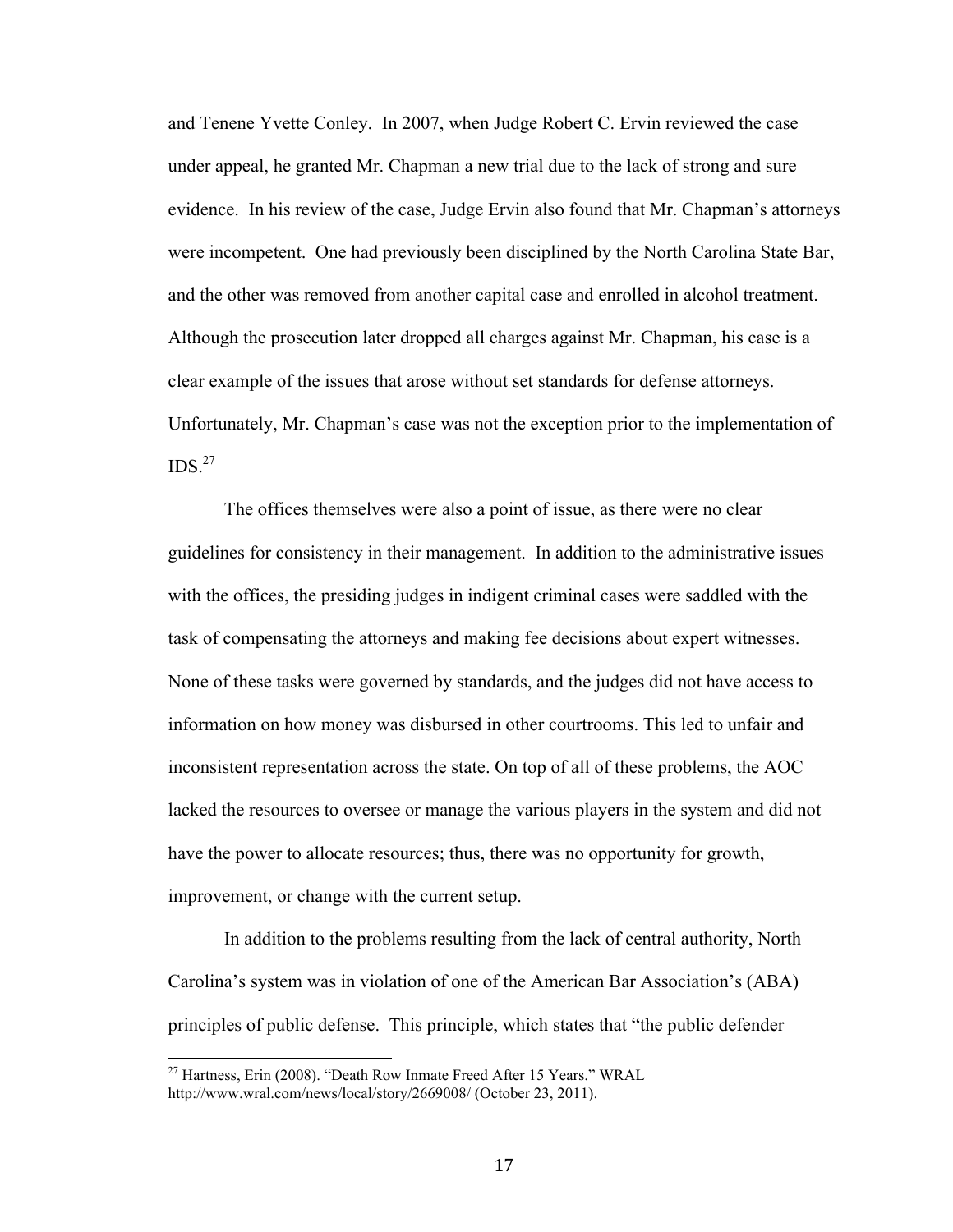and Tenene Yvette Conley. In 2007, when Judge Robert C. Ervin reviewed the case under appeal, he granted Mr. Chapman a new trial due to the lack of strong and sure evidence. In his review of the case, Judge Ervin also found that Mr. Chapman's attorneys were incompetent. One had previously been disciplined by the North Carolina State Bar, and the other was removed from another capital case and enrolled in alcohol treatment. Although the prosecution later dropped all charges against Mr. Chapman, his case is a clear example of the issues that arose without set standards for defense attorneys. Unfortunately, Mr. Chapman's case was not the exception prior to the implementation of IDS.[27]

The offices themselves were also a point of issue, as there were no clear guidelines for consistency in their management. In addition to the administrative issues with the offices, the presiding judges in indigent criminal cases were saddled with the task of compensating the attorneys and making fee decisions about expert witnesses. None of these tasks were governed by standards, and the judges did not have access to information on how money was disbursed in other courtrooms. This led to unfair and inconsistent representation across the state. On top of all of these problems, the AOC lacked the resources to oversee or manage the various players in the system and did not have the power to allocate resources; thus, there was no opportunity for growth, improvement, or change with the current setup.

In addition to the problems resulting from the lack of central authority, North Carolina's system was in violation of one of the American Bar Association's (ABA) principles of public defense. This principle, which states that "the public defender

[27] Hartness, Erin (2008). "Death Row Inmate Freed After 15 Years." WRAL http://www.wral.com/news/local/story/2669008/ (October 23, 2011).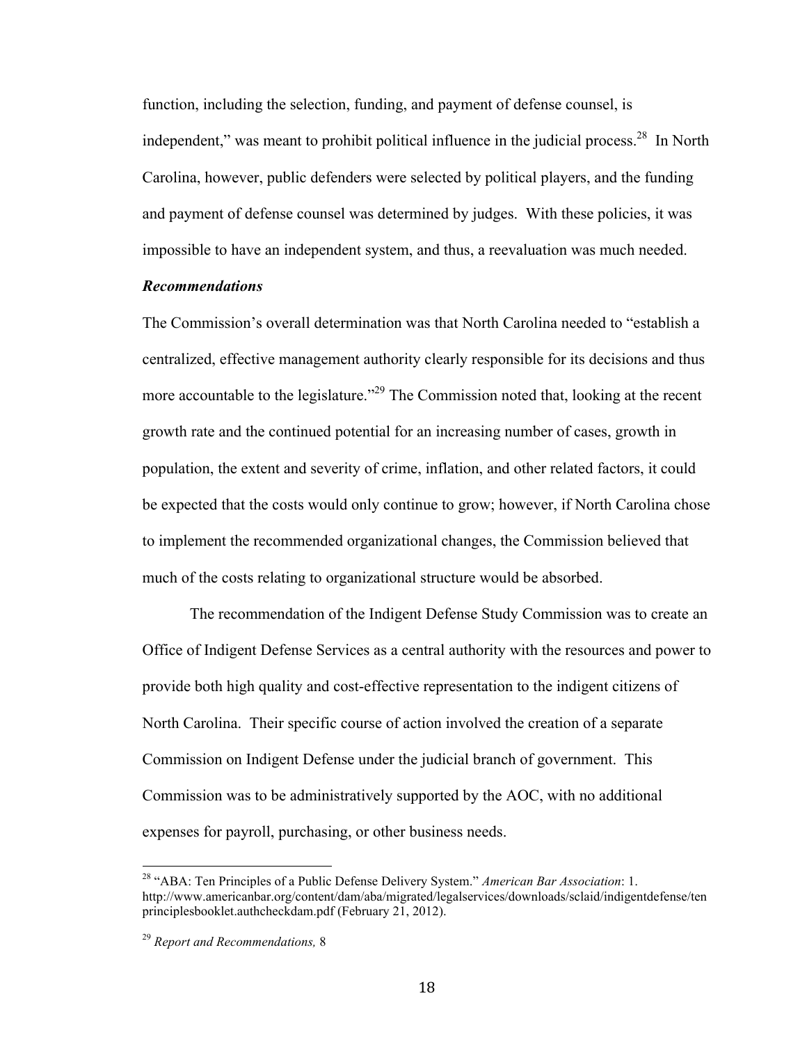function, including the selection, funding, and payment of defense counsel, is independent," was meant to prohibit political influence in the judicial process.[28] In North Carolina, however, public defenders were selected by political players, and the funding and payment of defense counsel was determined by judges. With these policies, it was impossible to have an independent system, and thus, a reevaluation was much needed.

***Recommendations***

The Commission's overall determination was that North Carolina needed to "establish a centralized, effective management authority clearly responsible for its decisions and thus more accountable to the legislature."[29] The Commission noted that, looking at the recent growth rate and the continued potential for an increasing number of cases, growth in population, the extent and severity of crime, inflation, and other related factors, it could be expected that the costs would only continue to grow; however, if North Carolina chose to implement the recommended organizational changes, the Commission believed that much of the costs relating to organizational structure would be absorbed.

The recommendation of the Indigent Defense Study Commission was to create an Office of Indigent Defense Services as a central authority with the resources and power to provide both high quality and cost-effective representation to the indigent citizens of North Carolina. Their specific course of action involved the creation of a separate Commission on Indigent Defense under the judicial branch of government. This Commission was to be administratively supported by the AOC, with no additional expenses for payroll, purchasing, or other business needs.

---

[28] "ABA: Ten Principles of a Public Defense Delivery System." *American Bar Association*: 1. http://www.americanbar.org/content/dam/aba/migrated/legalservices/downloads/sclaid/indigentdefense/tenprinciplesbooklet.authcheckdam.pdf (February 21, 2012).

[29] *Report and Recommendations,* 8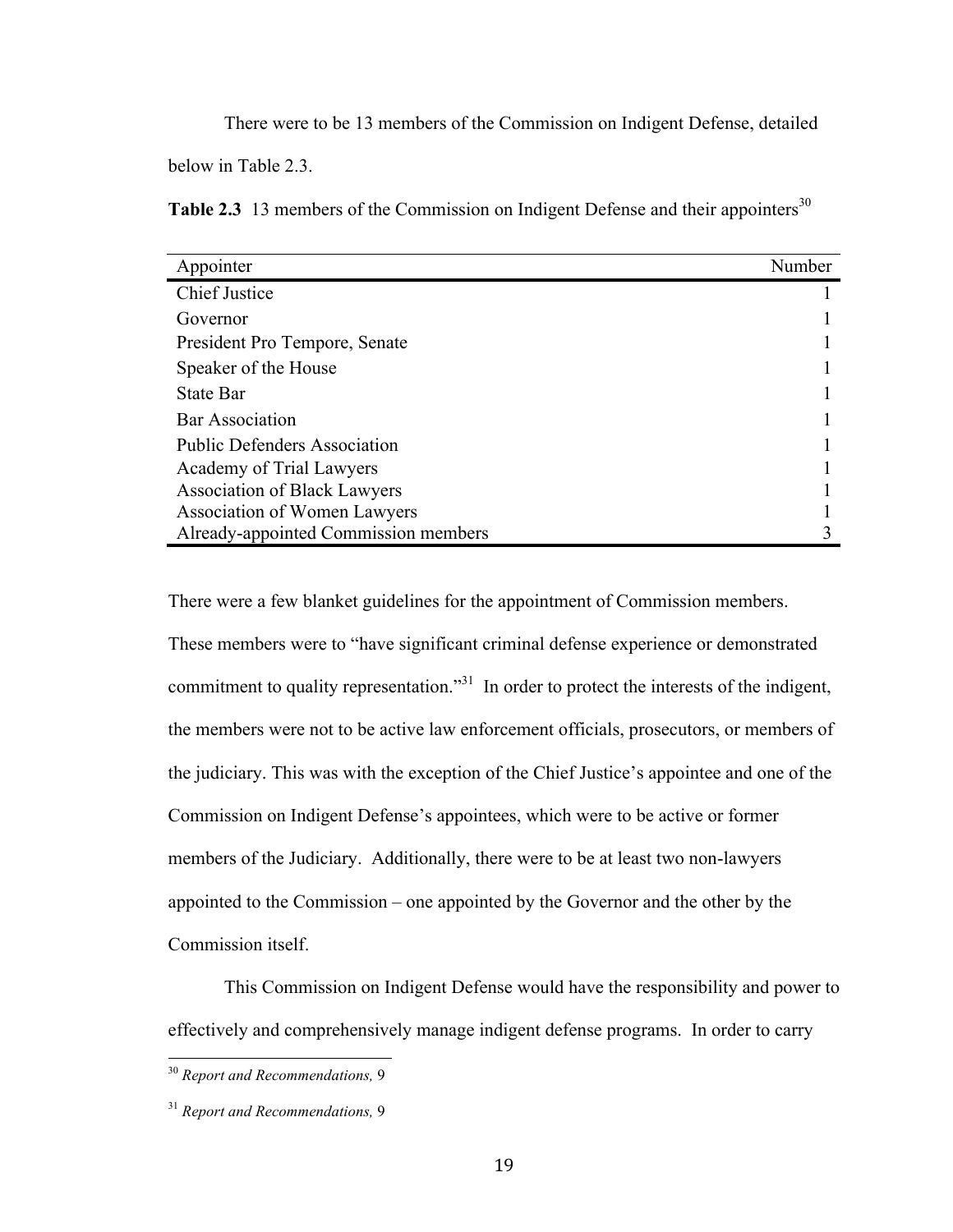There were to be 13 members of the Commission on Indigent Defense, detailed below in Table 2.3.

**Table 2.3** 13 members of the Commission on Indigent Defense and their appointers[30]

| Appointer | Number |
|---|---:|
| Chief Justice | 1 |
| Governor | 1 |
| President Pro Tempore, Senate | 1 |
| Speaker of the House | 1 |
| State Bar | 1 |
| Bar Association | 1 |
| Public Defenders Association | 1 |
| Academy of Trial Lawyers | 1 |
| Association of Black Lawyers | 1 |
| Association of Women Lawyers | 1 |
| Already-appointed Commission members | 3 |

There were a few blanket guidelines for the appointment of Commission members. These members were to "have significant criminal defense experience or demonstrated commitment to quality representation."[31] In order to protect the interests of the indigent, the members were not to be active law enforcement officials, prosecutors, or members of the judiciary. This was with the exception of the Chief Justice's appointee and one of the Commission on Indigent Defense's appointees, which were to be active or former members of the Judiciary. Additionally, there were to be at least two non-lawyers appointed to the Commission – one appointed by the Governor and the other by the Commission itself.

This Commission on Indigent Defense would have the responsibility and power to effectively and comprehensively manage indigent defense programs. In order to carry

[30] *Report and Recommendations,* 9

[31] *Report and Recommendations,* 9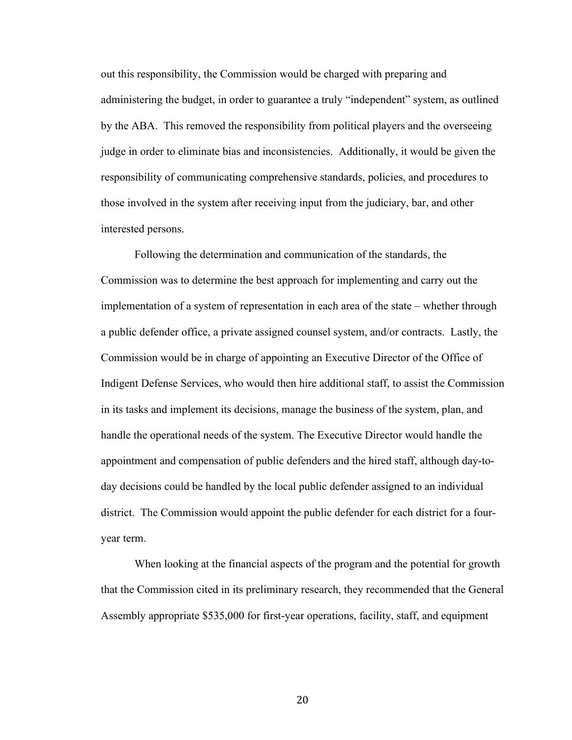out this responsibility, the Commission would be charged with preparing and administering the budget, in order to guarantee a truly "independent" system, as outlined by the ABA. This removed the responsibility from political players and the overseeing judge in order to eliminate bias and inconsistencies. Additionally, it would be given the responsibility of communicating comprehensive standards, policies, and procedures to those involved in the system after receiving input from the judiciary, bar, and other interested persons.

Following the determination and communication of the standards, the Commission was to determine the best approach for implementing and carry out the implementation of a system of representation in each area of the state – whether through a public defender office, a private assigned counsel system, and/or contracts. Lastly, the Commission would be in charge of appointing an Executive Director of the Office of Indigent Defense Services, who would then hire additional staff, to assist the Commission in its tasks and implement its decisions, manage the business of the system, plan, and handle the operational needs of the system. The Executive Director would handle the appointment and compensation of public defenders and the hired staff, although day-to-day decisions could be handled by the local public defender assigned to an individual district. The Commission would appoint the public defender for each district for a four-year term.

When looking at the financial aspects of the program and the potential for growth that the Commission cited in its preliminary research, they recommended that the General Assembly appropriate $535,000 for first-year operations, facility, staff, and equipment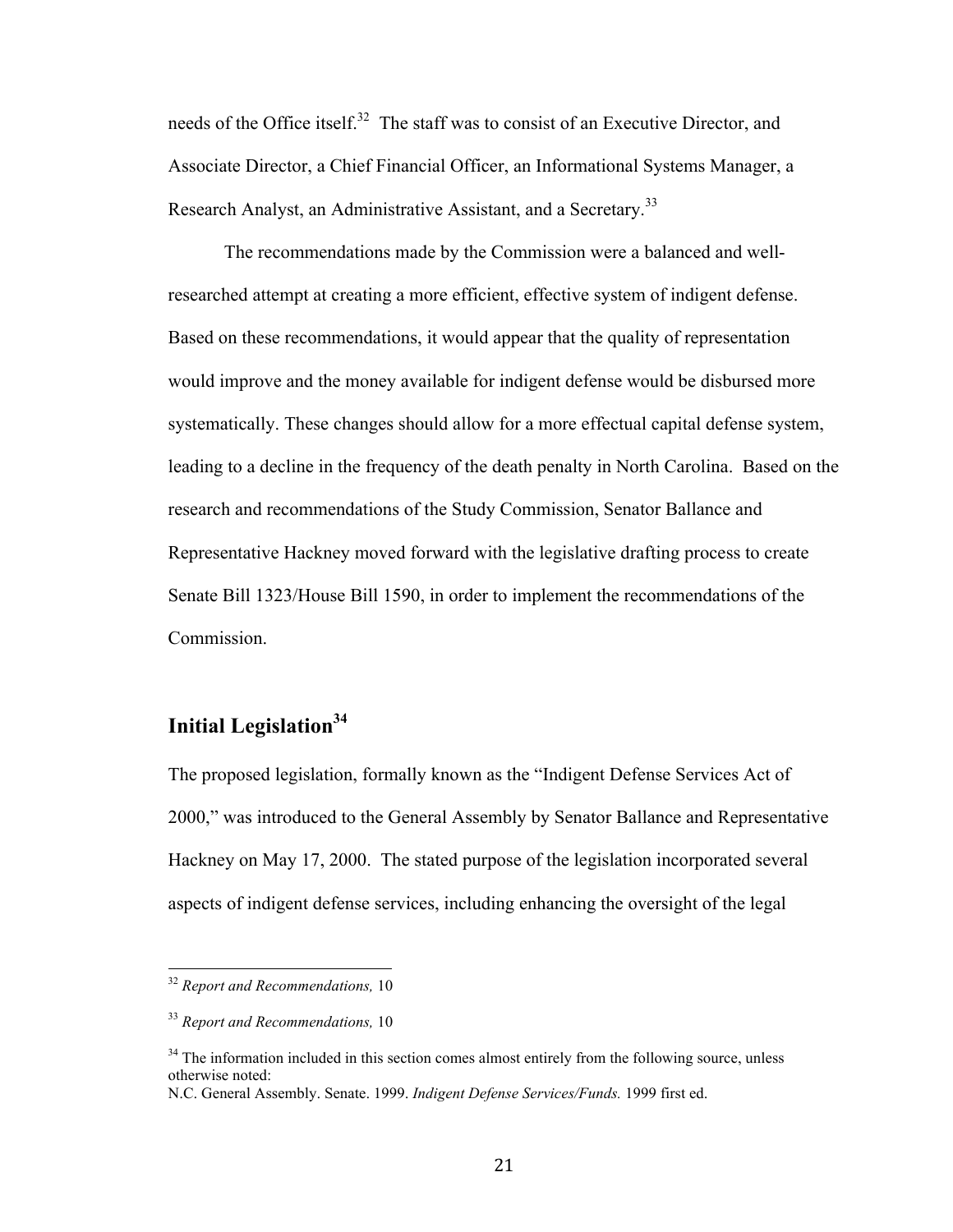needs of the Office itself.[32] The staff was to consist of an Executive Director, and Associate Director, a Chief Financial Officer, an Informational Systems Manager, a Research Analyst, an Administrative Assistant, and a Secretary.[33]

The recommendations made by the Commission were a balanced and well-researched attempt at creating a more efficient, effective system of indigent defense. Based on these recommendations, it would appear that the quality of representation would improve and the money available for indigent defense would be disbursed more systematically. These changes should allow for a more effectual capital defense system, leading to a decline in the frequency of the death penalty in North Carolina. Based on the research and recommendations of the Study Commission, Senator Ballance and Representative Hackney moved forward with the legislative drafting process to create Senate Bill 1323/House Bill 1590, in order to implement the recommendations of the Commission.

## Initial Legislation[34]

The proposed legislation, formally known as the "Indigent Defense Services Act of 2000," was introduced to the General Assembly by Senator Ballance and Representative Hackney on May 17, 2000. The stated purpose of the legislation incorporated several aspects of indigent defense services, including enhancing the oversight of the legal

[32] *Report and Recommendations,* 10

[33] *Report and Recommendations,* 10

[34] The information included in this section comes almost entirely from the following source, unless otherwise noted:
N.C. General Assembly. Senate. 1999. *Indigent Defense Services/Funds.* 1999 first ed.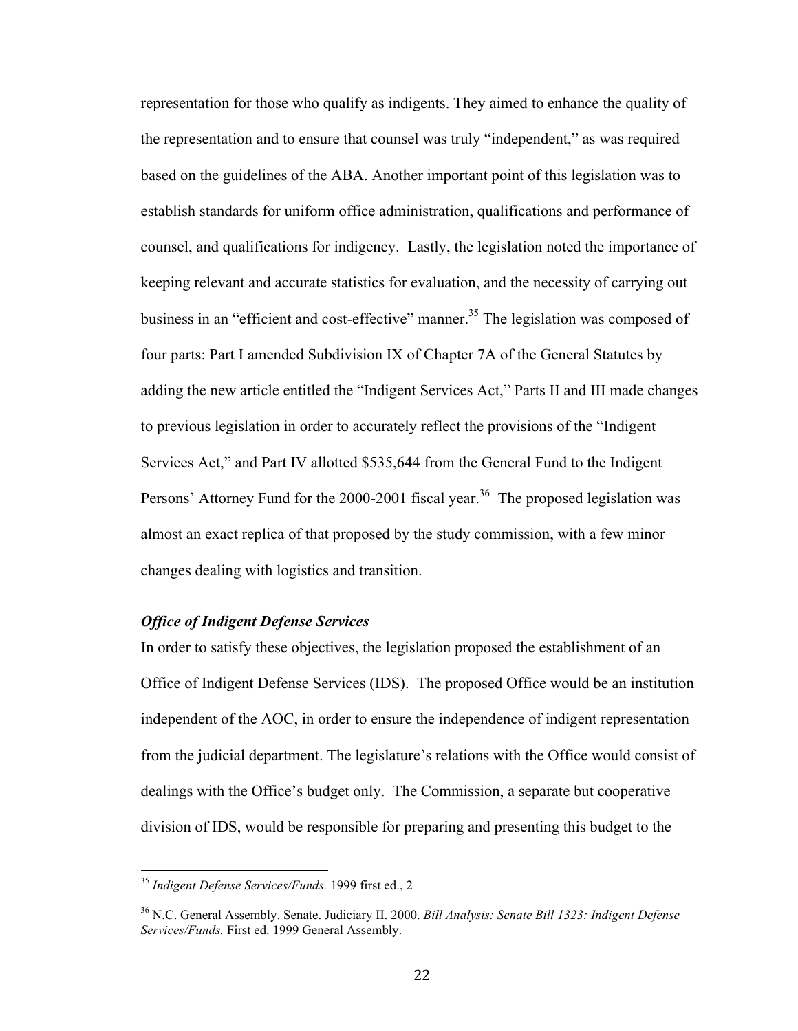representation for those who qualify as indigents. They aimed to enhance the quality of the representation and to ensure that counsel was truly "independent," as was required based on the guidelines of the ABA. Another important point of this legislation was to establish standards for uniform office administration, qualifications and performance of counsel, and qualifications for indigency. Lastly, the legislation noted the importance of keeping relevant and accurate statistics for evaluation, and the necessity of carrying out business in an "efficient and cost-effective" manner.[35] The legislation was composed of four parts: Part I amended Subdivision IX of Chapter 7A of the General Statutes by adding the new article entitled the "Indigent Services Act," Parts II and III made changes to previous legislation in order to accurately reflect the provisions of the "Indigent Services Act," and Part IV allotted $535,644 from the General Fund to the Indigent Persons' Attorney Fund for the 2000-2001 fiscal year.[36] The proposed legislation was almost an exact replica of that proposed by the study commission, with a few minor changes dealing with logistics and transition.

***Office of Indigent Defense Services***

In order to satisfy these objectives, the legislation proposed the establishment of an Office of Indigent Defense Services (IDS). The proposed Office would be an institution independent of the AOC, in order to ensure the independence of indigent representation from the judicial department. The legislature's relations with the Office would consist of dealings with the Office's budget only. The Commission, a separate but cooperative division of IDS, would be responsible for preparing and presenting this budget to the

[35] *Indigent Defense Services/Funds.* 1999 first ed., 2

[36] N.C. General Assembly. Senate. Judiciary II. 2000. *Bill Analysis: Senate Bill 1323: Indigent Defense Services/Funds.* First ed. 1999 General Assembly.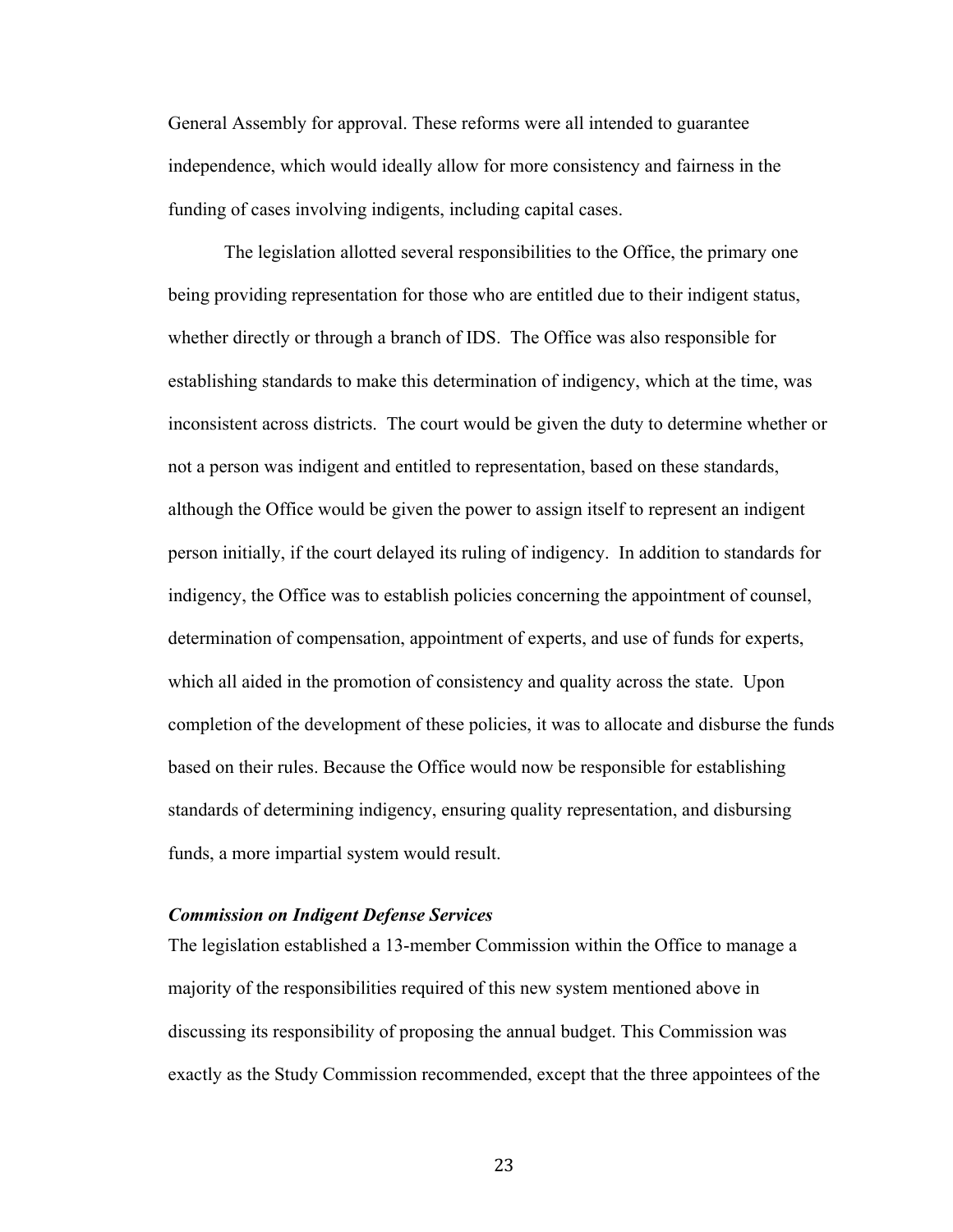General Assembly for approval. These reforms were all intended to guarantee independence, which would ideally allow for more consistency and fairness in the funding of cases involving indigents, including capital cases.

The legislation allotted several responsibilities to the Office, the primary one being providing representation for those who are entitled due to their indigent status, whether directly or through a branch of IDS. The Office was also responsible for establishing standards to make this determination of indigency, which at the time, was inconsistent across districts. The court would be given the duty to determine whether or not a person was indigent and entitled to representation, based on these standards, although the Office would be given the power to assign itself to represent an indigent person initially, if the court delayed its ruling of indigency. In addition to standards for indigency, the Office was to establish policies concerning the appointment of counsel, determination of compensation, appointment of experts, and use of funds for experts, which all aided in the promotion of consistency and quality across the state. Upon completion of the development of these policies, it was to allocate and disburse the funds based on their rules. Because the Office would now be responsible for establishing standards of determining indigency, ensuring quality representation, and disbursing funds, a more impartial system would result.

***Commission on Indigent Defense Services***

The legislation established a 13-member Commission within the Office to manage a majority of the responsibilities required of this new system mentioned above in discussing its responsibility of proposing the annual budget. This Commission was exactly as the Study Commission recommended, except that the three appointees of the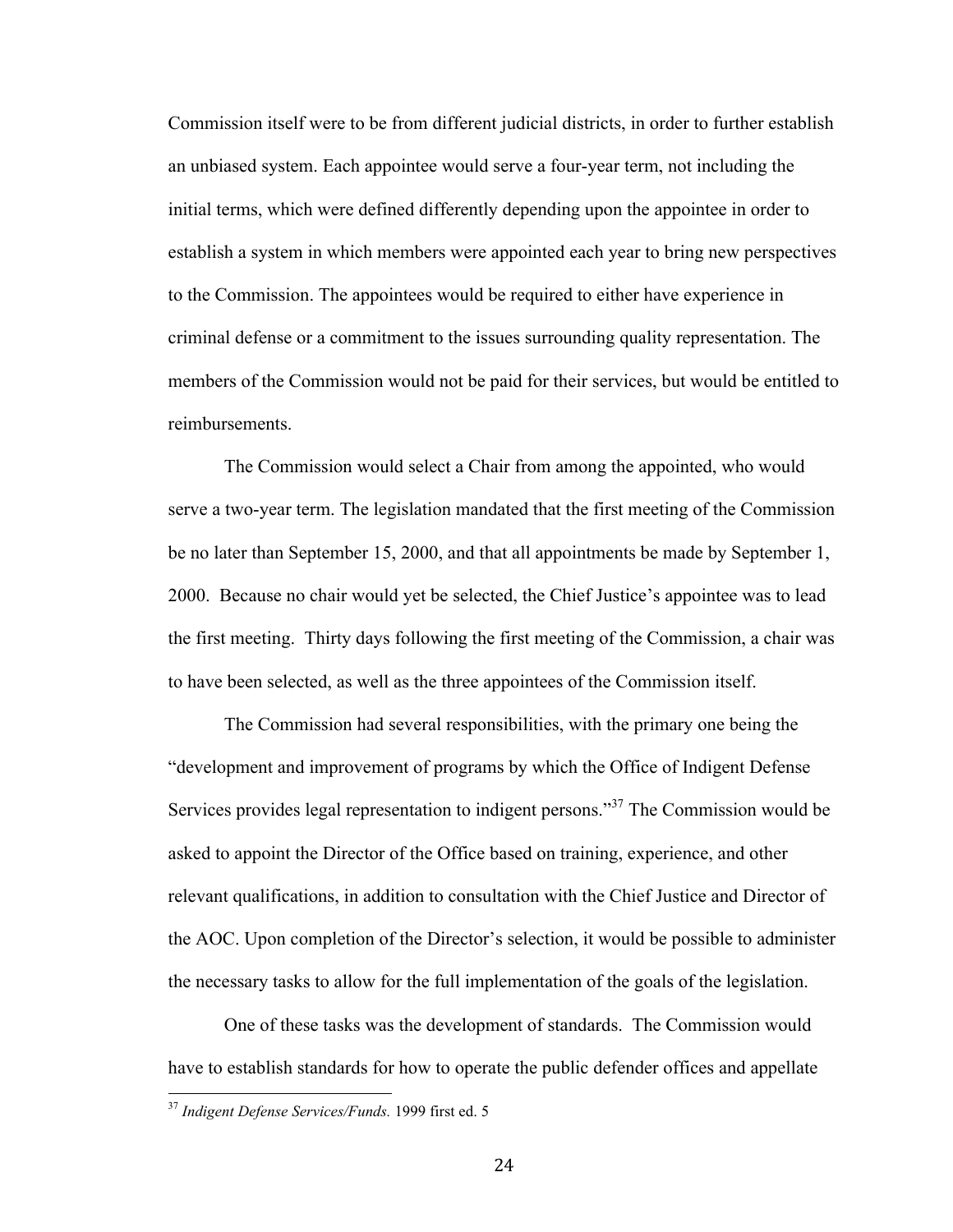Commission itself were to be from different judicial districts, in order to further establish an unbiased system. Each appointee would serve a four-year term, not including the initial terms, which were defined differently depending upon the appointee in order to establish a system in which members were appointed each year to bring new perspectives to the Commission. The appointees would be required to either have experience in criminal defense or a commitment to the issues surrounding quality representation. The members of the Commission would not be paid for their services, but would be entitled to reimbursements.

The Commission would select a Chair from among the appointed, who would serve a two-year term. The legislation mandated that the first meeting of the Commission be no later than September 15, 2000, and that all appointments be made by September 1, 2000. Because no chair would yet be selected, the Chief Justice's appointee was to lead the first meeting. Thirty days following the first meeting of the Commission, a chair was to have been selected, as well as the three appointees of the Commission itself.

The Commission had several responsibilities, with the primary one being the "development and improvement of programs by which the Office of Indigent Defense Services provides legal representation to indigent persons."[37] The Commission would be asked to appoint the Director of the Office based on training, experience, and other relevant qualifications, in addition to consultation with the Chief Justice and Director of the AOC. Upon completion of the Director's selection, it would be possible to administer the necessary tasks to allow for the full implementation of the goals of the legislation.

One of these tasks was the development of standards. The Commission would have to establish standards for how to operate the public defender offices and appellate

---

[37] *Indigent Defense Services/Funds.* 1999 first ed. 5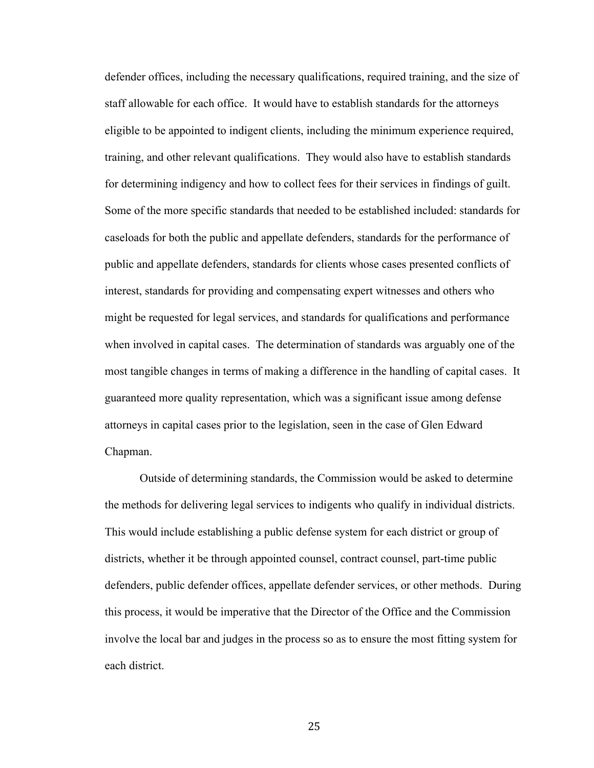defender offices, including the necessary qualifications, required training, and the size of staff allowable for each office. It would have to establish standards for the attorneys eligible to be appointed to indigent clients, including the minimum experience required, training, and other relevant qualifications. They would also have to establish standards for determining indigency and how to collect fees for their services in findings of guilt. Some of the more specific standards that needed to be established included: standards for caseloads for both the public and appellate defenders, standards for the performance of public and appellate defenders, standards for clients whose cases presented conflicts of interest, standards for providing and compensating expert witnesses and others who might be requested for legal services, and standards for qualifications and performance when involved in capital cases. The determination of standards was arguably one of the most tangible changes in terms of making a difference in the handling of capital cases. It guaranteed more quality representation, which was a significant issue among defense attorneys in capital cases prior to the legislation, seen in the case of Glen Edward Chapman.

Outside of determining standards, the Commission would be asked to determine the methods for delivering legal services to indigents who qualify in individual districts. This would include establishing a public defense system for each district or group of districts, whether it be through appointed counsel, contract counsel, part-time public defenders, public defender offices, appellate defender services, or other methods. During this process, it would be imperative that the Director of the Office and the Commission involve the local bar and judges in the process so as to ensure the most fitting system for each district.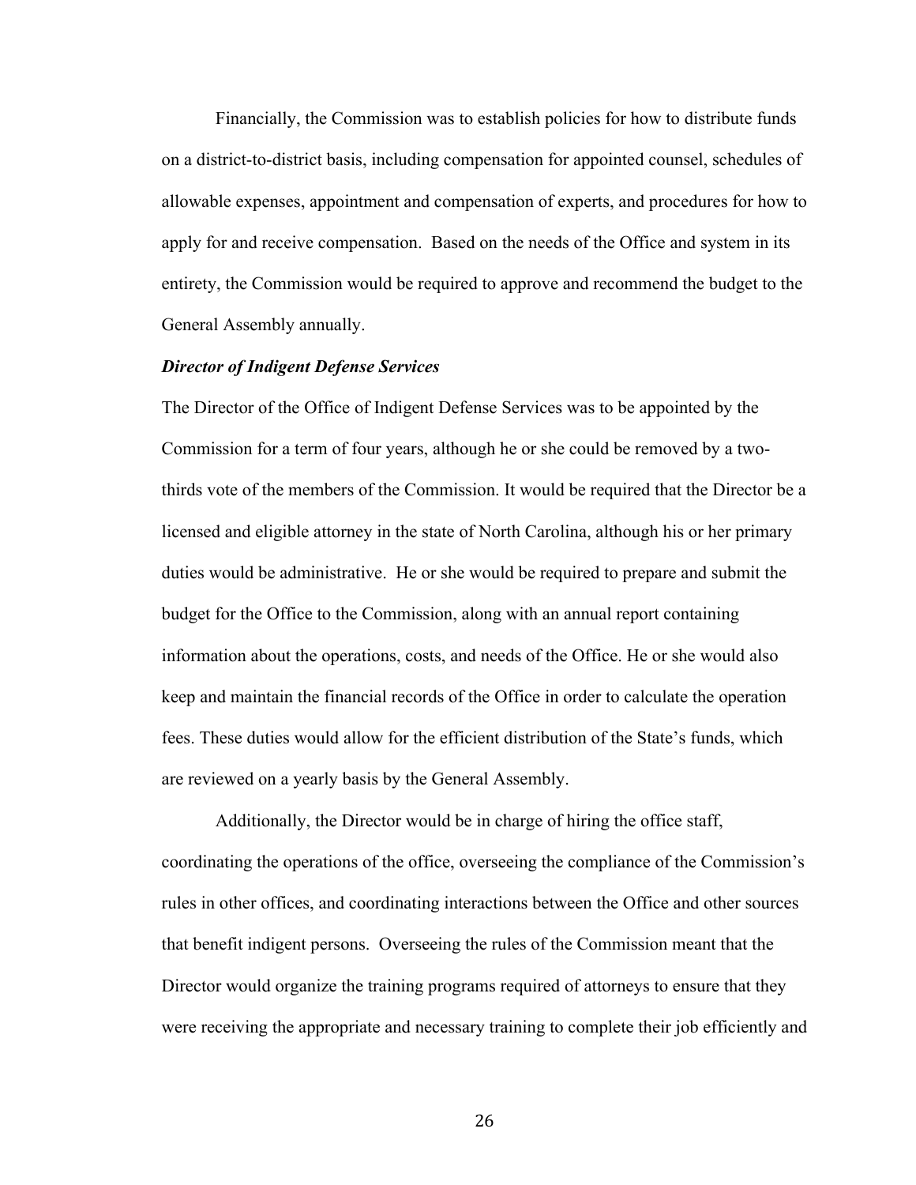Financially, the Commission was to establish policies for how to distribute funds on a district-to-district basis, including compensation for appointed counsel, schedules of allowable expenses, appointment and compensation of experts, and procedures for how to apply for and receive compensation. Based on the needs of the Office and system in its entirety, the Commission would be required to approve and recommend the budget to the General Assembly annually.

***Director of Indigent Defense Services***

The Director of the Office of Indigent Defense Services was to be appointed by the Commission for a term of four years, although he or she could be removed by a two-thirds vote of the members of the Commission. It would be required that the Director be a licensed and eligible attorney in the state of North Carolina, although his or her primary duties would be administrative. He or she would be required to prepare and submit the budget for the Office to the Commission, along with an annual report containing information about the operations, costs, and needs of the Office. He or she would also keep and maintain the financial records of the Office in order to calculate the operation fees. These duties would allow for the efficient distribution of the State's funds, which are reviewed on a yearly basis by the General Assembly.

Additionally, the Director would be in charge of hiring the office staff, coordinating the operations of the office, overseeing the compliance of the Commission's rules in other offices, and coordinating interactions between the Office and other sources that benefit indigent persons. Overseeing the rules of the Commission meant that the Director would organize the training programs required of attorneys to ensure that they were receiving the appropriate and necessary training to complete their job efficiently and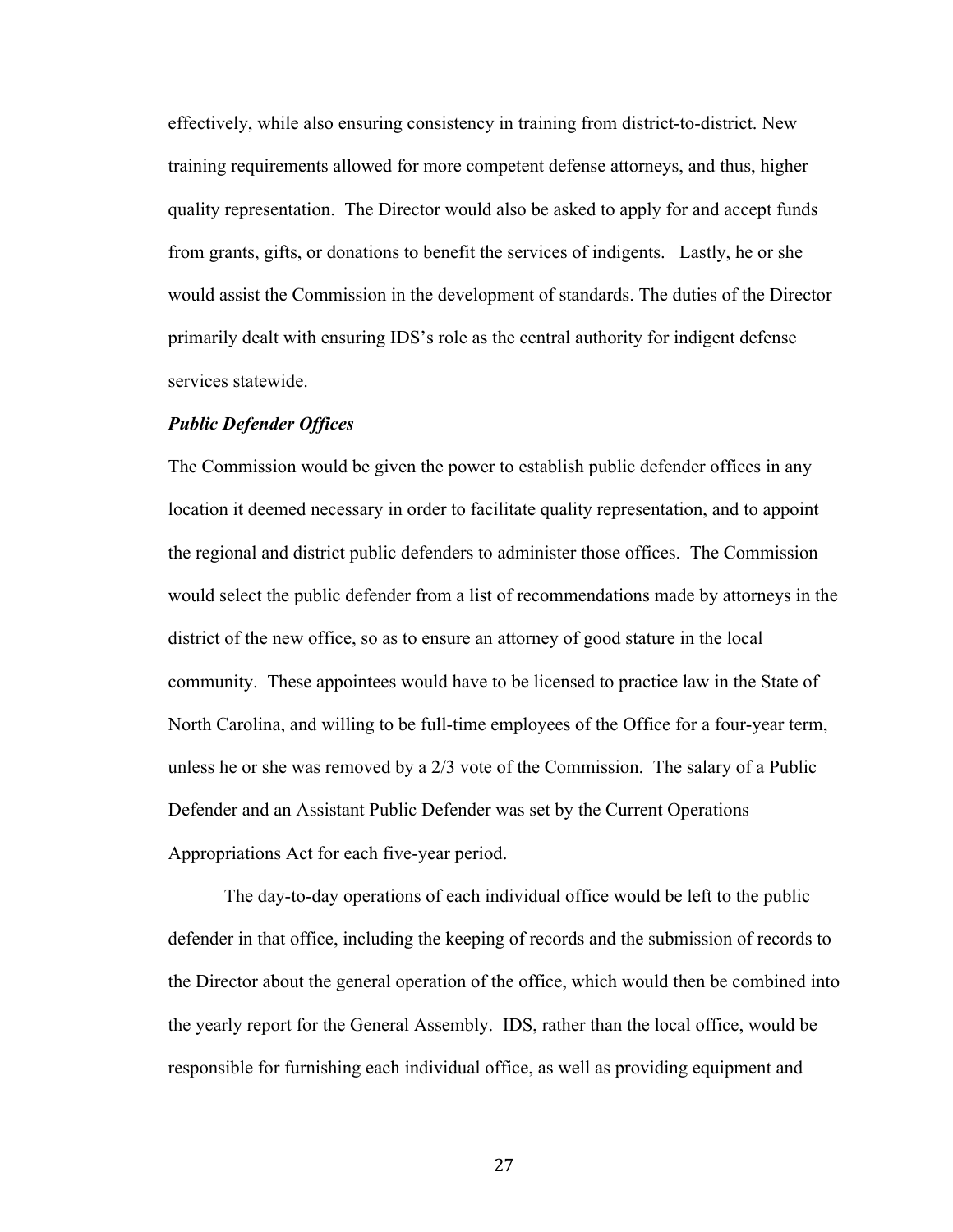effectively, while also ensuring consistency in training from district-to-district. New training requirements allowed for more competent defense attorneys, and thus, higher quality representation. The Director would also be asked to apply for and accept funds from grants, gifts, or donations to benefit the services of indigents. Lastly, he or she would assist the Commission in the development of standards. The duties of the Director primarily dealt with ensuring IDS's role as the central authority for indigent defense services statewide.

***Public Defender Offices***

The Commission would be given the power to establish public defender offices in any location it deemed necessary in order to facilitate quality representation, and to appoint the regional and district public defenders to administer those offices. The Commission would select the public defender from a list of recommendations made by attorneys in the district of the new office, so as to ensure an attorney of good stature in the local community. These appointees would have to be licensed to practice law in the State of North Carolina, and willing to be full-time employees of the Office for a four-year term, unless he or she was removed by a 2/3 vote of the Commission. The salary of a Public Defender and an Assistant Public Defender was set by the Current Operations Appropriations Act for each five-year period.

The day-to-day operations of each individual office would be left to the public defender in that office, including the keeping of records and the submission of records to the Director about the general operation of the office, which would then be combined into the yearly report for the General Assembly. IDS, rather than the local office, would be responsible for furnishing each individual office, as well as providing equipment and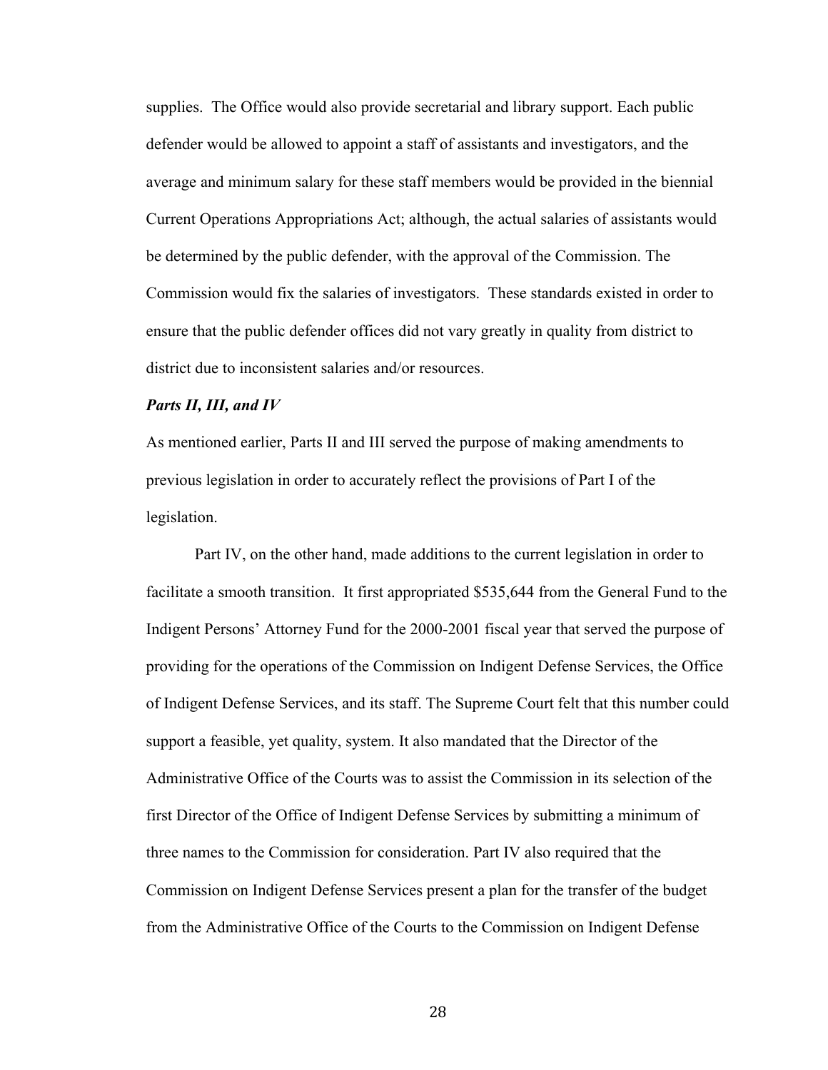supplies. The Office would also provide secretarial and library support. Each public defender would be allowed to appoint a staff of assistants and investigators, and the average and minimum salary for these staff members would be provided in the biennial Current Operations Appropriations Act; although, the actual salaries of assistants would be determined by the public defender, with the approval of the Commission. The Commission would fix the salaries of investigators. These standards existed in order to ensure that the public defender offices did not vary greatly in quality from district to district due to inconsistent salaries and/or resources.

***Parts II, III, and IV***

As mentioned earlier, Parts II and III served the purpose of making amendments to previous legislation in order to accurately reflect the provisions of Part I of the legislation.

Part IV, on the other hand, made additions to the current legislation in order to facilitate a smooth transition. It first appropriated $535,644 from the General Fund to the Indigent Persons' Attorney Fund for the 2000-2001 fiscal year that served the purpose of providing for the operations of the Commission on Indigent Defense Services, the Office of Indigent Defense Services, and its staff. The Supreme Court felt that this number could support a feasible, yet quality, system. It also mandated that the Director of the Administrative Office of the Courts was to assist the Commission in its selection of the first Director of the Office of Indigent Defense Services by submitting a minimum of three names to the Commission for consideration. Part IV also required that the Commission on Indigent Defense Services present a plan for the transfer of the budget from the Administrative Office of the Courts to the Commission on Indigent Defense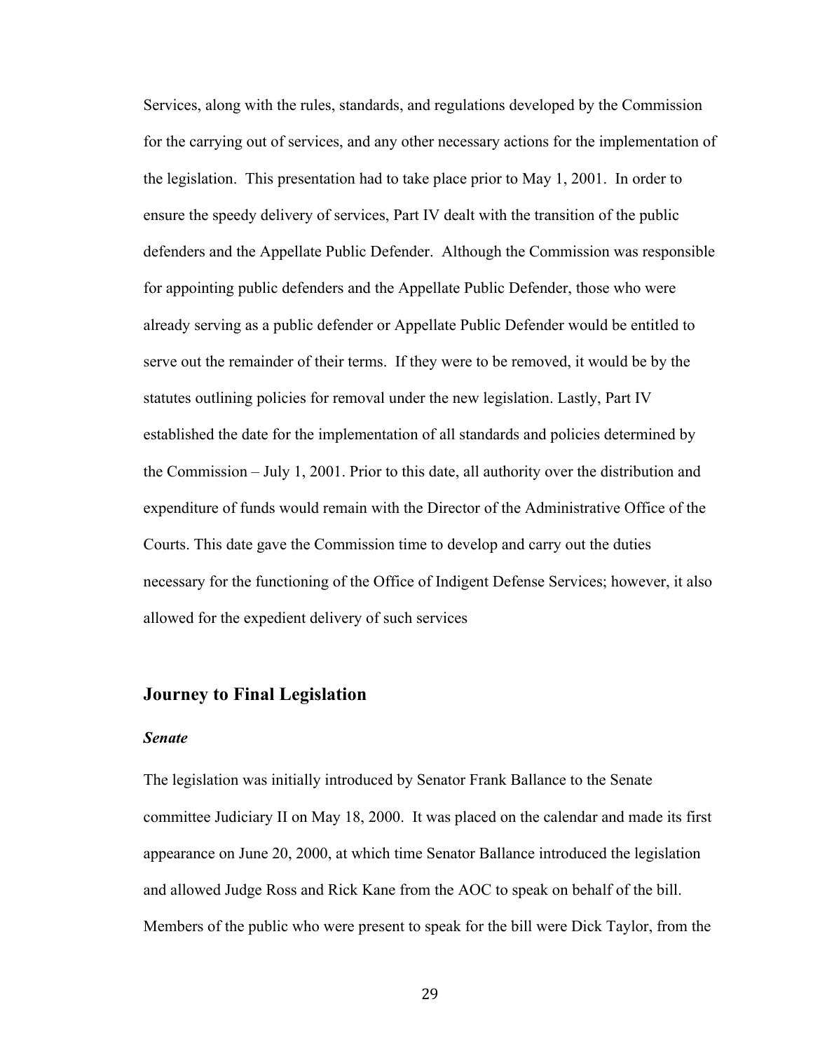Services, along with the rules, standards, and regulations developed by the Commission for the carrying out of services, and any other necessary actions for the implementation of the legislation. This presentation had to take place prior to May 1, 2001. In order to ensure the speedy delivery of services, Part IV dealt with the transition of the public defenders and the Appellate Public Defender. Although the Commission was responsible for appointing public defenders and the Appellate Public Defender, those who were already serving as a public defender or Appellate Public Defender would be entitled to serve out the remainder of their terms. If they were to be removed, it would be by the statutes outlining policies for removal under the new legislation. Lastly, Part IV established the date for the implementation of all standards and policies determined by the Commission – July 1, 2001. Prior to this date, all authority over the distribution and expenditure of funds would remain with the Director of the Administrative Office of the Courts. This date gave the Commission time to develop and carry out the duties necessary for the functioning of the Office of Indigent Defense Services; however, it also allowed for the expedient delivery of such services

## Journey to Final Legislation

### *Senate*

The legislation was initially introduced by Senator Frank Ballance to the Senate committee Judiciary II on May 18, 2000. It was placed on the calendar and made its first appearance on June 20, 2000, at which time Senator Ballance introduced the legislation and allowed Judge Ross and Rick Kane from the AOC to speak on behalf of the bill. Members of the public who were present to speak for the bill were Dick Taylor, from the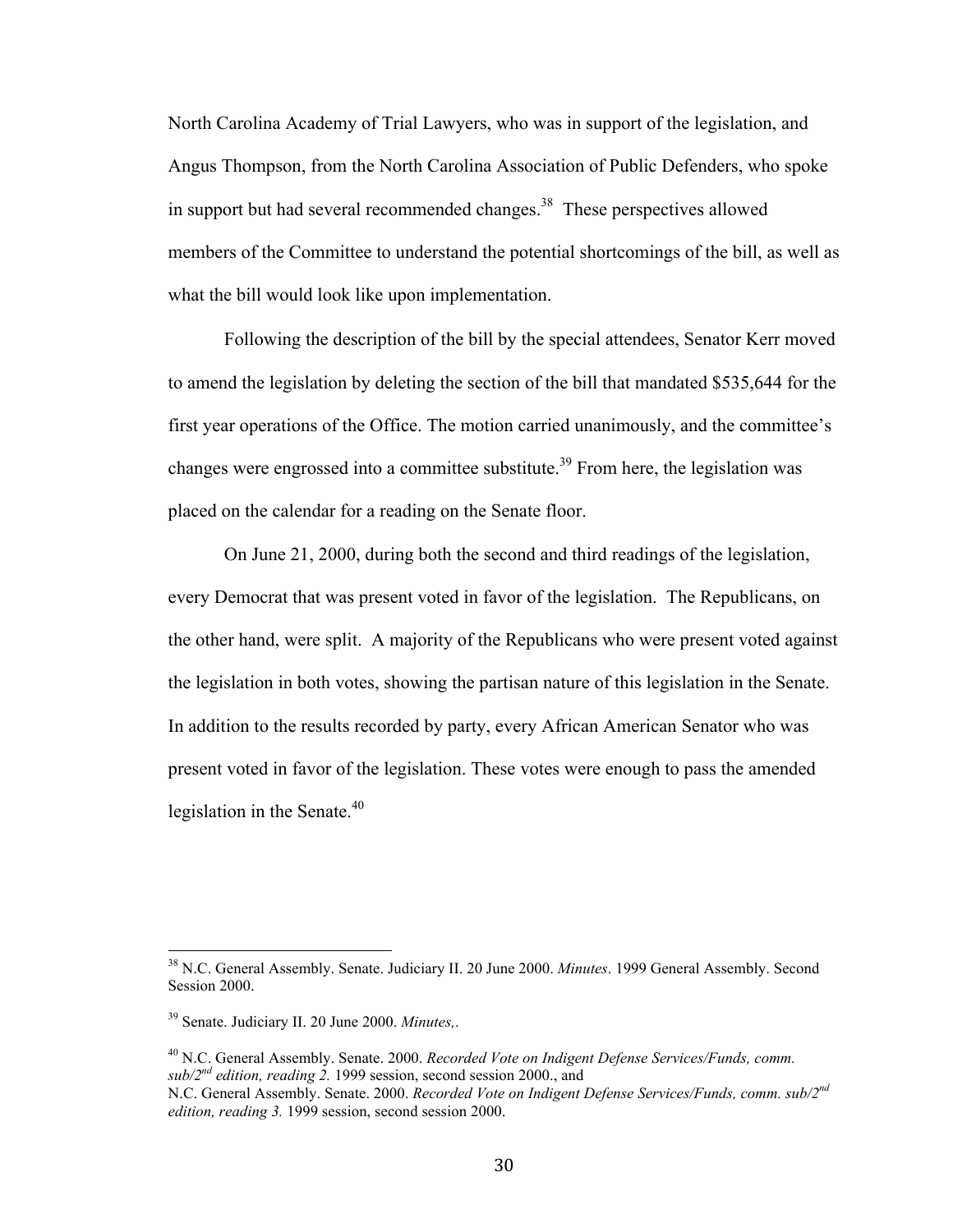North Carolina Academy of Trial Lawyers, who was in support of the legislation, and Angus Thompson, from the North Carolina Association of Public Defenders, who spoke in support but had several recommended changes.[38] These perspectives allowed members of the Committee to understand the potential shortcomings of the bill, as well as what the bill would look like upon implementation.

Following the description of the bill by the special attendees, Senator Kerr moved to amend the legislation by deleting the section of the bill that mandated $535,644 for the first year operations of the Office. The motion carried unanimously, and the committee's changes were engrossed into a committee substitute.[39] From here, the legislation was placed on the calendar for a reading on the Senate floor.

On June 21, 2000, during both the second and third readings of the legislation, every Democrat that was present voted in favor of the legislation. The Republicans, on the other hand, were split. A majority of the Republicans who were present voted against the legislation in both votes, showing the partisan nature of this legislation in the Senate. In addition to the results recorded by party, every African American Senator who was present voted in favor of the legislation. These votes were enough to pass the amended legislation in the Senate.[40]

---

[38] N.C. General Assembly. Senate. Judiciary II. 20 June 2000. *Minutes*. 1999 General Assembly. Second Session 2000.

[39] Senate. Judiciary II. 20 June 2000. *Minutes,*.

[40] N.C. General Assembly. Senate. 2000. *Recorded Vote on Indigent Defense Services/Funds, comm. sub/2nd edition, reading 2.* 1999 session, second session 2000., and
N.C. General Assembly. Senate. 2000. *Recorded Vote on Indigent Defense Services/Funds, comm. sub/2nd edition, reading 3.* 1999 session, second session 2000.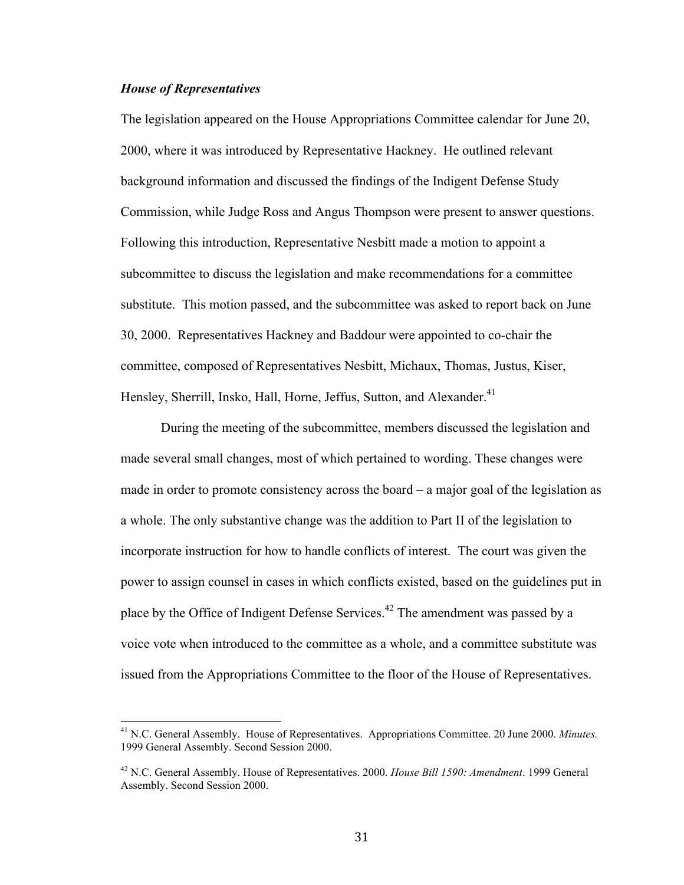### *House of Representatives*

The legislation appeared on the House Appropriations Committee calendar for June 20, 2000, where it was introduced by Representative Hackney. He outlined relevant background information and discussed the findings of the Indigent Defense Study Commission, while Judge Ross and Angus Thompson were present to answer questions. Following this introduction, Representative Nesbitt made a motion to appoint a subcommittee to discuss the legislation and make recommendations for a committee substitute. This motion passed, and the subcommittee was asked to report back on June 30, 2000. Representatives Hackney and Baddour were appointed to co-chair the committee, composed of Representatives Nesbitt, Michaux, Thomas, Justus, Kiser, Hensley, Sherrill, Insko, Hall, Horne, Jeffus, Sutton, and Alexander.[41]

During the meeting of the subcommittee, members discussed the legislation and made several small changes, most of which pertained to wording. These changes were made in order to promote consistency across the board – a major goal of the legislation as a whole. The only substantive change was the addition to Part II of the legislation to incorporate instruction for how to handle conflicts of interest. The court was given the power to assign counsel in cases in which conflicts existed, based on the guidelines put in place by the Office of Indigent Defense Services.[42] The amendment was passed by a voice vote when introduced to the committee as a whole, and a committee substitute was issued from the Appropriations Committee to the floor of the House of Representatives.

---

[41] N.C. General Assembly. House of Representatives. Appropriations Committee. 20 June 2000. *Minutes.* 1999 General Assembly. Second Session 2000.

[42] N.C. General Assembly. House of Representatives. 2000. *House Bill 1590: Amendment*. 1999 General Assembly. Second Session 2000.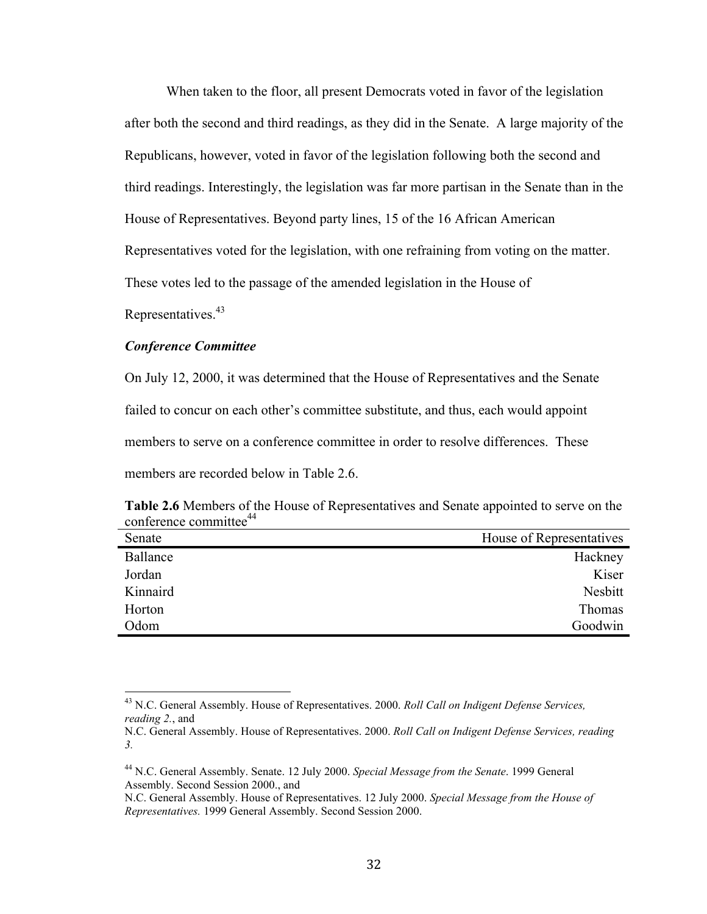When taken to the floor, all present Democrats voted in favor of the legislation after both the second and third readings, as they did in the Senate. A large majority of the Republicans, however, voted in favor of the legislation following both the second and third readings. Interestingly, the legislation was far more partisan in the Senate than in the House of Representatives. Beyond party lines, 15 of the 16 African American Representatives voted for the legislation, with one refraining from voting on the matter. These votes led to the passage of the amended legislation in the House of Representatives.[43]

***Conference Committee***

On July 12, 2000, it was determined that the House of Representatives and the Senate failed to concur on each other's committee substitute, and thus, each would appoint members to serve on a conference committee in order to resolve differences. These members are recorded below in Table 2.6.

**Table 2.6** Members of the House of Representatives and Senate appointed to serve on the conference committee[44]

| Senate | House of Representatives |
| --- | ---: |
| Ballance | Hackney |
| Jordan | Kiser |
| Kinnaird | Nesbitt |
| Horton | Thomas |
| Odom | Goodwin |

[43] N.C. General Assembly. House of Representatives. 2000. *Roll Call on Indigent Defense Services, reading 2.*, and
N.C. General Assembly. House of Representatives. 2000. *Roll Call on Indigent Defense Services, reading 3.*

[44] N.C. General Assembly. Senate. 12 July 2000. *Special Message from the Senate*. 1999 General Assembly. Second Session 2000., and
N.C. General Assembly. House of Representatives. 12 July 2000. *Special Message from the House of Representatives.* 1999 General Assembly. Second Session 2000.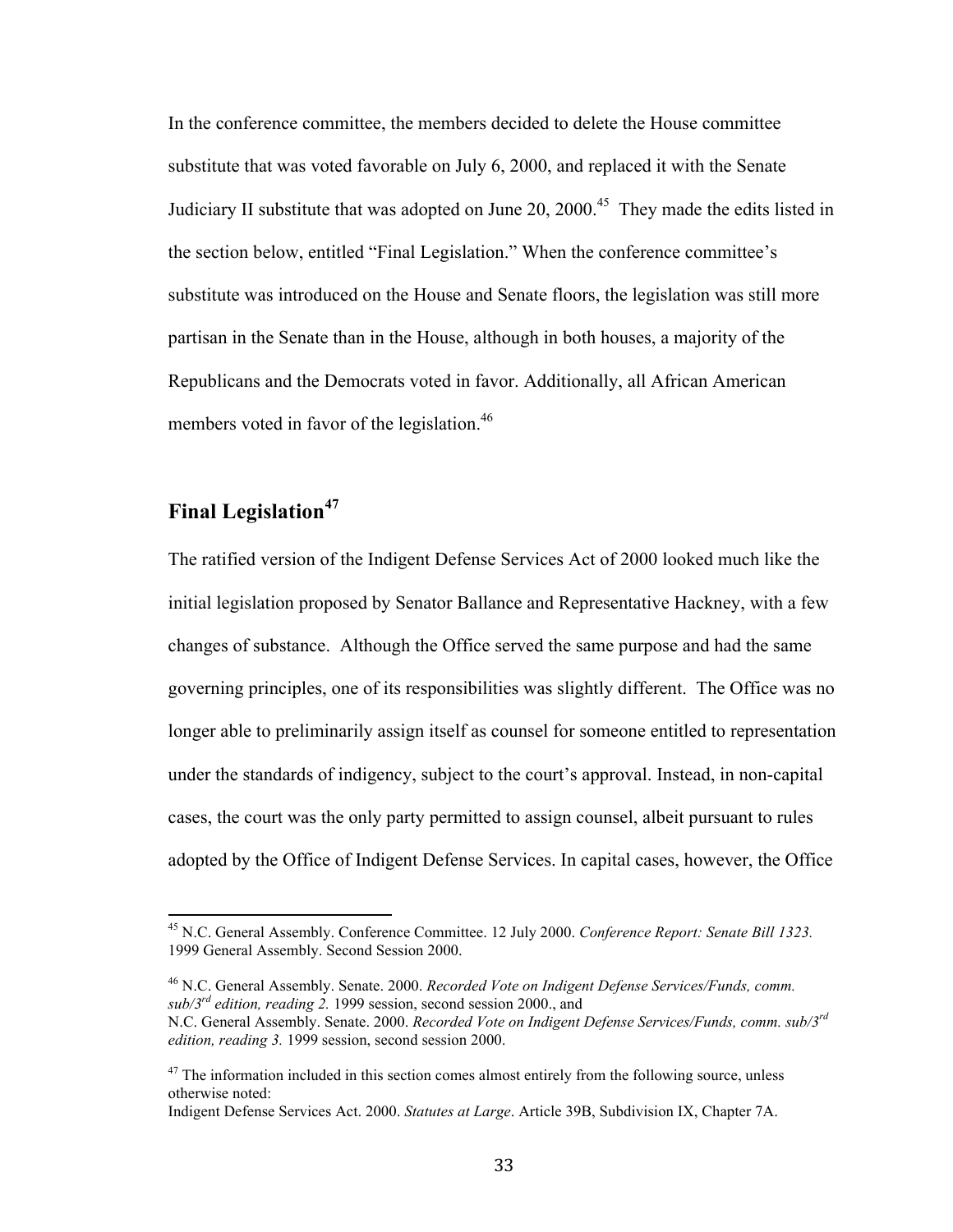In the conference committee, the members decided to delete the House committee substitute that was voted favorable on July 6, 2000, and replaced it with the Senate Judiciary II substitute that was adopted on June 20, 2000.[45] They made the edits listed in the section below, entitled "Final Legislation." When the conference committee's substitute was introduced on the House and Senate floors, the legislation was still more partisan in the Senate than in the House, although in both houses, a majority of the Republicans and the Democrats voted in favor. Additionally, all African American members voted in favor of the legislation.[46]

## Final Legislation[47]

The ratified version of the Indigent Defense Services Act of 2000 looked much like the initial legislation proposed by Senator Ballance and Representative Hackney, with a few changes of substance. Although the Office served the same purpose and had the same governing principles, one of its responsibilities was slightly different. The Office was no longer able to preliminarily assign itself as counsel for someone entitled to representation under the standards of indigency, subject to the court's approval. Instead, in non-capital cases, the court was the only party permitted to assign counsel, albeit pursuant to rules adopted by the Office of Indigent Defense Services. In capital cases, however, the Office

---

[45] N.C. General Assembly. Conference Committee. 12 July 2000. *Conference Report: Senate Bill 1323.* 1999 General Assembly. Second Session 2000.

[46] N.C. General Assembly. Senate. 2000. *Recorded Vote on Indigent Defense Services/Funds, comm. sub/3rd edition, reading 2.* 1999 session, second session 2000., and
N.C. General Assembly. Senate. 2000. *Recorded Vote on Indigent Defense Services/Funds, comm. sub/3rd edition, reading 3.* 1999 session, second session 2000.

[47] The information included in this section comes almost entirely from the following source, unless otherwise noted:
Indigent Defense Services Act. 2000. *Statutes at Large*. Article 39B, Subdivision IX, Chapter 7A.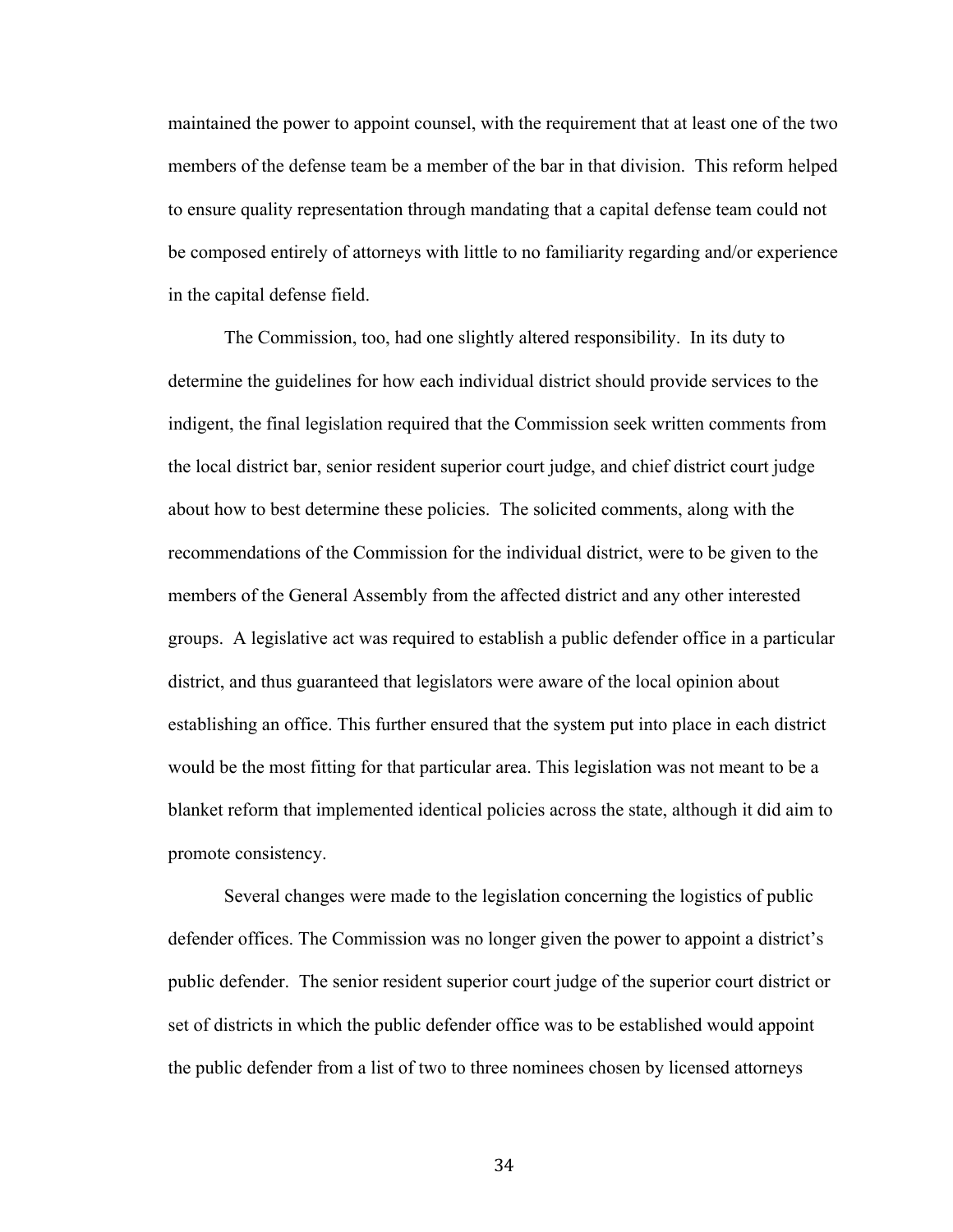maintained the power to appoint counsel, with the requirement that at least one of the two members of the defense team be a member of the bar in that division. This reform helped to ensure quality representation through mandating that a capital defense team could not be composed entirely of attorneys with little to no familiarity regarding and/or experience in the capital defense field.

The Commission, too, had one slightly altered responsibility. In its duty to determine the guidelines for how each individual district should provide services to the indigent, the final legislation required that the Commission seek written comments from the local district bar, senior resident superior court judge, and chief district court judge about how to best determine these policies. The solicited comments, along with the recommendations of the Commission for the individual district, were to be given to the members of the General Assembly from the affected district and any other interested groups. A legislative act was required to establish a public defender office in a particular district, and thus guaranteed that legislators were aware of the local opinion about establishing an office. This further ensured that the system put into place in each district would be the most fitting for that particular area. This legislation was not meant to be a blanket reform that implemented identical policies across the state, although it did aim to promote consistency.

Several changes were made to the legislation concerning the logistics of public defender offices. The Commission was no longer given the power to appoint a district's public defender. The senior resident superior court judge of the superior court district or set of districts in which the public defender office was to be established would appoint the public defender from a list of two to three nominees chosen by licensed attorneys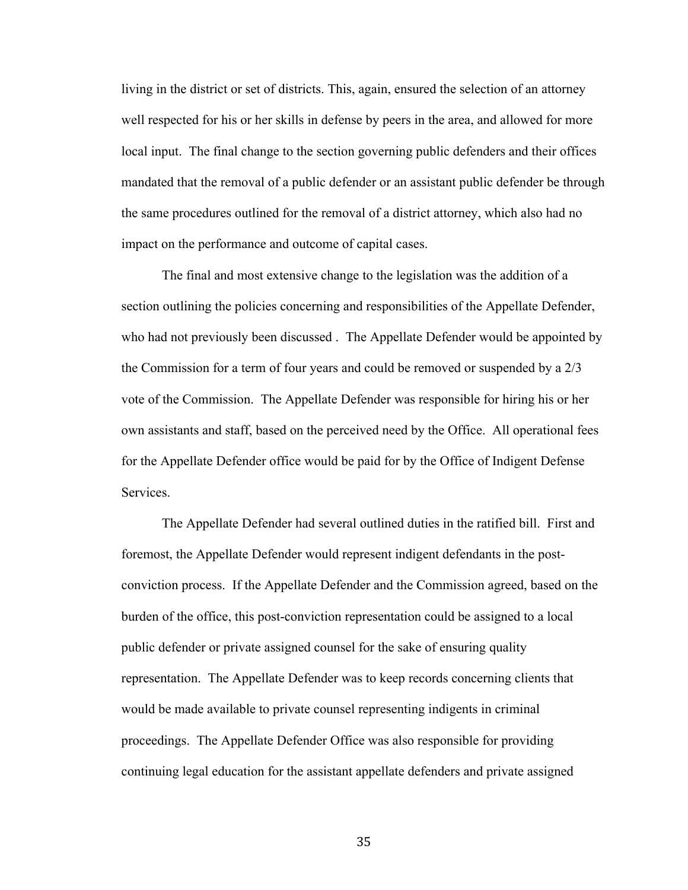living in the district or set of districts. This, again, ensured the selection of an attorney well respected for his or her skills in defense by peers in the area, and allowed for more local input. The final change to the section governing public defenders and their offices mandated that the removal of a public defender or an assistant public defender be through the same procedures outlined for the removal of a district attorney, which also had no impact on the performance and outcome of capital cases.

The final and most extensive change to the legislation was the addition of a section outlining the policies concerning and responsibilities of the Appellate Defender, who had not previously been discussed . The Appellate Defender would be appointed by the Commission for a term of four years and could be removed or suspended by a 2/3 vote of the Commission. The Appellate Defender was responsible for hiring his or her own assistants and staff, based on the perceived need by the Office. All operational fees for the Appellate Defender office would be paid for by the Office of Indigent Defense Services.

The Appellate Defender had several outlined duties in the ratified bill. First and foremost, the Appellate Defender would represent indigent defendants in the post-conviction process. If the Appellate Defender and the Commission agreed, based on the burden of the office, this post-conviction representation could be assigned to a local public defender or private assigned counsel for the sake of ensuring quality representation. The Appellate Defender was to keep records concerning clients that would be made available to private counsel representing indigents in criminal proceedings. The Appellate Defender Office was also responsible for providing continuing legal education for the assistant appellate defenders and private assigned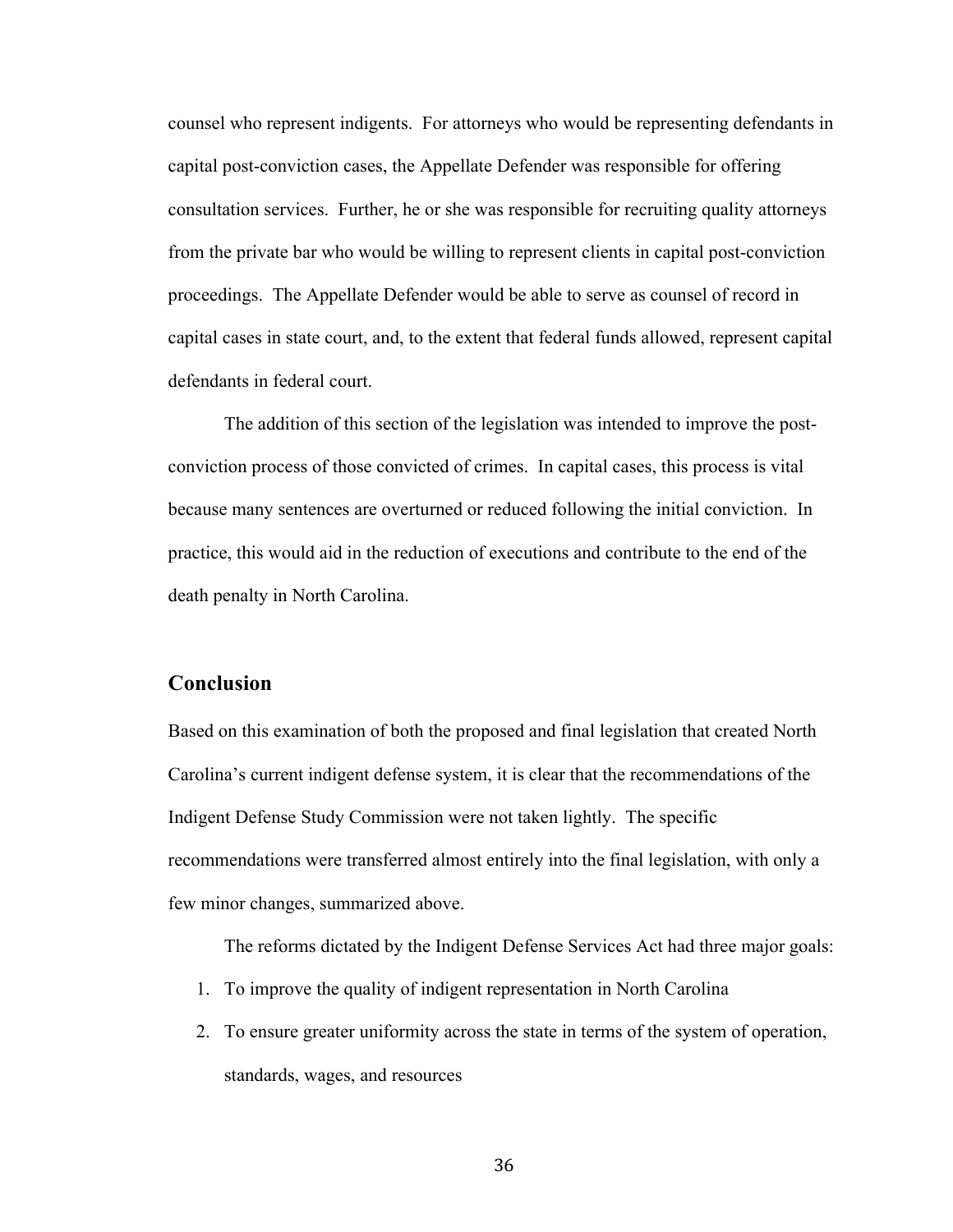counsel who represent indigents. For attorneys who would be representing defendants in capital post-conviction cases, the Appellate Defender was responsible for offering consultation services. Further, he or she was responsible for recruiting quality attorneys from the private bar who would be willing to represent clients in capital post-conviction proceedings. The Appellate Defender would be able to serve as counsel of record in capital cases in state court, and, to the extent that federal funds allowed, represent capital defendants in federal court.

The addition of this section of the legislation was intended to improve the post-conviction process of those convicted of crimes. In capital cases, this process is vital because many sentences are overturned or reduced following the initial conviction. In practice, this would aid in the reduction of executions and contribute to the end of the death penalty in North Carolina.

## Conclusion

Based on this examination of both the proposed and final legislation that created North Carolina's current indigent defense system, it is clear that the recommendations of the Indigent Defense Study Commission were not taken lightly. The specific recommendations were transferred almost entirely into the final legislation, with only a few minor changes, summarized above.

The reforms dictated by the Indigent Defense Services Act had three major goals:

1. To improve the quality of indigent representation in North Carolina
2. To ensure greater uniformity across the state in terms of the system of operation, standards, wages, and resources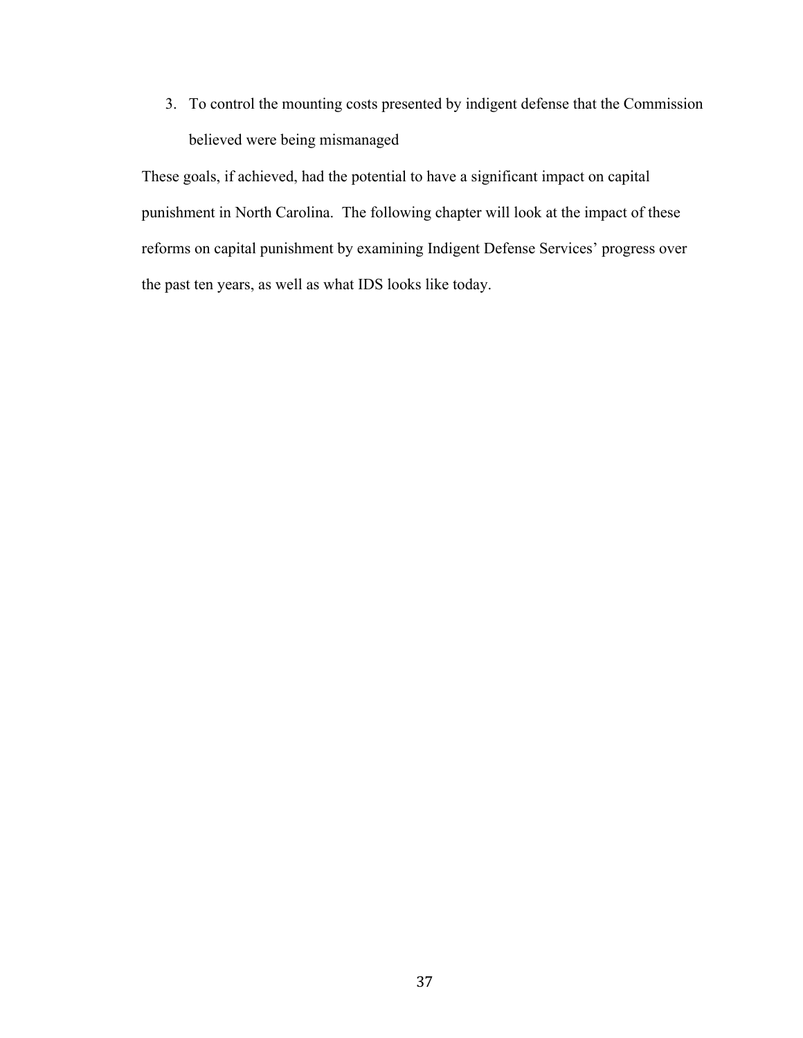3. To control the mounting costs presented by indigent defense that the Commission believed were being mismanaged

These goals, if achieved, had the potential to have a significant impact on capital punishment in North Carolina. The following chapter will look at the impact of these reforms on capital punishment by examining Indigent Defense Services' progress over the past ten years, as well as what IDS looks like today.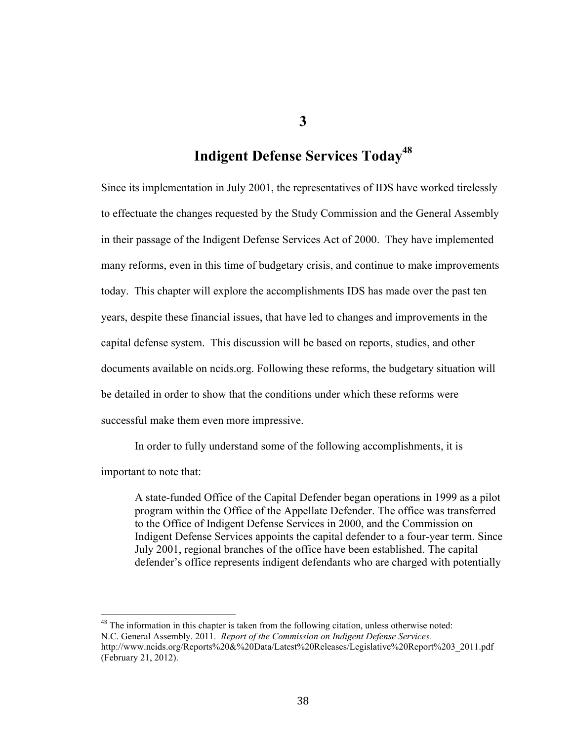# 3

# Indigent Defense Services Today[48]

Since its implementation in July 2001, the representatives of IDS have worked tirelessly to effectuate the changes requested by the Study Commission and the General Assembly in their passage of the Indigent Defense Services Act of 2000. They have implemented many reforms, even in this time of budgetary crisis, and continue to make improvements today. This chapter will explore the accomplishments IDS has made over the past ten years, despite these financial issues, that have led to changes and improvements in the capital defense system. This discussion will be based on reports, studies, and other documents available on ncids.org. Following these reforms, the budgetary situation will be detailed in order to show that the conditions under which these reforms were successful make them even more impressive.

In order to fully understand some of the following accomplishments, it is important to note that:

> A state-funded Office of the Capital Defender began operations in 1999 as a pilot program within the Office of the Appellate Defender. The office was transferred to the Office of Indigent Defense Services in 2000, and the Commission on Indigent Defense Services appoints the capital defender to a four-year term. Since July 2001, regional branches of the office have been established. The capital defender's office represents indigent defendants who are charged with potentially

[48] The information in this chapter is taken from the following citation, unless otherwise noted: N.C. General Assembly. 2011. *Report of the Commission on Indigent Defense Services.* http://www.ncids.org/Reports%20&%20Data/Latest%20Releases/Legislative%20Report%203_2011.pdf (February 21, 2012).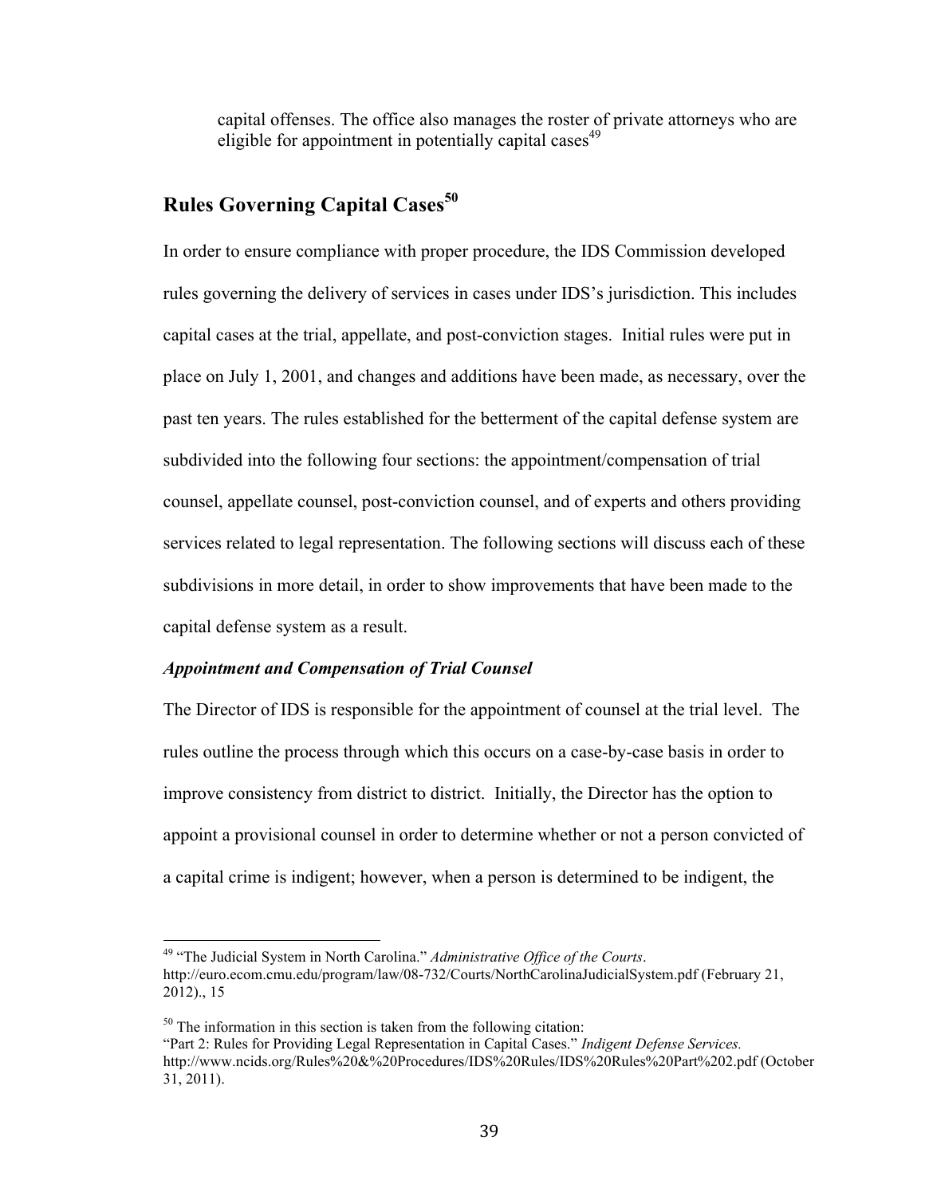capital offenses. The office also manages the roster of private attorneys who are eligible for appointment in potentially capital cases[49]

## Rules Governing Capital Cases[50]

In order to ensure compliance with proper procedure, the IDS Commission developed rules governing the delivery of services in cases under IDS's jurisdiction. This includes capital cases at the trial, appellate, and post-conviction stages. Initial rules were put in place on July 1, 2001, and changes and additions have been made, as necessary, over the past ten years. The rules established for the betterment of the capital defense system are subdivided into the following four sections: the appointment/compensation of trial counsel, appellate counsel, post-conviction counsel, and of experts and others providing services related to legal representation. The following sections will discuss each of these subdivisions in more detail, in order to show improvements that have been made to the capital defense system as a result.

### *Appointment and Compensation of Trial Counsel*

The Director of IDS is responsible for the appointment of counsel at the trial level. The rules outline the process through which this occurs on a case-by-case basis in order to improve consistency from district to district. Initially, the Director has the option to appoint a provisional counsel in order to determine whether or not a person convicted of a capital crime is indigent; however, when a person is determined to be indigent, the

---

[49] "The Judicial System in North Carolina." *Administrative Office of the Courts*. http://euro.ecom.cmu.edu/program/law/08-732/Courts/NorthCarolinaJudicialSystem.pdf (February 21, 2012)., 15

[50] The information in this section is taken from the following citation:
"Part 2: Rules for Providing Legal Representation in Capital Cases." *Indigent Defense Services.* http://www.ncids.org/Rules%20&%20Procedures/IDS%20Rules/IDS%20Rules%20Part%202.pdf (October 31, 2011).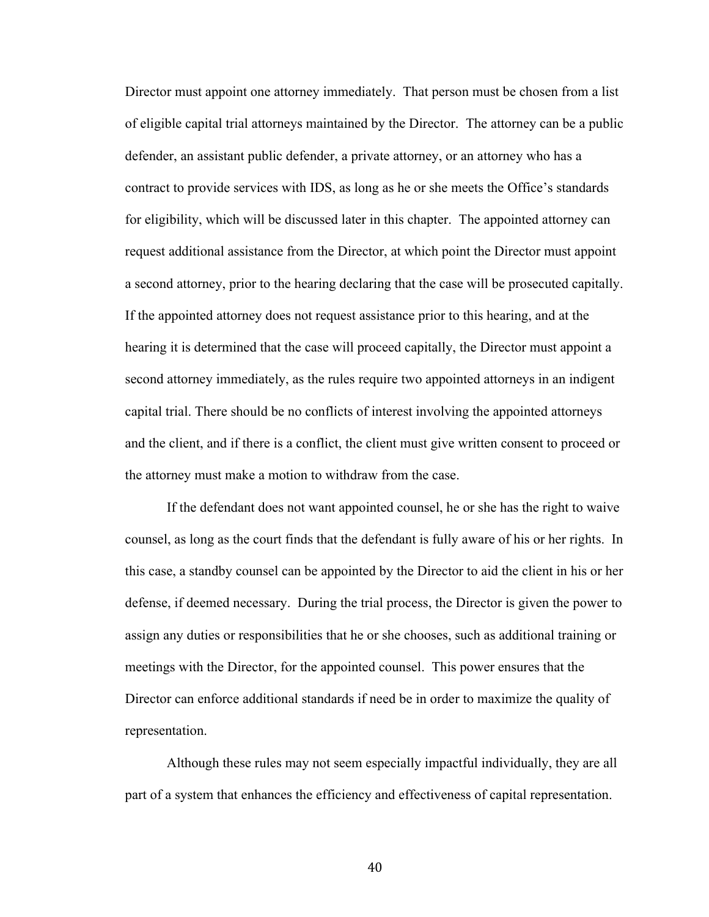Director must appoint one attorney immediately. That person must be chosen from a list of eligible capital trial attorneys maintained by the Director. The attorney can be a public defender, an assistant public defender, a private attorney, or an attorney who has a contract to provide services with IDS, as long as he or she meets the Office's standards for eligibility, which will be discussed later in this chapter. The appointed attorney can request additional assistance from the Director, at which point the Director must appoint a second attorney, prior to the hearing declaring that the case will be prosecuted capitally. If the appointed attorney does not request assistance prior to this hearing, and at the hearing it is determined that the case will proceed capitally, the Director must appoint a second attorney immediately, as the rules require two appointed attorneys in an indigent capital trial. There should be no conflicts of interest involving the appointed attorneys and the client, and if there is a conflict, the client must give written consent to proceed or the attorney must make a motion to withdraw from the case.

If the defendant does not want appointed counsel, he or she has the right to waive counsel, as long as the court finds that the defendant is fully aware of his or her rights. In this case, a standby counsel can be appointed by the Director to aid the client in his or her defense, if deemed necessary. During the trial process, the Director is given the power to assign any duties or responsibilities that he or she chooses, such as additional training or meetings with the Director, for the appointed counsel. This power ensures that the Director can enforce additional standards if need be in order to maximize the quality of representation.

Although these rules may not seem especially impactful individually, they are all part of a system that enhances the efficiency and effectiveness of capital representation.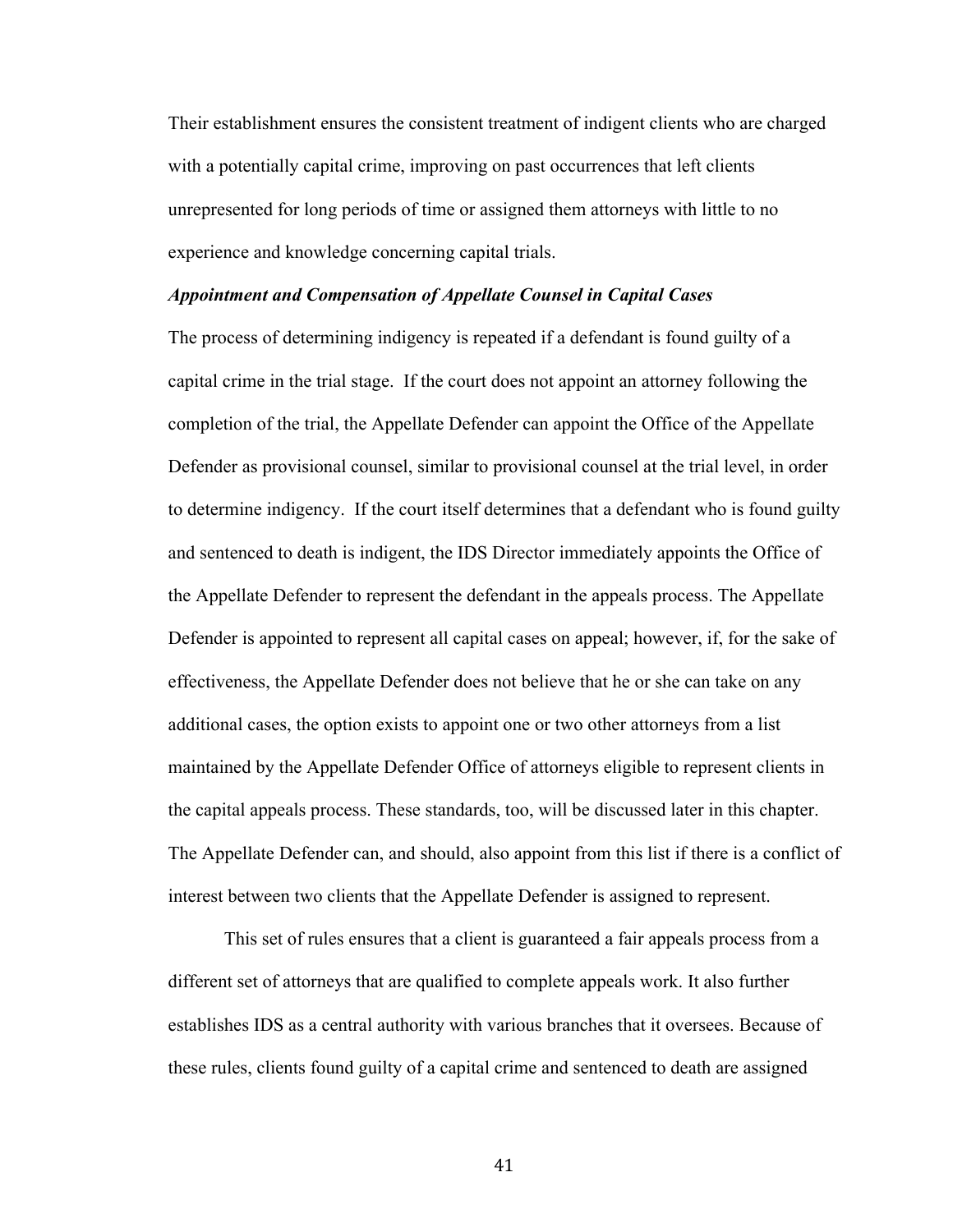Their establishment ensures the consistent treatment of indigent clients who are charged with a potentially capital crime, improving on past occurrences that left clients unrepresented for long periods of time or assigned them attorneys with little to no experience and knowledge concerning capital trials.

***Appointment and Compensation of Appellate Counsel in Capital Cases***

The process of determining indigency is repeated if a defendant is found guilty of a capital crime in the trial stage. If the court does not appoint an attorney following the completion of the trial, the Appellate Defender can appoint the Office of the Appellate Defender as provisional counsel, similar to provisional counsel at the trial level, in order to determine indigency. If the court itself determines that a defendant who is found guilty and sentenced to death is indigent, the IDS Director immediately appoints the Office of the Appellate Defender to represent the defendant in the appeals process. The Appellate Defender is appointed to represent all capital cases on appeal; however, if, for the sake of effectiveness, the Appellate Defender does not believe that he or she can take on any additional cases, the option exists to appoint one or two other attorneys from a list maintained by the Appellate Defender Office of attorneys eligible to represent clients in the capital appeals process. These standards, too, will be discussed later in this chapter. The Appellate Defender can, and should, also appoint from this list if there is a conflict of interest between two clients that the Appellate Defender is assigned to represent.

This set of rules ensures that a client is guaranteed a fair appeals process from a different set of attorneys that are qualified to complete appeals work. It also further establishes IDS as a central authority with various branches that it oversees. Because of these rules, clients found guilty of a capital crime and sentenced to death are assigned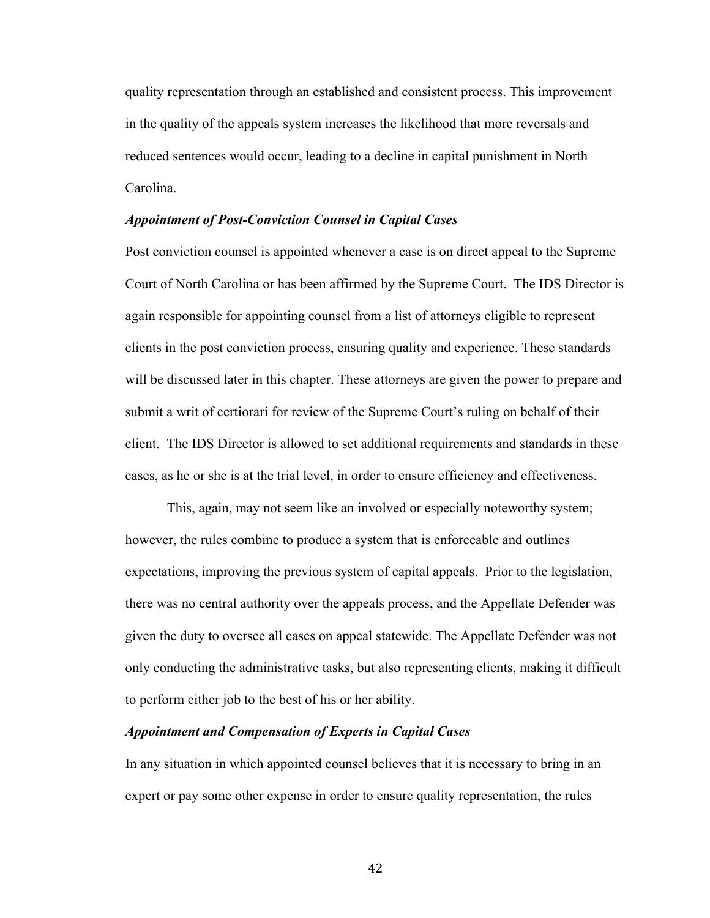quality representation through an established and consistent process. This improvement in the quality of the appeals system increases the likelihood that more reversals and reduced sentences would occur, leading to a decline in capital punishment in North Carolina.

### *Appointment of Post-Conviction Counsel in Capital Cases*

Post conviction counsel is appointed whenever a case is on direct appeal to the Supreme Court of North Carolina or has been affirmed by the Supreme Court. The IDS Director is again responsible for appointing counsel from a list of attorneys eligible to represent clients in the post conviction process, ensuring quality and experience. These standards will be discussed later in this chapter. These attorneys are given the power to prepare and submit a writ of certiorari for review of the Supreme Court's ruling on behalf of their client. The IDS Director is allowed to set additional requirements and standards in these cases, as he or she is at the trial level, in order to ensure efficiency and effectiveness.

This, again, may not seem like an involved or especially noteworthy system; however, the rules combine to produce a system that is enforceable and outlines expectations, improving the previous system of capital appeals. Prior to the legislation, there was no central authority over the appeals process, and the Appellate Defender was given the duty to oversee all cases on appeal statewide. The Appellate Defender was not only conducting the administrative tasks, but also representing clients, making it difficult to perform either job to the best of his or her ability.

### *Appointment and Compensation of Experts in Capital Cases*

In any situation in which appointed counsel believes that it is necessary to bring in an expert or pay some other expense in order to ensure quality representation, the rules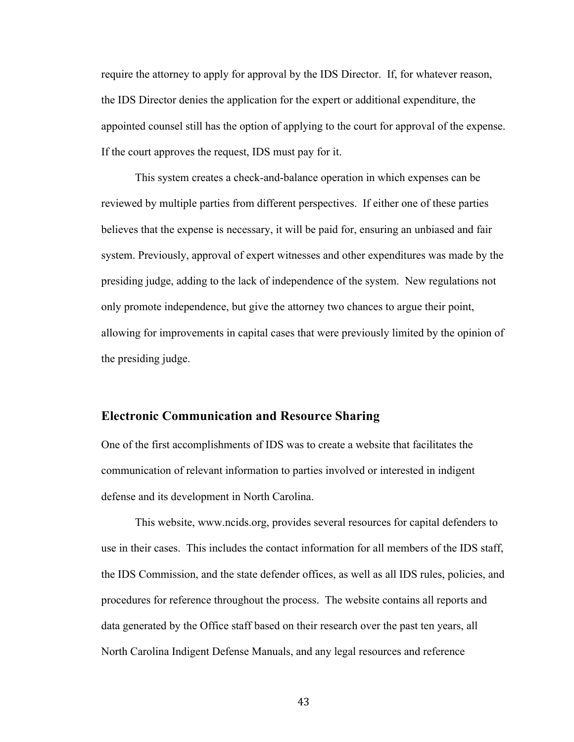require the attorney to apply for approval by the IDS Director. If, for whatever reason, the IDS Director denies the application for the expert or additional expenditure, the appointed counsel still has the option of applying to the court for approval of the expense. If the court approves the request, IDS must pay for it.

This system creates a check-and-balance operation in which expenses can be reviewed by multiple parties from different perspectives. If either one of these parties believes that the expense is necessary, it will be paid for, ensuring an unbiased and fair system. Previously, approval of expert witnesses and other expenditures was made by the presiding judge, adding to the lack of independence of the system. New regulations not only promote independence, but give the attorney two chances to argue their point, allowing for improvements in capital cases that were previously limited by the opinion of the presiding judge.

## Electronic Communication and Resource Sharing

One of the first accomplishments of IDS was to create a website that facilitates the communication of relevant information to parties involved or interested in indigent defense and its development in North Carolina.

This website, www.ncids.org, provides several resources for capital defenders to use in their cases. This includes the contact information for all members of the IDS staff, the IDS Commission, and the state defender offices, as well as all IDS rules, policies, and procedures for reference throughout the process. The website contains all reports and data generated by the Office staff based on their research over the past ten years, all North Carolina Indigent Defense Manuals, and any legal resources and reference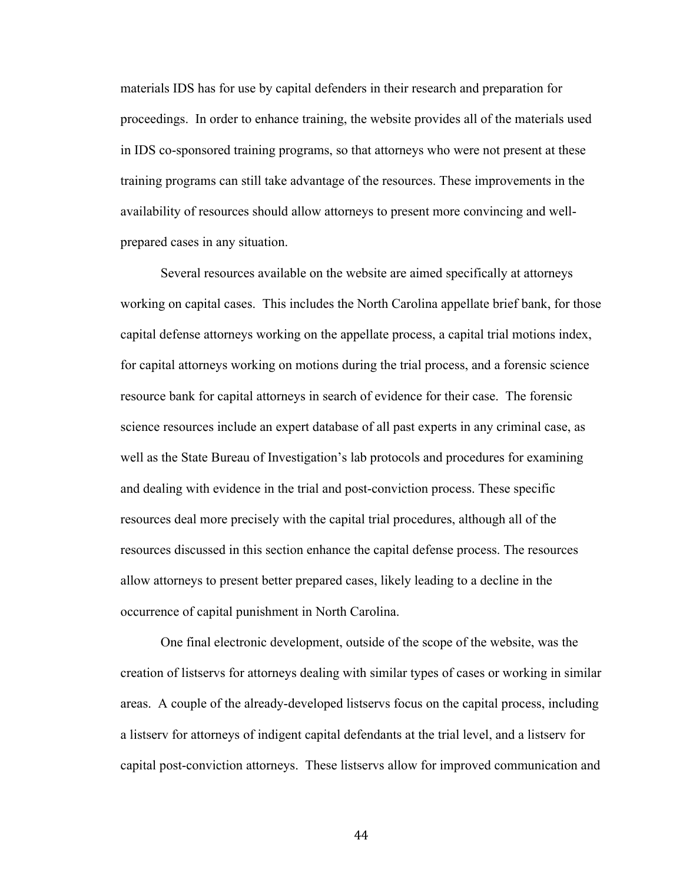materials IDS has for use by capital defenders in their research and preparation for proceedings. In order to enhance training, the website provides all of the materials used in IDS co-sponsored training programs, so that attorneys who were not present at these training programs can still take advantage of the resources. These improvements in the availability of resources should allow attorneys to present more convincing and well-prepared cases in any situation.

Several resources available on the website are aimed specifically at attorneys working on capital cases. This includes the North Carolina appellate brief bank, for those capital defense attorneys working on the appellate process, a capital trial motions index, for capital attorneys working on motions during the trial process, and a forensic science resource bank for capital attorneys in search of evidence for their case. The forensic science resources include an expert database of all past experts in any criminal case, as well as the State Bureau of Investigation's lab protocols and procedures for examining and dealing with evidence in the trial and post-conviction process. These specific resources deal more precisely with the capital trial procedures, although all of the resources discussed in this section enhance the capital defense process. The resources allow attorneys to present better prepared cases, likely leading to a decline in the occurrence of capital punishment in North Carolina.

One final electronic development, outside of the scope of the website, was the creation of listservs for attorneys dealing with similar types of cases or working in similar areas. A couple of the already-developed listservs focus on the capital process, including a listserv for attorneys of indigent capital defendants at the trial level, and a listserv for capital post-conviction attorneys. These listservs allow for improved communication and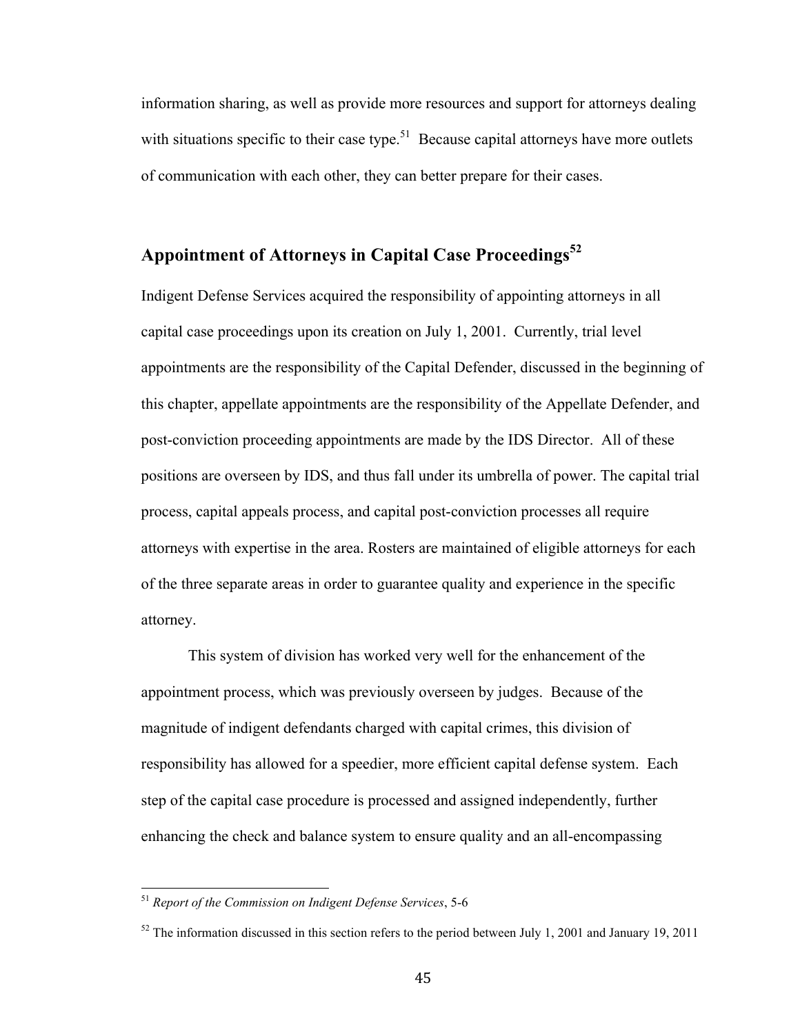information sharing, as well as provide more resources and support for attorneys dealing with situations specific to their case type.[51] Because capital attorneys have more outlets of communication with each other, they can better prepare for their cases.

## Appointment of Attorneys in Capital Case Proceedings[52]

Indigent Defense Services acquired the responsibility of appointing attorneys in all capital case proceedings upon its creation on July 1, 2001. Currently, trial level appointments are the responsibility of the Capital Defender, discussed in the beginning of this chapter, appellate appointments are the responsibility of the Appellate Defender, and post-conviction proceeding appointments are made by the IDS Director. All of these positions are overseen by IDS, and thus fall under its umbrella of power. The capital trial process, capital appeals process, and capital post-conviction processes all require attorneys with expertise in the area. Rosters are maintained of eligible attorneys for each of the three separate areas in order to guarantee quality and experience in the specific attorney.

This system of division has worked very well for the enhancement of the appointment process, which was previously overseen by judges. Because of the magnitude of indigent defendants charged with capital crimes, this division of responsibility has allowed for a speedier, more efficient capital defense system. Each step of the capital case procedure is processed and assigned independently, further enhancing the check and balance system to ensure quality and an all-encompassing

---

[51] *Report of the Commission on Indigent Defense Services*, 5-6

[52] The information discussed in this section refers to the period between July 1, 2001 and January 19, 2011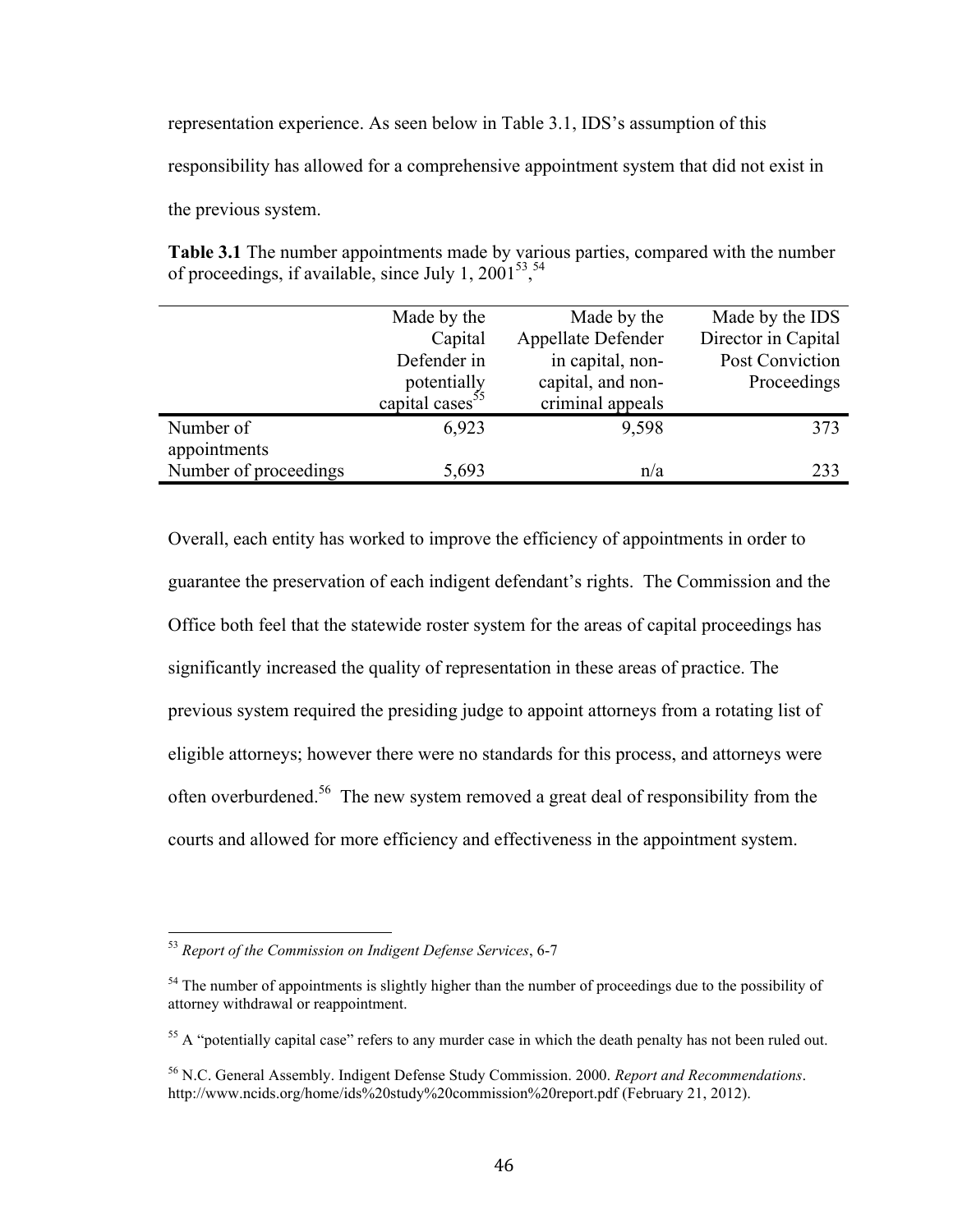representation experience. As seen below in Table 3.1, IDS's assumption of this responsibility has allowed for a comprehensive appointment system that did not exist in the previous system.

**Table 3.1** The number appointments made by various parties, compared with the number of proceedings, if available, since July 1, 2001[53],[54]

| | Made by the Capital Defender in potentially capital cases[55] | Made by the Appellate Defender in capital, non-capital, and non-criminal appeals | Made by the IDS Director in Capital Post Conviction Proceedings |
|---|---|---|---|
| Number of appointments | 6,923 | 9,598 | 373 |
| Number of proceedings | 5,693 | n/a | 233 |

Overall, each entity has worked to improve the efficiency of appointments in order to guarantee the preservation of each indigent defendant's rights. The Commission and the Office both feel that the statewide roster system for the areas of capital proceedings has significantly increased the quality of representation in these areas of practice. The previous system required the presiding judge to appoint attorneys from a rotating list of eligible attorneys; however there were no standards for this process, and attorneys were often overburdened.[56] The new system removed a great deal of responsibility from the courts and allowed for more efficiency and effectiveness in the appointment system.

---

[53] *Report of the Commission on Indigent Defense Services*, 6-7

[54] The number of appointments is slightly higher than the number of proceedings due to the possibility of attorney withdrawal or reappointment.

[55] A "potentially capital case" refers to any murder case in which the death penalty has not been ruled out.

[56] N.C. General Assembly. Indigent Defense Study Commission. 2000. *Report and Recommendations*. http://www.ncids.org/home/ids%20study%20commission%20report.pdf (February 21, 2012).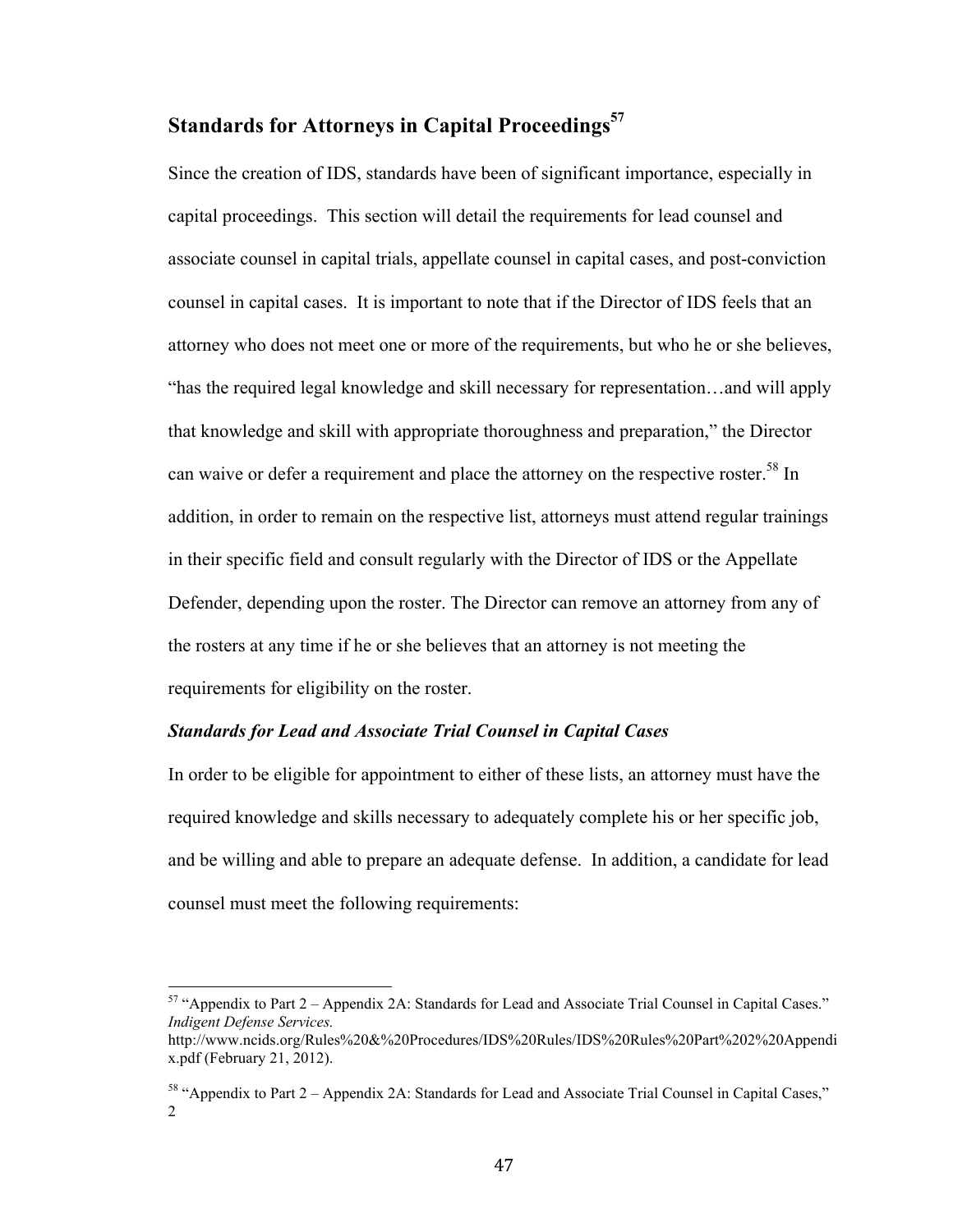## Standards for Attorneys in Capital Proceedings[57]

Since the creation of IDS, standards have been of significant importance, especially in capital proceedings. This section will detail the requirements for lead counsel and associate counsel in capital trials, appellate counsel in capital cases, and post-conviction counsel in capital cases. It is important to note that if the Director of IDS feels that an attorney who does not meet one or more of the requirements, but who he or she believes, "has the required legal knowledge and skill necessary for representation…and will apply that knowledge and skill with appropriate thoroughness and preparation," the Director can waive or defer a requirement and place the attorney on the respective roster.[58] In addition, in order to remain on the respective list, attorneys must attend regular trainings in their specific field and consult regularly with the Director of IDS or the Appellate Defender, depending upon the roster. The Director can remove an attorney from any of the rosters at any time if he or she believes that an attorney is not meeting the requirements for eligibility on the roster.

### *Standards for Lead and Associate Trial Counsel in Capital Cases*

In order to be eligible for appointment to either of these lists, an attorney must have the required knowledge and skills necessary to adequately complete his or her specific job, and be willing and able to prepare an adequate defense. In addition, a candidate for lead counsel must meet the following requirements:

---

[57] "Appendix to Part 2 – Appendix 2A: Standards for Lead and Associate Trial Counsel in Capital Cases." *Indigent Defense Services.* http://www.ncids.org/Rules%20&%20Procedures/IDS%20Rules/IDS%20Rules%20Part%202%20Appendix.pdf (February 21, 2012).

[58] "Appendix to Part 2 – Appendix 2A: Standards for Lead and Associate Trial Counsel in Capital Cases," 2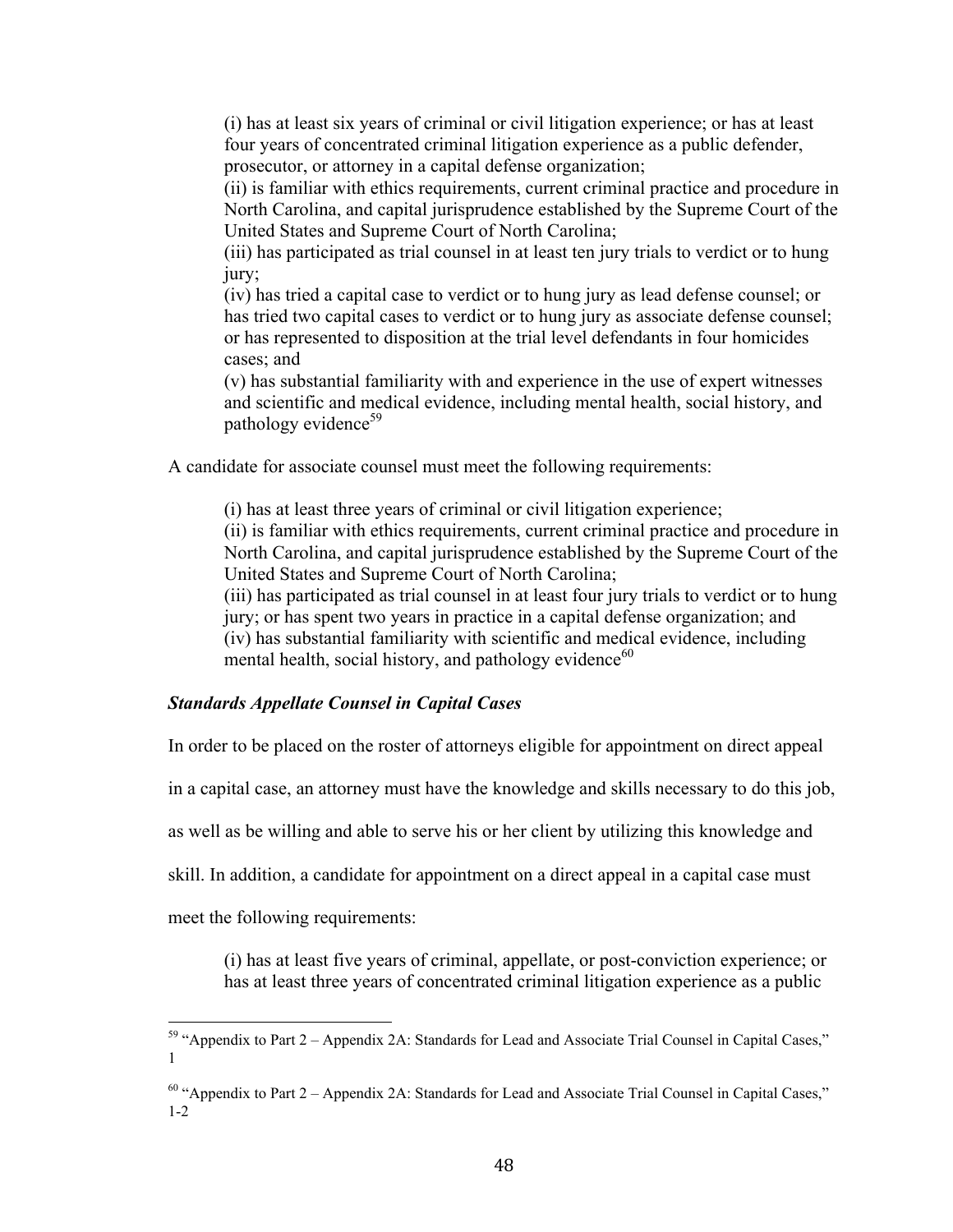(i) has at least six years of criminal or civil litigation experience; or has at least four years of concentrated criminal litigation experience as a public defender, prosecutor, or attorney in a capital defense organization;
(ii) is familiar with ethics requirements, current criminal practice and procedure in North Carolina, and capital jurisprudence established by the Supreme Court of the United States and Supreme Court of North Carolina;
(iii) has participated as trial counsel in at least ten jury trials to verdict or to hung jury;
(iv) has tried a capital case to verdict or to hung jury as lead defense counsel; or has tried two capital cases to verdict or to hung jury as associate defense counsel; or has represented to disposition at the trial level defendants in four homicides cases; and
(v) has substantial familiarity with and experience in the use of expert witnesses and scientific and medical evidence, including mental health, social history, and pathology evidence[59]

A candidate for associate counsel must meet the following requirements:

(i) has at least three years of criminal or civil litigation experience;
(ii) is familiar with ethics requirements, current criminal practice and procedure in North Carolina, and capital jurisprudence established by the Supreme Court of the United States and Supreme Court of North Carolina;
(iii) has participated as trial counsel in at least four jury trials to verdict or to hung jury; or has spent two years in practice in a capital defense organization; and
(iv) has substantial familiarity with scientific and medical evidence, including mental health, social history, and pathology evidence[60]

***Standards Appellate Counsel in Capital Cases***

In order to be placed on the roster of attorneys eligible for appointment on direct appeal in a capital case, an attorney must have the knowledge and skills necessary to do this job, as well as be willing and able to serve his or her client by utilizing this knowledge and skill. In addition, a candidate for appointment on a direct appeal in a capital case must meet the following requirements:

(i) has at least five years of criminal, appellate, or post-conviction experience; or has at least three years of concentrated criminal litigation experience as a public

---

[59] "Appendix to Part 2 – Appendix 2A: Standards for Lead and Associate Trial Counsel in Capital Cases," 1

[60] "Appendix to Part 2 – Appendix 2A: Standards for Lead and Associate Trial Counsel in Capital Cases," 1-2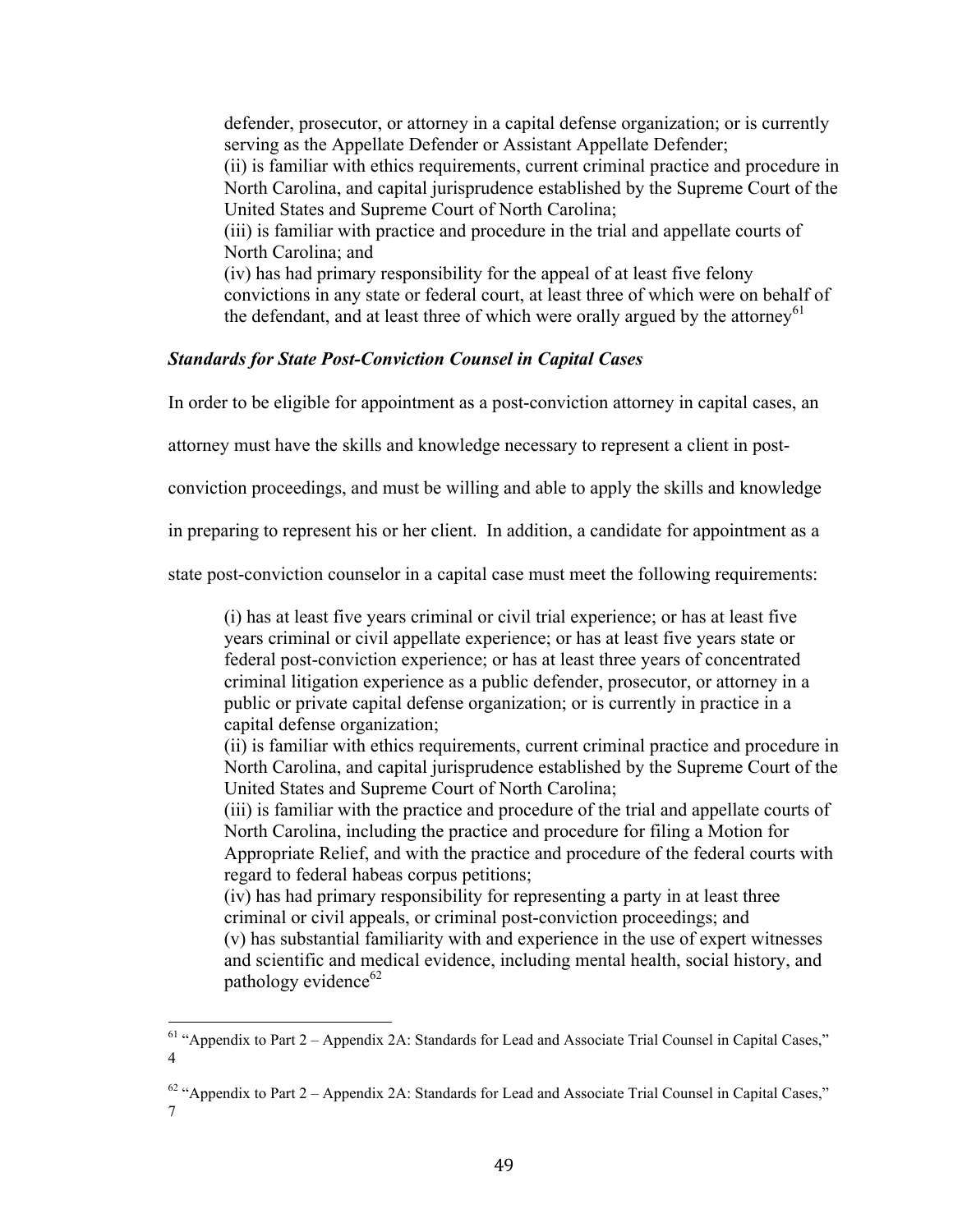defender, prosecutor, or attorney in a capital defense organization; or is currently serving as the Appellate Defender or Assistant Appellate Defender;

(ii) is familiar with ethics requirements, current criminal practice and procedure in North Carolina, and capital jurisprudence established by the Supreme Court of the United States and Supreme Court of North Carolina;

(iii) is familiar with practice and procedure in the trial and appellate courts of North Carolina; and

(iv) has had primary responsibility for the appeal of at least five felony convictions in any state or federal court, at least three of which were on behalf of the defendant, and at least three of which were orally argued by the attorney[61]

***Standards for State Post-Conviction Counsel in Capital Cases***

In order to be eligible for appointment as a post-conviction attorney in capital cases, an attorney must have the skills and knowledge necessary to represent a client in post-conviction proceedings, and must be willing and able to apply the skills and knowledge in preparing to represent his or her client. In addition, a candidate for appointment as a state post-conviction counselor in a capital case must meet the following requirements:

(i) has at least five years criminal or civil trial experience; or has at least five years criminal or civil appellate experience; or has at least five years state or federal post-conviction experience; or has at least three years of concentrated criminal litigation experience as a public defender, prosecutor, or attorney in a public or private capital defense organization; or is currently in practice in a capital defense organization;

(ii) is familiar with ethics requirements, current criminal practice and procedure in North Carolina, and capital jurisprudence established by the Supreme Court of the United States and Supreme Court of North Carolina;

(iii) is familiar with the practice and procedure of the trial and appellate courts of North Carolina, including the practice and procedure for filing a Motion for Appropriate Relief, and with the practice and procedure of the federal courts with regard to federal habeas corpus petitions;

(iv) has had primary responsibility for representing a party in at least three criminal or civil appeals, or criminal post-conviction proceedings; and

(v) has substantial familiarity with and experience in the use of expert witnesses and scientific and medical evidence, including mental health, social history, and pathology evidence[62]

---

[61] "Appendix to Part 2 – Appendix 2A: Standards for Lead and Associate Trial Counsel in Capital Cases," 4

[62] "Appendix to Part 2 – Appendix 2A: Standards for Lead and Associate Trial Counsel in Capital Cases," 7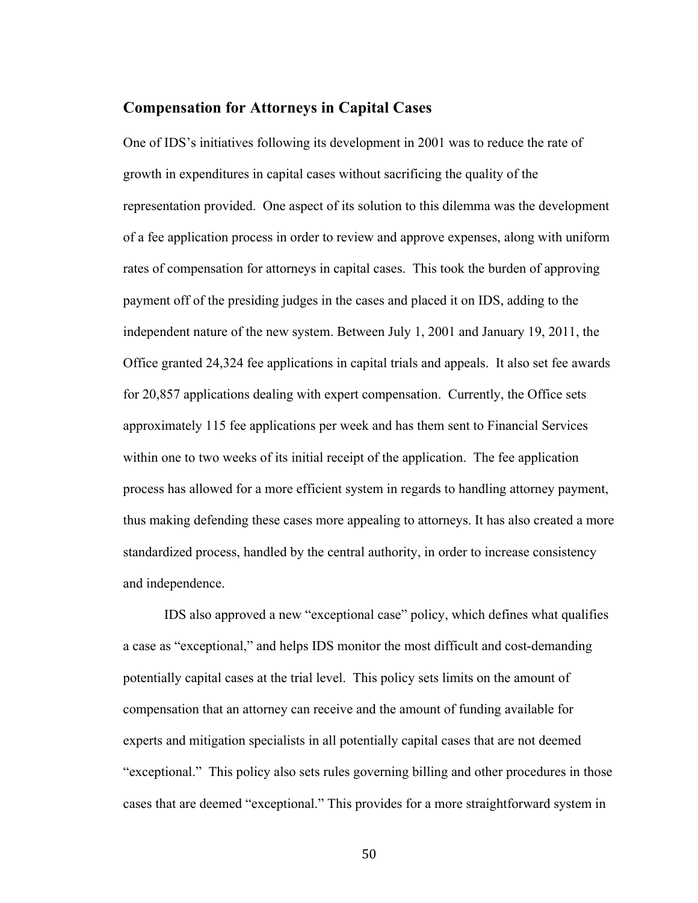## Compensation for Attorneys in Capital Cases

One of IDS's initiatives following its development in 2001 was to reduce the rate of growth in expenditures in capital cases without sacrificing the quality of the representation provided. One aspect of its solution to this dilemma was the development of a fee application process in order to review and approve expenses, along with uniform rates of compensation for attorneys in capital cases. This took the burden of approving payment off of the presiding judges in the cases and placed it on IDS, adding to the independent nature of the new system. Between July 1, 2001 and January 19, 2011, the Office granted 24,324 fee applications in capital trials and appeals. It also set fee awards for 20,857 applications dealing with expert compensation. Currently, the Office sets approximately 115 fee applications per week and has them sent to Financial Services within one to two weeks of its initial receipt of the application. The fee application process has allowed for a more efficient system in regards to handling attorney payment, thus making defending these cases more appealing to attorneys. It has also created a more standardized process, handled by the central authority, in order to increase consistency and independence.

IDS also approved a new "exceptional case" policy, which defines what qualifies a case as "exceptional," and helps IDS monitor the most difficult and cost-demanding potentially capital cases at the trial level. This policy sets limits on the amount of compensation that an attorney can receive and the amount of funding available for experts and mitigation specialists in all potentially capital cases that are not deemed "exceptional." This policy also sets rules governing billing and other procedures in those cases that are deemed "exceptional." This provides for a more straightforward system in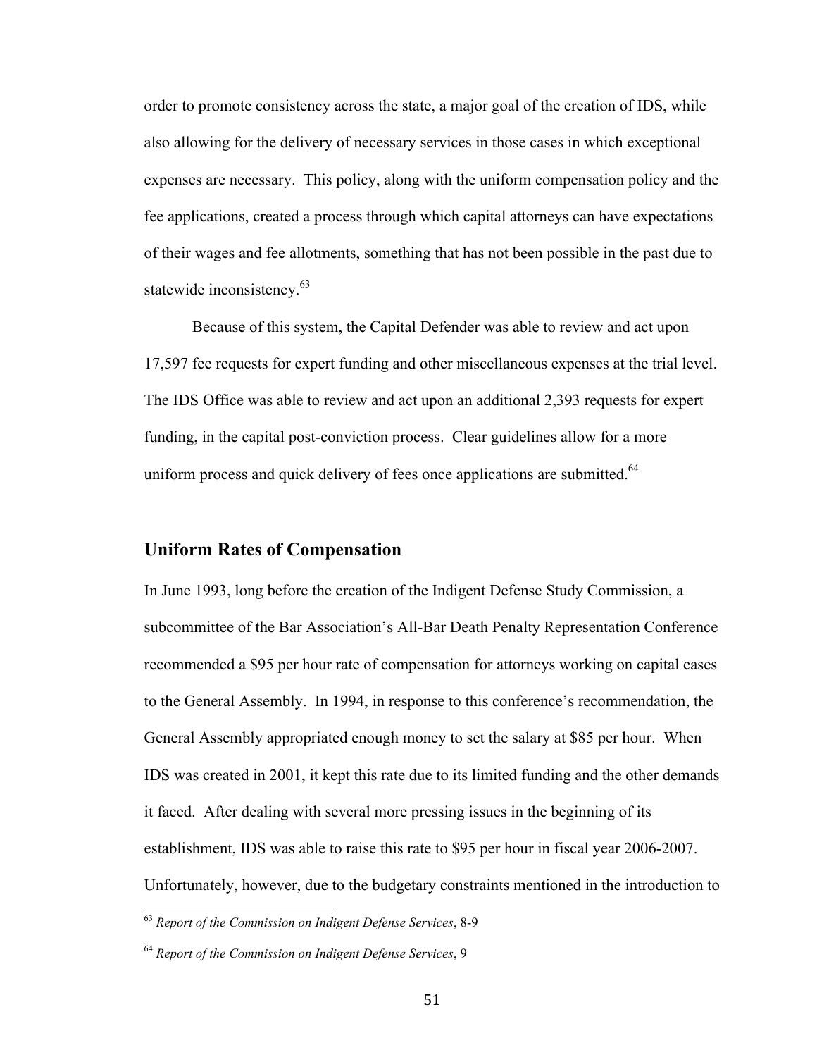order to promote consistency across the state, a major goal of the creation of IDS, while also allowing for the delivery of necessary services in those cases in which exceptional expenses are necessary. This policy, along with the uniform compensation policy and the fee applications, created a process through which capital attorneys can have expectations of their wages and fee allotments, something that has not been possible in the past due to statewide inconsistency.[63]

Because of this system, the Capital Defender was able to review and act upon 17,597 fee requests for expert funding and other miscellaneous expenses at the trial level. The IDS Office was able to review and act upon an additional 2,393 requests for expert funding, in the capital post-conviction process. Clear guidelines allow for a more uniform process and quick delivery of fees once applications are submitted.[64]

## Uniform Rates of Compensation

In June 1993, long before the creation of the Indigent Defense Study Commission, a subcommittee of the Bar Association's All-Bar Death Penalty Representation Conference recommended a $95 per hour rate of compensation for attorneys working on capital cases to the General Assembly. In 1994, in response to this conference's recommendation, the General Assembly appropriated enough money to set the salary at $85 per hour. When IDS was created in 2001, it kept this rate due to its limited funding and the other demands it faced. After dealing with several more pressing issues in the beginning of its establishment, IDS was able to raise this rate to $95 per hour in fiscal year 2006-2007. Unfortunately, however, due to the budgetary constraints mentioned in the introduction to

[63] *Report of the Commission on Indigent Defense Services*, 8-9

[64] *Report of the Commission on Indigent Defense Services*, 9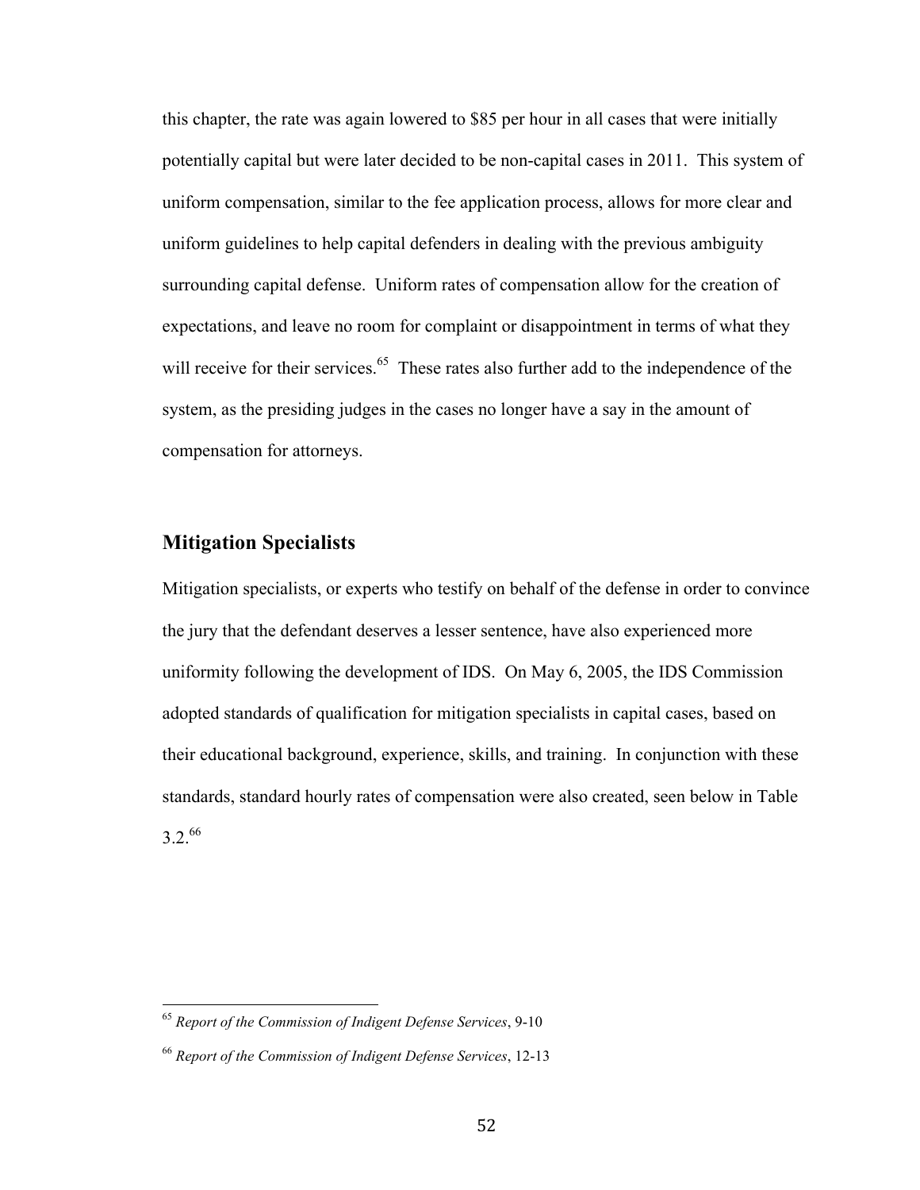this chapter, the rate was again lowered to $85 per hour in all cases that were initially potentially capital but were later decided to be non-capital cases in 2011. This system of uniform compensation, similar to the fee application process, allows for more clear and uniform guidelines to help capital defenders in dealing with the previous ambiguity surrounding capital defense. Uniform rates of compensation allow for the creation of expectations, and leave no room for complaint or disappointment in terms of what they will receive for their services.[65] These rates also further add to the independence of the system, as the presiding judges in the cases no longer have a say in the amount of compensation for attorneys.

## Mitigation Specialists

Mitigation specialists, or experts who testify on behalf of the defense in order to convince the jury that the defendant deserves a lesser sentence, have also experienced more uniformity following the development of IDS. On May 6, 2005, the IDS Commission adopted standards of qualification for mitigation specialists in capital cases, based on their educational background, experience, skills, and training. In conjunction with these standards, standard hourly rates of compensation were also created, seen below in Table 3.2.[66]

---

[65] *Report of the Commission of Indigent Defense Services*, 9-10

[66] *Report of the Commission of Indigent Defense Services*, 12-13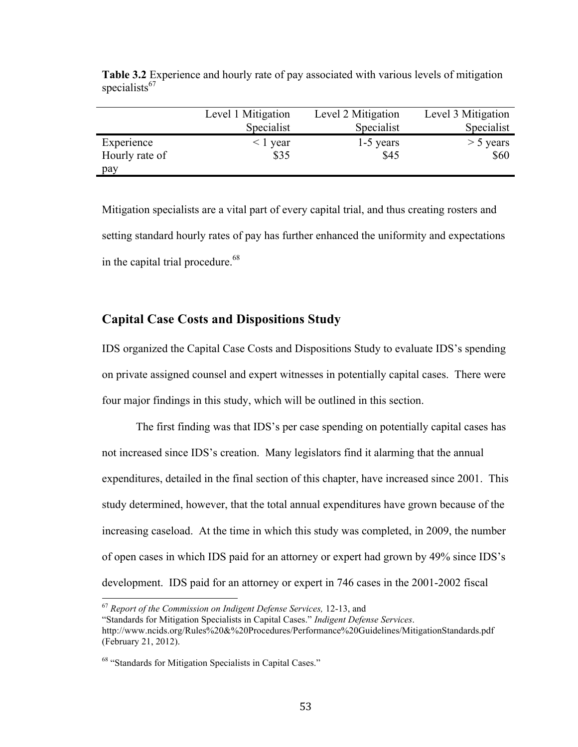**Table 3.2** Experience and hourly rate of pay associated with various levels of mitigation specialists[67]

| | Level 1 Mitigation Specialist | Level 2 Mitigation Specialist | Level 3 Mitigation Specialist |
|---|---|---|---|
| Experience | < 1 year | 1-5 years | > 5 years |
| Hourly rate of pay | $35 | $45 | $60 |

Mitigation specialists are a vital part of every capital trial, and thus creating rosters and setting standard hourly rates of pay has further enhanced the uniformity and expectations in the capital trial procedure.[68]

## Capital Case Costs and Dispositions Study

IDS organized the Capital Case Costs and Dispositions Study to evaluate IDS's spending on private assigned counsel and expert witnesses in potentially capital cases. There were four major findings in this study, which will be outlined in this section.

The first finding was that IDS's per case spending on potentially capital cases has not increased since IDS's creation. Many legislators find it alarming that the annual expenditures, detailed in the final section of this chapter, have increased since 2001. This study determined, however, that the total annual expenditures have grown because of the increasing caseload. At the time in which this study was completed, in 2009, the number of open cases in which IDS paid for an attorney or expert had grown by 49% since IDS's development. IDS paid for an attorney or expert in 746 cases in the 2001-2002 fiscal

[67] *Report of the Commission on Indigent Defense Services,* 12-13, and "Standards for Mitigation Specialists in Capital Cases." *Indigent Defense Services*. http://www.ncids.org/Rules%20&%20Procedures/Performance%20Guidelines/MitigationStandards.pdf (February 21, 2012).

[68] "Standards for Mitigation Specialists in Capital Cases."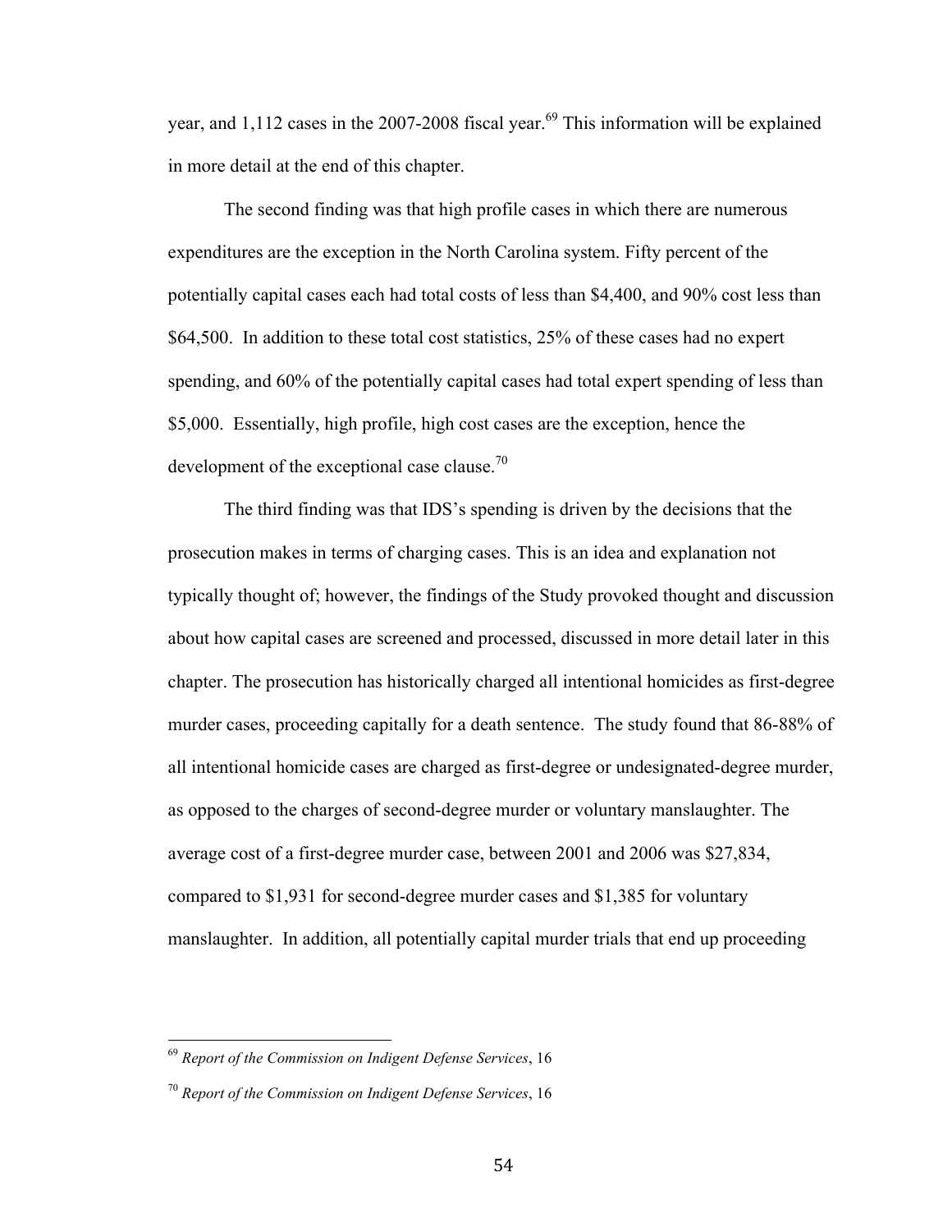year, and 1,112 cases in the 2007-2008 fiscal year.[69] This information will be explained in more detail at the end of this chapter.

The second finding was that high profile cases in which there are numerous expenditures are the exception in the North Carolina system. Fifty percent of the potentially capital cases each had total costs of less than $4,400, and 90% cost less than $64,500. In addition to these total cost statistics, 25% of these cases had no expert spending, and 60% of the potentially capital cases had total expert spending of less than $5,000. Essentially, high profile, high cost cases are the exception, hence the development of the exceptional case clause.[70]

The third finding was that IDS's spending is driven by the decisions that the prosecution makes in terms of charging cases. This is an idea and explanation not typically thought of; however, the findings of the Study provoked thought and discussion about how capital cases are screened and processed, discussed in more detail later in this chapter. The prosecution has historically charged all intentional homicides as first-degree murder cases, proceeding capitally for a death sentence. The study found that 86-88% of all intentional homicide cases are charged as first-degree or undesignated-degree murder, as opposed to the charges of second-degree murder or voluntary manslaughter. The average cost of a first-degree murder case, between 2001 and 2006 was $27,834, compared to $1,931 for second-degree murder cases and $1,385 for voluntary manslaughter. In addition, all potentially capital murder trials that end up proceeding

---

[69] *Report of the Commission on Indigent Defense Services*, 16

[70] *Report of the Commission on Indigent Defense Services*, 16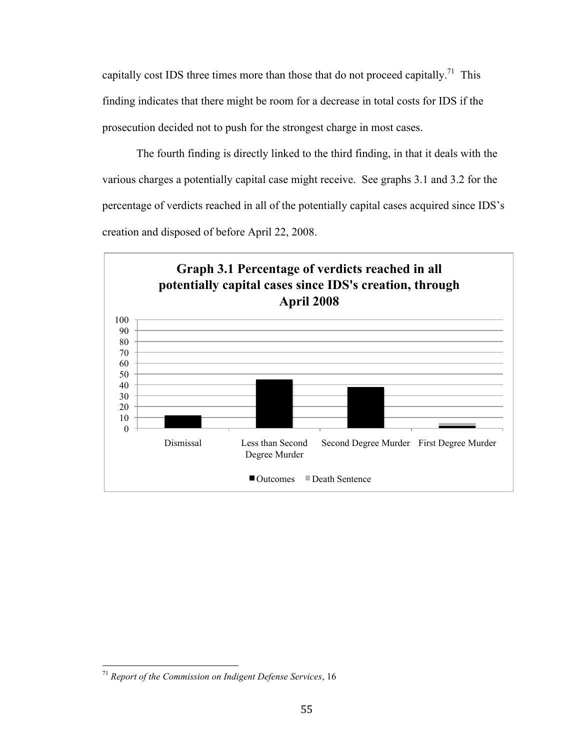capitally cost IDS three times more than those that do not proceed capitally.[71] This finding indicates that there might be room for a decrease in total costs for IDS if the prosecution decided not to push for the strongest charge in most cases.

The fourth finding is directly linked to the third finding, in that it deals with the various charges a potentially capital case might receive. See graphs 3.1 and 3.2 for the percentage of verdicts reached in all of the potentially capital cases acquired since IDS's creation and disposed of before April 22, 2008.

**Graph 3.1 Percentage of verdicts reached in all potentially capital cases since IDS's creation, through April 2008**

[71] *Report of the Commission on Indigent Defense Services*, 16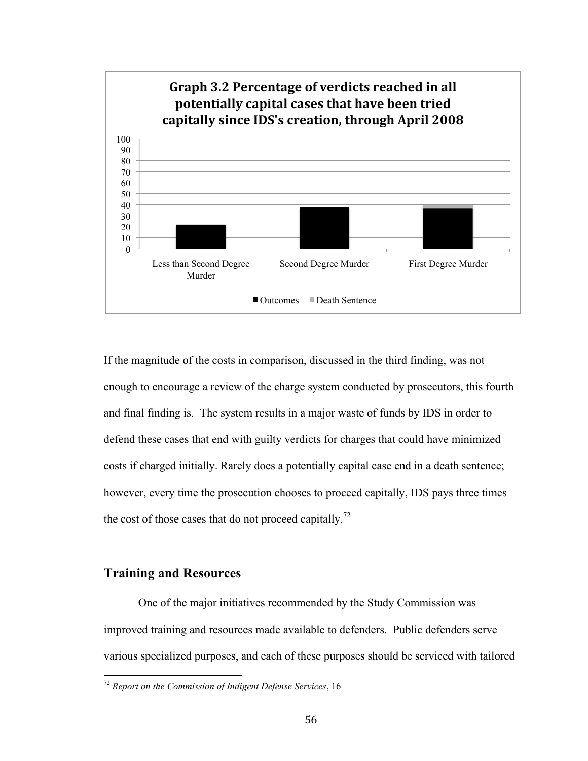**Graph 3.2 Percentage of verdicts reached in all potentially capital cases that have been tried capitally since IDS's creation, through April 2008**

If the magnitude of the costs in comparison, discussed in the third finding, was not enough to encourage a review of the charge system conducted by prosecutors, this fourth and final finding is. The system results in a major waste of funds by IDS in order to defend these cases that end with guilty verdicts for charges that could have minimized costs if charged initially. Rarely does a potentially capital case end in a death sentence; however, every time the prosecution chooses to proceed capitally, IDS pays three times the cost of those cases that do not proceed capitally.[72]

## Training and Resources

One of the major initiatives recommended by the Study Commission was improved training and resources made available to defenders. Public defenders serve various specialized purposes, and each of these purposes should be serviced with tailored

[72] *Report on the Commission of Indigent Defense Services*, 16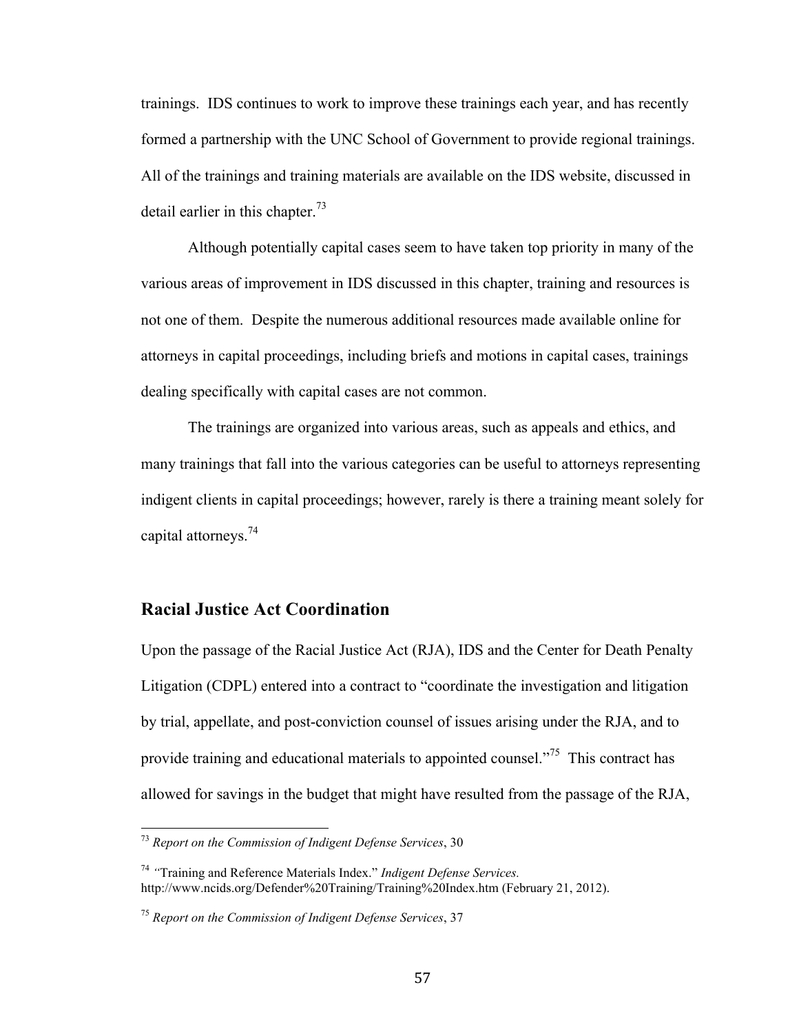trainings. IDS continues to work to improve these trainings each year, and has recently formed a partnership with the UNC School of Government to provide regional trainings. All of the trainings and training materials are available on the IDS website, discussed in detail earlier in this chapter.[73]

Although potentially capital cases seem to have taken top priority in many of the various areas of improvement in IDS discussed in this chapter, training and resources is not one of them. Despite the numerous additional resources made available online for attorneys in capital proceedings, including briefs and motions in capital cases, trainings dealing specifically with capital cases are not common.

The trainings are organized into various areas, such as appeals and ethics, and many trainings that fall into the various categories can be useful to attorneys representing indigent clients in capital proceedings; however, rarely is there a training meant solely for capital attorneys.[74]

## Racial Justice Act Coordination

Upon the passage of the Racial Justice Act (RJA), IDS and the Center for Death Penalty Litigation (CDPL) entered into a contract to "coordinate the investigation and litigation by trial, appellate, and post-conviction counsel of issues arising under the RJA, and to provide training and educational materials to appointed counsel."[75] This contract has allowed for savings in the budget that might have resulted from the passage of the RJA,

---

[73] *Report on the Commission of Indigent Defense Services*, 30

[74] "Training and Reference Materials Index." *Indigent Defense Services.* http://www.ncids.org/Defender%20Training/Training%20Index.htm (February 21, 2012).

[75] *Report on the Commission of Indigent Defense Services*, 37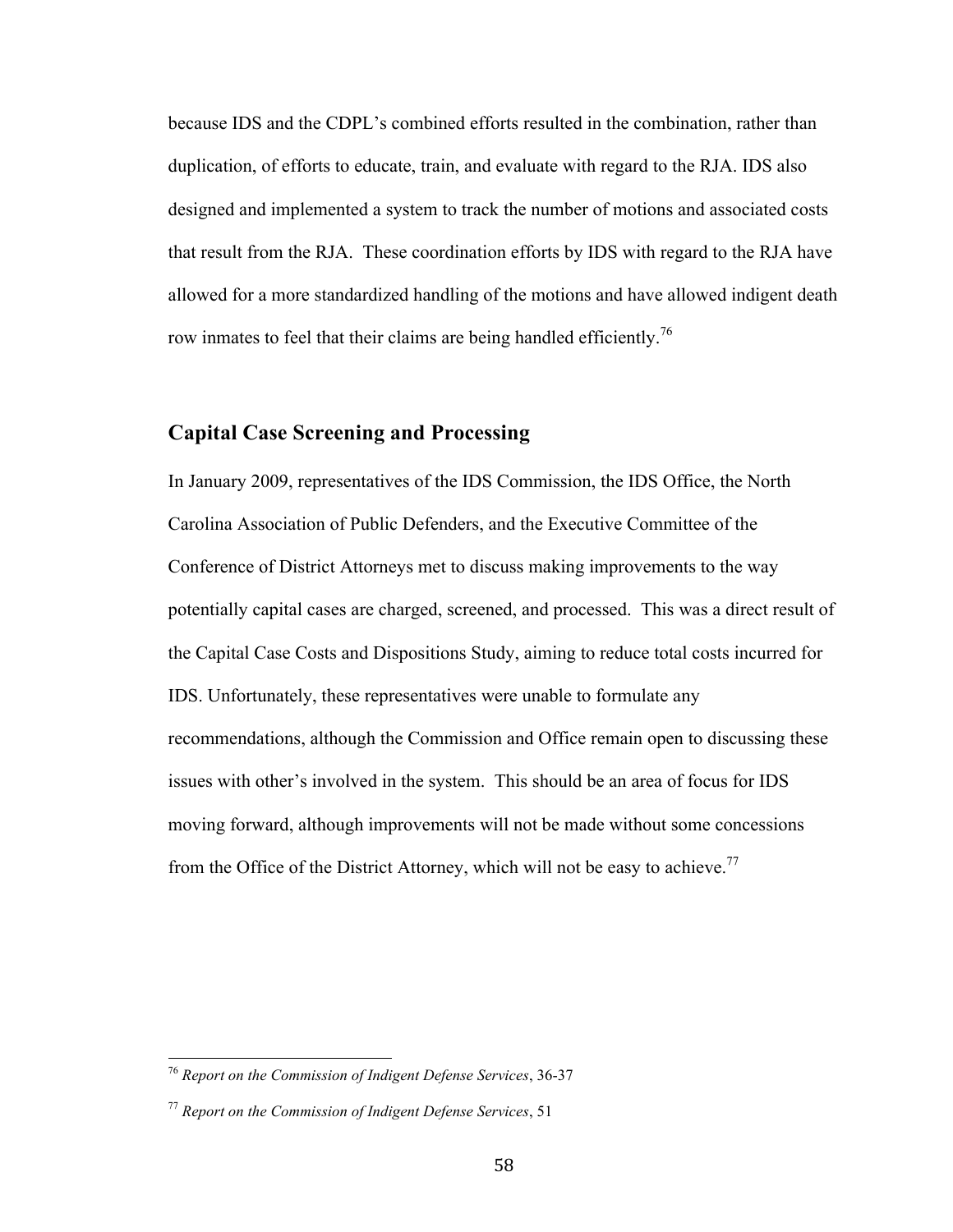because IDS and the CDPL's combined efforts resulted in the combination, rather than duplication, of efforts to educate, train, and evaluate with regard to the RJA. IDS also designed and implemented a system to track the number of motions and associated costs that result from the RJA. These coordination efforts by IDS with regard to the RJA have allowed for a more standardized handling of the motions and have allowed indigent death row inmates to feel that their claims are being handled efficiently.[76]

## Capital Case Screening and Processing

In January 2009, representatives of the IDS Commission, the IDS Office, the North Carolina Association of Public Defenders, and the Executive Committee of the Conference of District Attorneys met to discuss making improvements to the way potentially capital cases are charged, screened, and processed. This was a direct result of the Capital Case Costs and Dispositions Study, aiming to reduce total costs incurred for IDS. Unfortunately, these representatives were unable to formulate any recommendations, although the Commission and Office remain open to discussing these issues with other's involved in the system. This should be an area of focus for IDS moving forward, although improvements will not be made without some concessions from the Office of the District Attorney, which will not be easy to achieve.[77]

---

[76] *Report on the Commission of Indigent Defense Services*, 36-37

[77] *Report on the Commission of Indigent Defense Services*, 51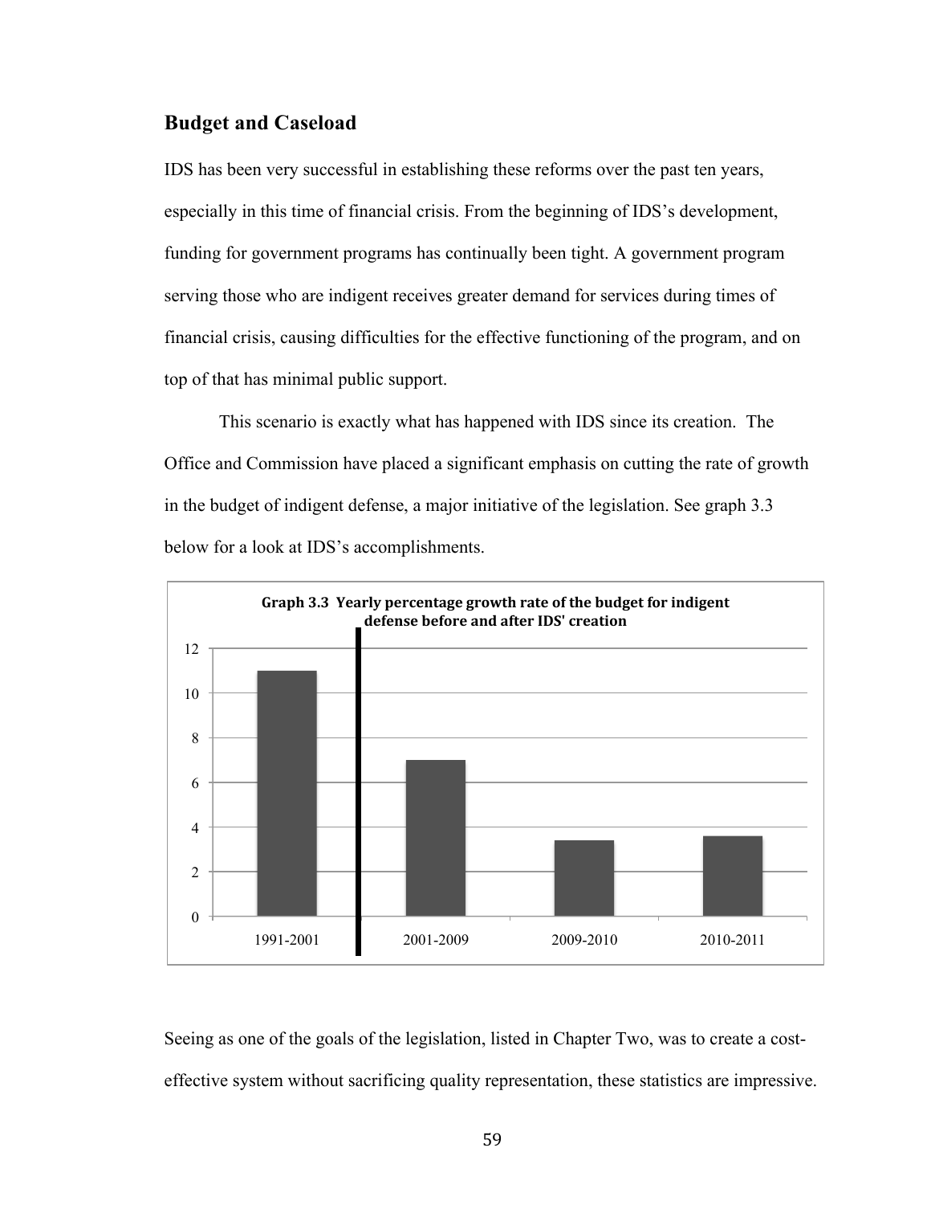## Budget and Caseload

IDS has been very successful in establishing these reforms over the past ten years, especially in this time of financial crisis. From the beginning of IDS's development, funding for government programs has continually been tight. A government program serving those who are indigent receives greater demand for services during times of financial crisis, causing difficulties for the effective functioning of the program, and on top of that has minimal public support.

This scenario is exactly what has happened with IDS since its creation. The Office and Commission have placed a significant emphasis on cutting the rate of growth in the budget of indigent defense, a major initiative of the legislation. See graph 3.3 below for a look at IDS's accomplishments.

**Graph 3.3 Yearly percentage growth rate of the budget for indigent defense before and after IDS' creation**

Seeing as one of the goals of the legislation, listed in Chapter Two, was to create a cost-effective system without sacrificing quality representation, these statistics are impressive.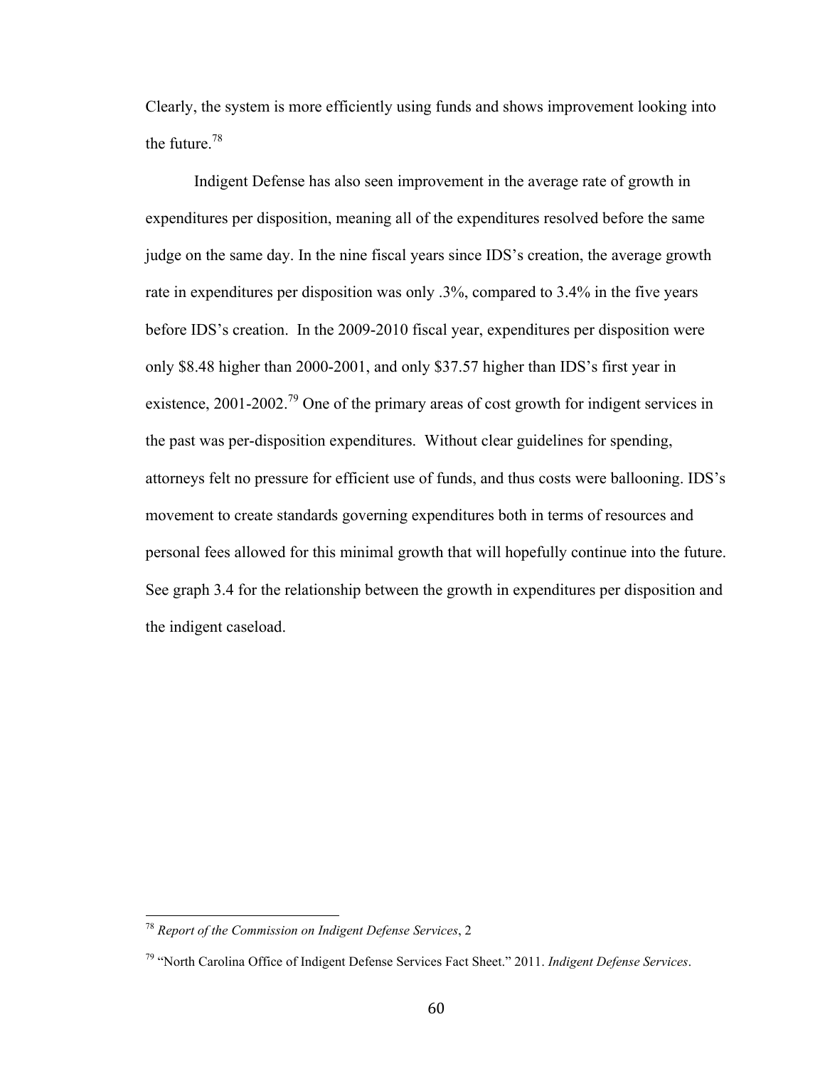Clearly, the system is more efficiently using funds and shows improvement looking into the future.[78]

Indigent Defense has also seen improvement in the average rate of growth in expenditures per disposition, meaning all of the expenditures resolved before the same judge on the same day. In the nine fiscal years since IDS's creation, the average growth rate in expenditures per disposition was only .3%, compared to 3.4% in the five years before IDS's creation. In the 2009-2010 fiscal year, expenditures per disposition were only $8.48 higher than 2000-2001, and only $37.57 higher than IDS's first year in existence, 2001-2002.[79] One of the primary areas of cost growth for indigent services in the past was per-disposition expenditures. Without clear guidelines for spending, attorneys felt no pressure for efficient use of funds, and thus costs were ballooning. IDS's movement to create standards governing expenditures both in terms of resources and personal fees allowed for this minimal growth that will hopefully continue into the future. See graph 3.4 for the relationship between the growth in expenditures per disposition and the indigent caseload.

---

[78] *Report of the Commission on Indigent Defense Services*, 2

[79] "North Carolina Office of Indigent Defense Services Fact Sheet." 2011. *Indigent Defense Services*.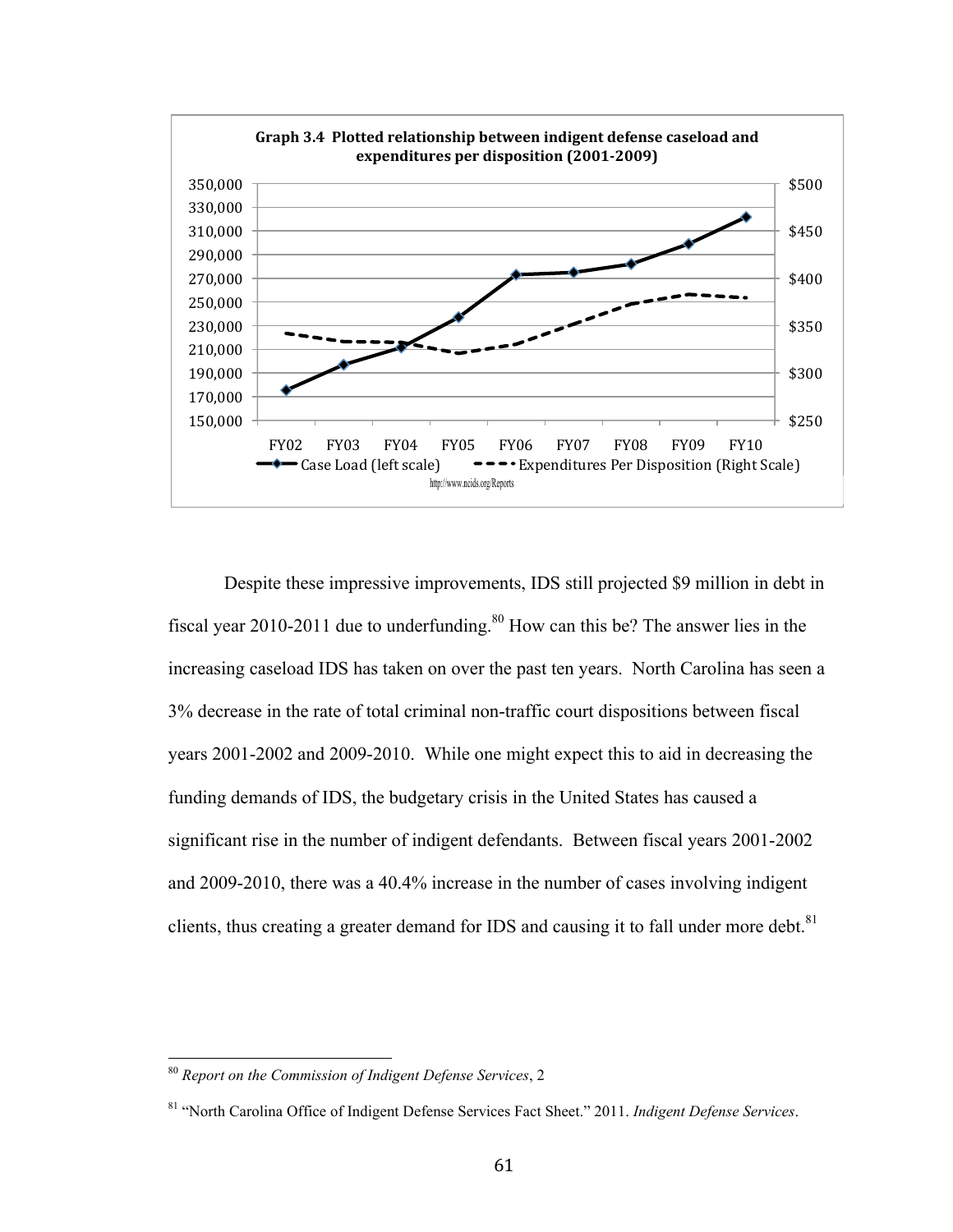**Graph 3.4 Plotted relationship between indigent defense caseload and expenditures per disposition (2001-2009)**

Case Load (left scale) — Expenditures Per Disposition (Right Scale)

http://www.ncids.org/Reports

Despite these impressive improvements, IDS still projected $9 million in debt in fiscal year 2010-2011 due to underfunding.[80] How can this be? The answer lies in the increasing caseload IDS has taken on over the past ten years. North Carolina has seen a 3% decrease in the rate of total criminal non-traffic court dispositions between fiscal years 2001-2002 and 2009-2010. While one might expect this to aid in decreasing the funding demands of IDS, the budgetary crisis in the United States has caused a significant rise in the number of indigent defendants. Between fiscal years 2001-2002 and 2009-2010, there was a 40.4% increase in the number of cases involving indigent clients, thus creating a greater demand for IDS and causing it to fall under more debt.[81]

---

[80] *Report on the Commission of Indigent Defense Services*, 2

[81] "North Carolina Office of Indigent Defense Services Fact Sheet." 2011. *Indigent Defense Services*.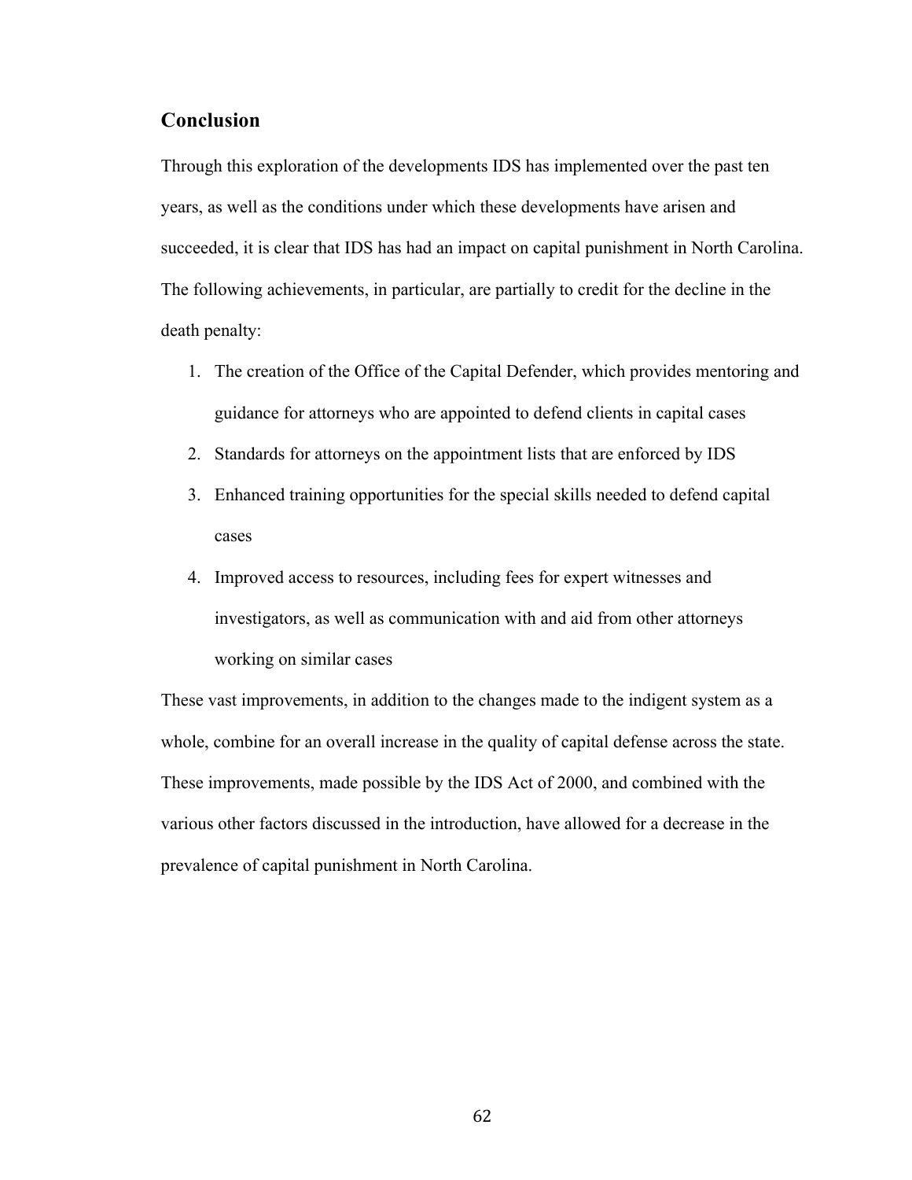## Conclusion

Through this exploration of the developments IDS has implemented over the past ten years, as well as the conditions under which these developments have arisen and succeeded, it is clear that IDS has had an impact on capital punishment in North Carolina. The following achievements, in particular, are partially to credit for the decline in the death penalty:

1. The creation of the Office of the Capital Defender, which provides mentoring and guidance for attorneys who are appointed to defend clients in capital cases
2. Standards for attorneys on the appointment lists that are enforced by IDS
3. Enhanced training opportunities for the special skills needed to defend capital cases
4. Improved access to resources, including fees for expert witnesses and investigators, as well as communication with and aid from other attorneys working on similar cases

These vast improvements, in addition to the changes made to the indigent system as a whole, combine for an overall increase in the quality of capital defense across the state. These improvements, made possible by the IDS Act of 2000, and combined with the various other factors discussed in the introduction, have allowed for a decrease in the prevalence of capital punishment in North Carolina.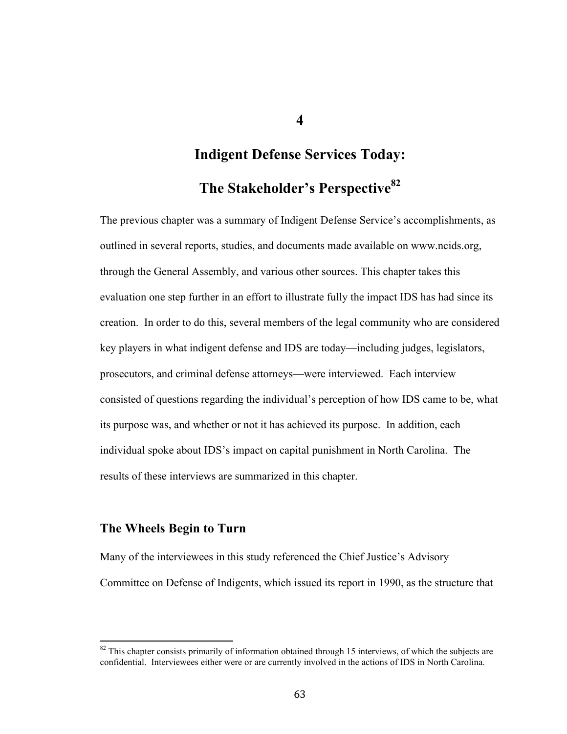# 4

# Indigent Defense Services Today: The Stakeholder's Perspective[82]

The previous chapter was a summary of Indigent Defense Service's accomplishments, as outlined in several reports, studies, and documents made available on www.ncids.org, through the General Assembly, and various other sources. This chapter takes this evaluation one step further in an effort to illustrate fully the impact IDS has had since its creation. In order to do this, several members of the legal community who are considered key players in what indigent defense and IDS are today—including judges, legislators, prosecutors, and criminal defense attorneys—were interviewed. Each interview consisted of questions regarding the individual's perception of how IDS came to be, what its purpose was, and whether or not it has achieved its purpose. In addition, each individual spoke about IDS's impact on capital punishment in North Carolina. The results of these interviews are summarized in this chapter.

## The Wheels Begin to Turn

Many of the interviewees in this study referenced the Chief Justice's Advisory Committee on Defense of Indigents, which issued its report in 1990, as the structure that

---

[82] This chapter consists primarily of information obtained through 15 interviews, of which the subjects are confidential. Interviewees either were or are currently involved in the actions of IDS in North Carolina.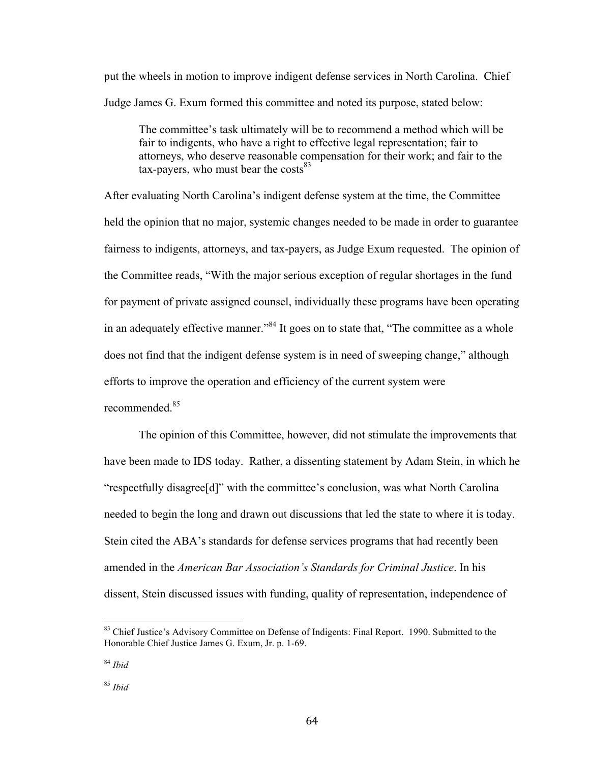put the wheels in motion to improve indigent defense services in North Carolina. Chief Judge James G. Exum formed this committee and noted its purpose, stated below:

> The committee's task ultimately will be to recommend a method which will be fair to indigents, who have a right to effective legal representation; fair to attorneys, who deserve reasonable compensation for their work; and fair to the tax-payers, who must bear the costs[83]

After evaluating North Carolina's indigent defense system at the time, the Committee held the opinion that no major, systemic changes needed to be made in order to guarantee fairness to indigents, attorneys, and tax-payers, as Judge Exum requested. The opinion of the Committee reads, "With the major serious exception of regular shortages in the fund for payment of private assigned counsel, individually these programs have been operating in an adequately effective manner."[84] It goes on to state that, "The committee as a whole does not find that the indigent defense system is in need of sweeping change," although efforts to improve the operation and efficiency of the current system were recommended.[85]

The opinion of this Committee, however, did not stimulate the improvements that have been made to IDS today. Rather, a dissenting statement by Adam Stein, in which he "respectfully disagree[d]" with the committee's conclusion, was what North Carolina needed to begin the long and drawn out discussions that led the state to where it is today. Stein cited the ABA's standards for defense services programs that had recently been amended in the *American Bar Association's Standards for Criminal Justice*. In his dissent, Stein discussed issues with funding, quality of representation, independence of

---

[83] Chief Justice's Advisory Committee on Defense of Indigents: Final Report. 1990. Submitted to the Honorable Chief Justice James G. Exum, Jr. p. 1-69.

[84] *Ibid*

[85] *Ibid*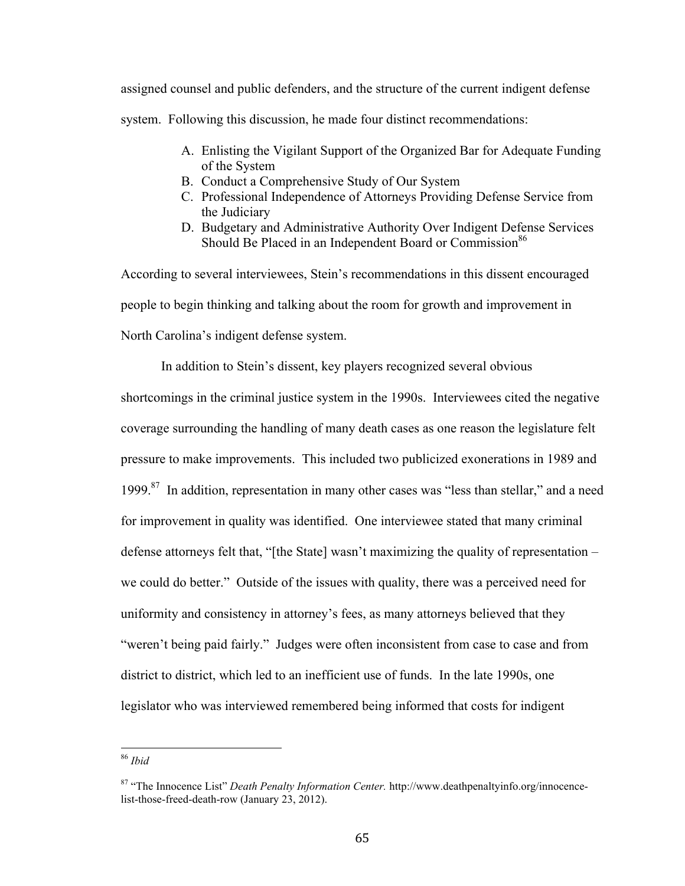assigned counsel and public defenders, and the structure of the current indigent defense system. Following this discussion, he made four distinct recommendations:

A. Enlisting the Vigilant Support of the Organized Bar for Adequate Funding of the System
B. Conduct a Comprehensive Study of Our System
C. Professional Independence of Attorneys Providing Defense Service from the Judiciary
D. Budgetary and Administrative Authority Over Indigent Defense Services Should Be Placed in an Independent Board or Commission[86]

According to several interviewees, Stein's recommendations in this dissent encouraged people to begin thinking and talking about the room for growth and improvement in North Carolina's indigent defense system.

In addition to Stein's dissent, key players recognized several obvious shortcomings in the criminal justice system in the 1990s. Interviewees cited the negative coverage surrounding the handling of many death cases as one reason the legislature felt pressure to make improvements. This included two publicized exonerations in 1989 and 1999.[87] In addition, representation in many other cases was "less than stellar," and a need for improvement in quality was identified. One interviewee stated that many criminal defense attorneys felt that, "[the State] wasn't maximizing the quality of representation – we could do better." Outside of the issues with quality, there was a perceived need for uniformity and consistency in attorney's fees, as many attorneys believed that they "weren't being paid fairly." Judges were often inconsistent from case to case and from district to district, which led to an inefficient use of funds. In the late 1990s, one legislator who was interviewed remembered being informed that costs for indigent

---

[86] *Ibid*

[87] "The Innocence List" *Death Penalty Information Center.* http://www.deathpenaltyinfo.org/innocence-list-those-freed-death-row (January 23, 2012).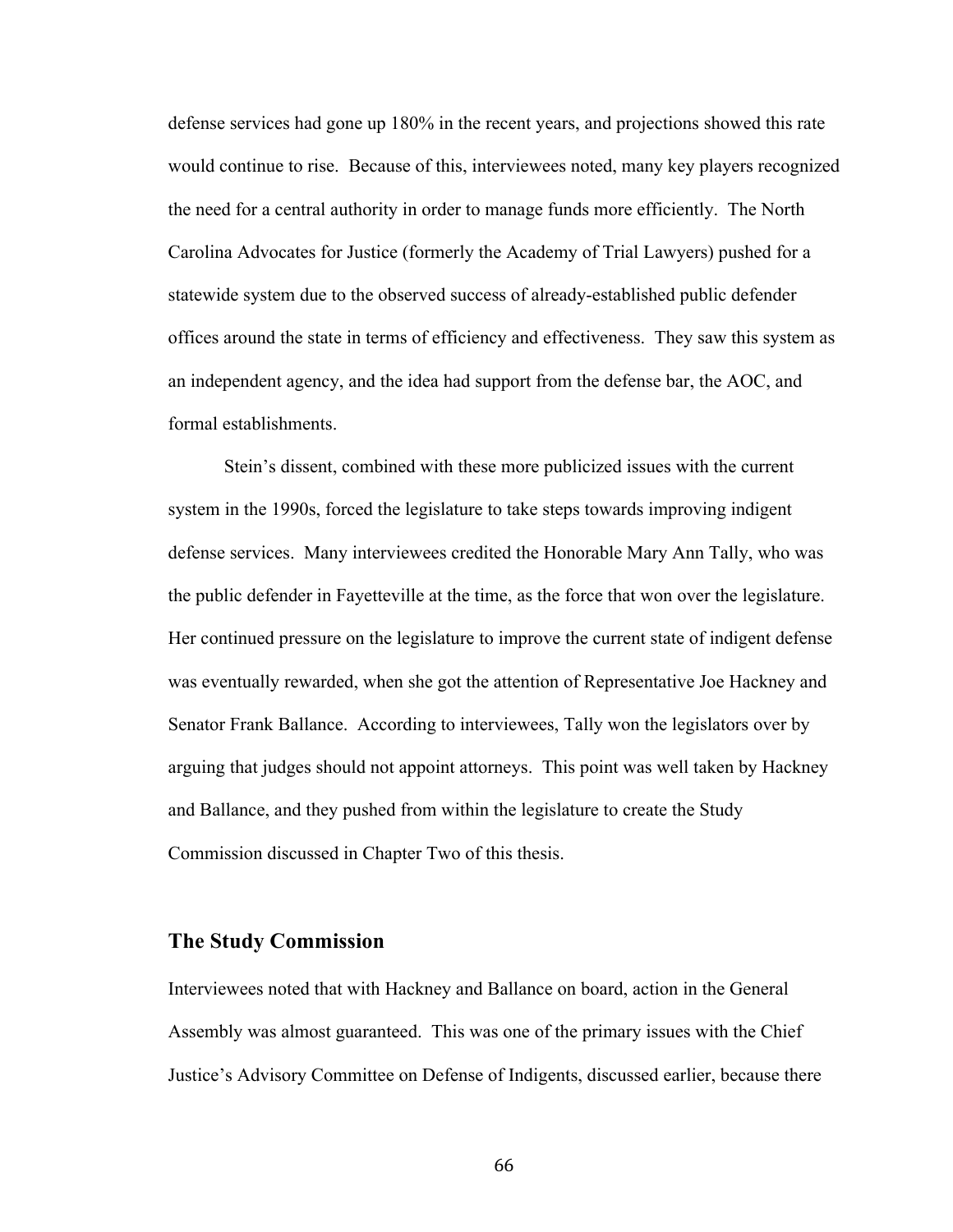defense services had gone up 180% in the recent years, and projections showed this rate would continue to rise. Because of this, interviewees noted, many key players recognized the need for a central authority in order to manage funds more efficiently. The North Carolina Advocates for Justice (formerly the Academy of Trial Lawyers) pushed for a statewide system due to the observed success of already-established public defender offices around the state in terms of efficiency and effectiveness. They saw this system as an independent agency, and the idea had support from the defense bar, the AOC, and formal establishments.

Stein's dissent, combined with these more publicized issues with the current system in the 1990s, forced the legislature to take steps towards improving indigent defense services. Many interviewees credited the Honorable Mary Ann Tally, who was the public defender in Fayetteville at the time, as the force that won over the legislature. Her continued pressure on the legislature to improve the current state of indigent defense was eventually rewarded, when she got the attention of Representative Joe Hackney and Senator Frank Ballance. According to interviewees, Tally won the legislators over by arguing that judges should not appoint attorneys. This point was well taken by Hackney and Ballance, and they pushed from within the legislature to create the Study Commission discussed in Chapter Two of this thesis.

## The Study Commission

Interviewees noted that with Hackney and Ballance on board, action in the General Assembly was almost guaranteed. This was one of the primary issues with the Chief Justice's Advisory Committee on Defense of Indigents, discussed earlier, because there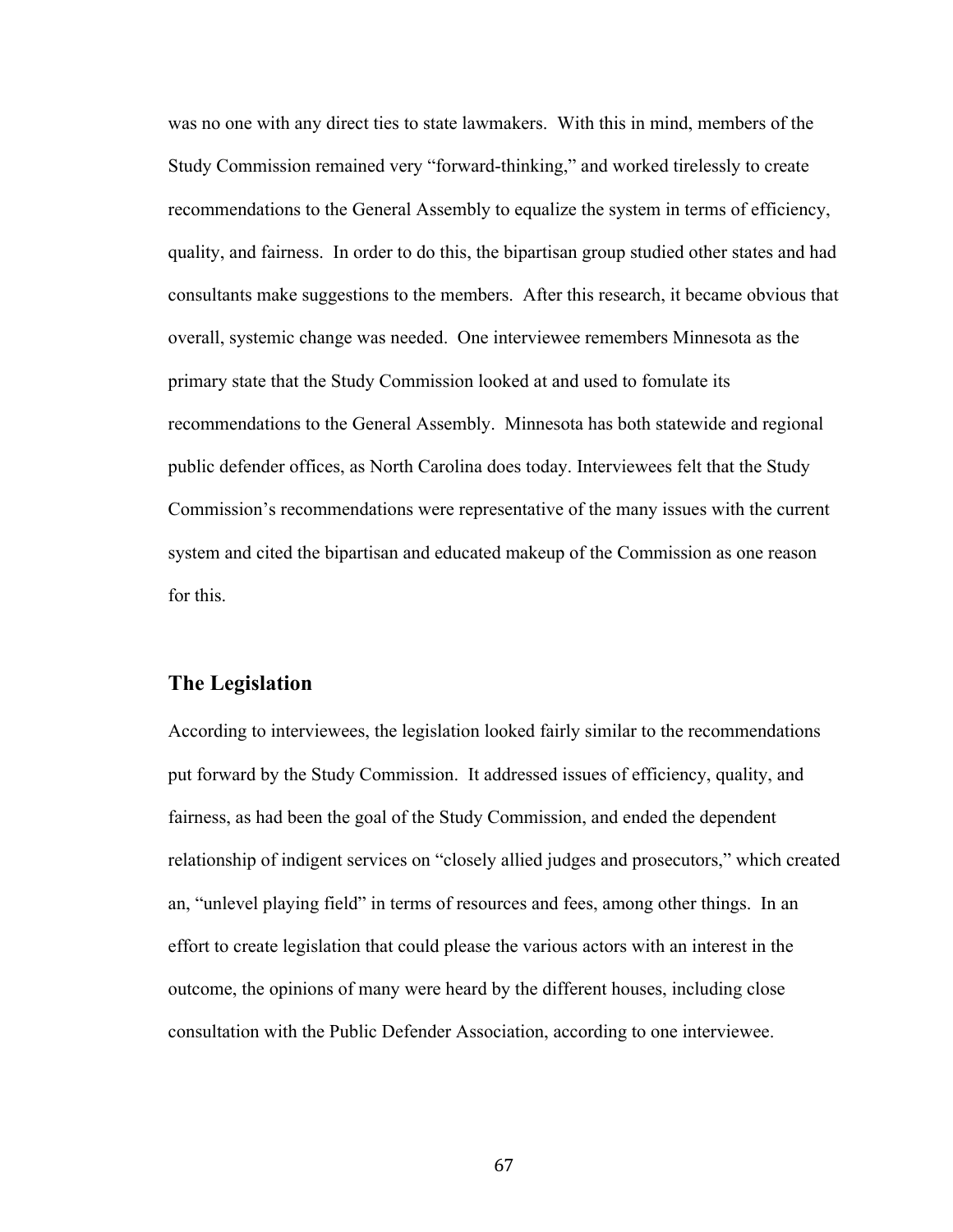was no one with any direct ties to state lawmakers. With this in mind, members of the Study Commission remained very "forward-thinking," and worked tirelessly to create recommendations to the General Assembly to equalize the system in terms of efficiency, quality, and fairness. In order to do this, the bipartisan group studied other states and had consultants make suggestions to the members. After this research, it became obvious that overall, systemic change was needed. One interviewee remembers Minnesota as the primary state that the Study Commission looked at and used to fomulate its recommendations to the General Assembly. Minnesota has both statewide and regional public defender offices, as North Carolina does today. Interviewees felt that the Study Commission's recommendations were representative of the many issues with the current system and cited the bipartisan and educated makeup of the Commission as one reason for this.

## The Legislation

According to interviewees, the legislation looked fairly similar to the recommendations put forward by the Study Commission. It addressed issues of efficiency, quality, and fairness, as had been the goal of the Study Commission, and ended the dependent relationship of indigent services on "closely allied judges and prosecutors," which created an, "unlevel playing field" in terms of resources and fees, among other things. In an effort to create legislation that could please the various actors with an interest in the outcome, the opinions of many were heard by the different houses, including close consultation with the Public Defender Association, according to one interviewee.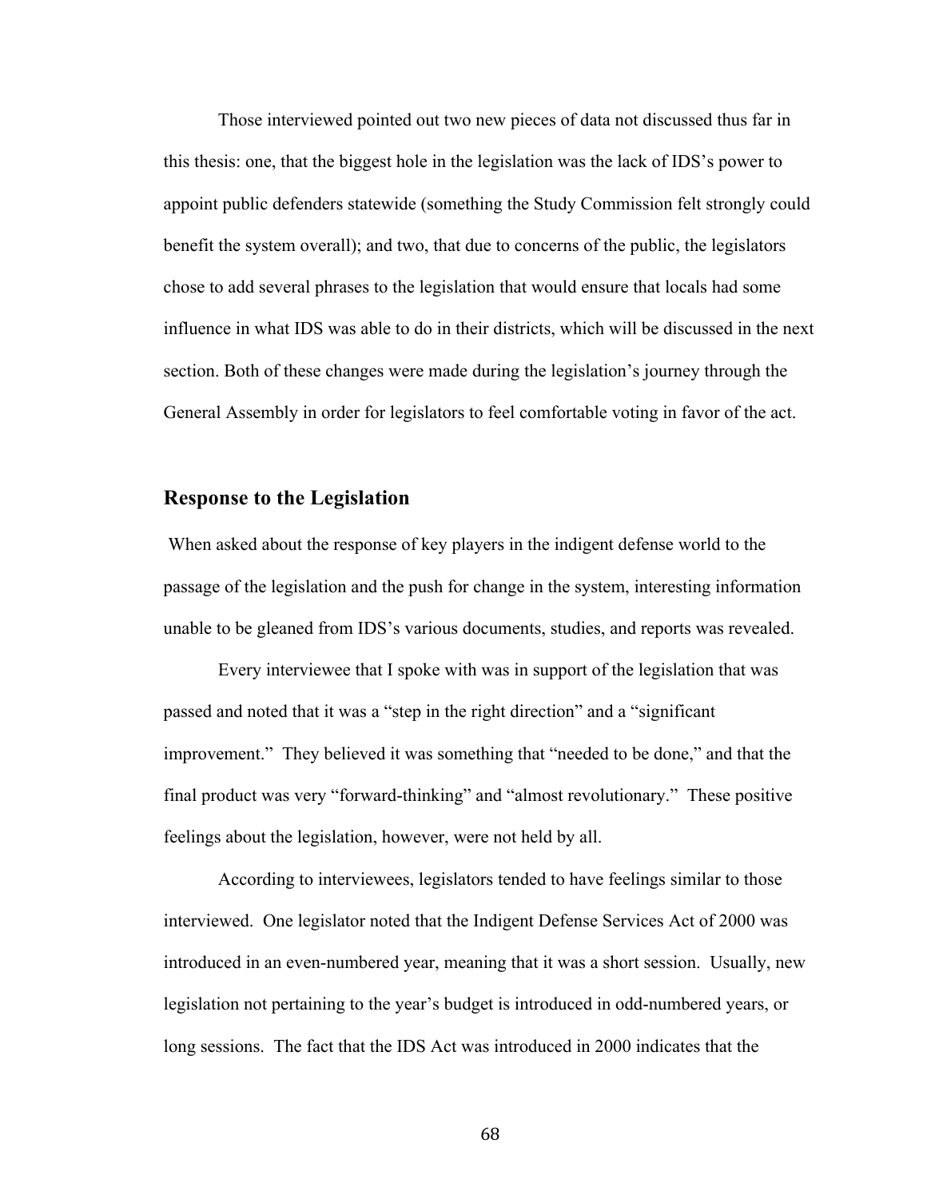Those interviewed pointed out two new pieces of data not discussed thus far in this thesis: one, that the biggest hole in the legislation was the lack of IDS's power to appoint public defenders statewide (something the Study Commission felt strongly could benefit the system overall); and two, that due to concerns of the public, the legislators chose to add several phrases to the legislation that would ensure that locals had some influence in what IDS was able to do in their districts, which will be discussed in the next section. Both of these changes were made during the legislation's journey through the General Assembly in order for legislators to feel comfortable voting in favor of the act.

## Response to the Legislation

When asked about the response of key players in the indigent defense world to the passage of the legislation and the push for change in the system, interesting information unable to be gleaned from IDS's various documents, studies, and reports was revealed.

Every interviewee that I spoke with was in support of the legislation that was passed and noted that it was a "step in the right direction" and a "significant improvement." They believed it was something that "needed to be done," and that the final product was very "forward-thinking" and "almost revolutionary." These positive feelings about the legislation, however, were not held by all.

According to interviewees, legislators tended to have feelings similar to those interviewed. One legislator noted that the Indigent Defense Services Act of 2000 was introduced in an even-numbered year, meaning that it was a short session. Usually, new legislation not pertaining to the year's budget is introduced in odd-numbered years, or long sessions. The fact that the IDS Act was introduced in 2000 indicates that the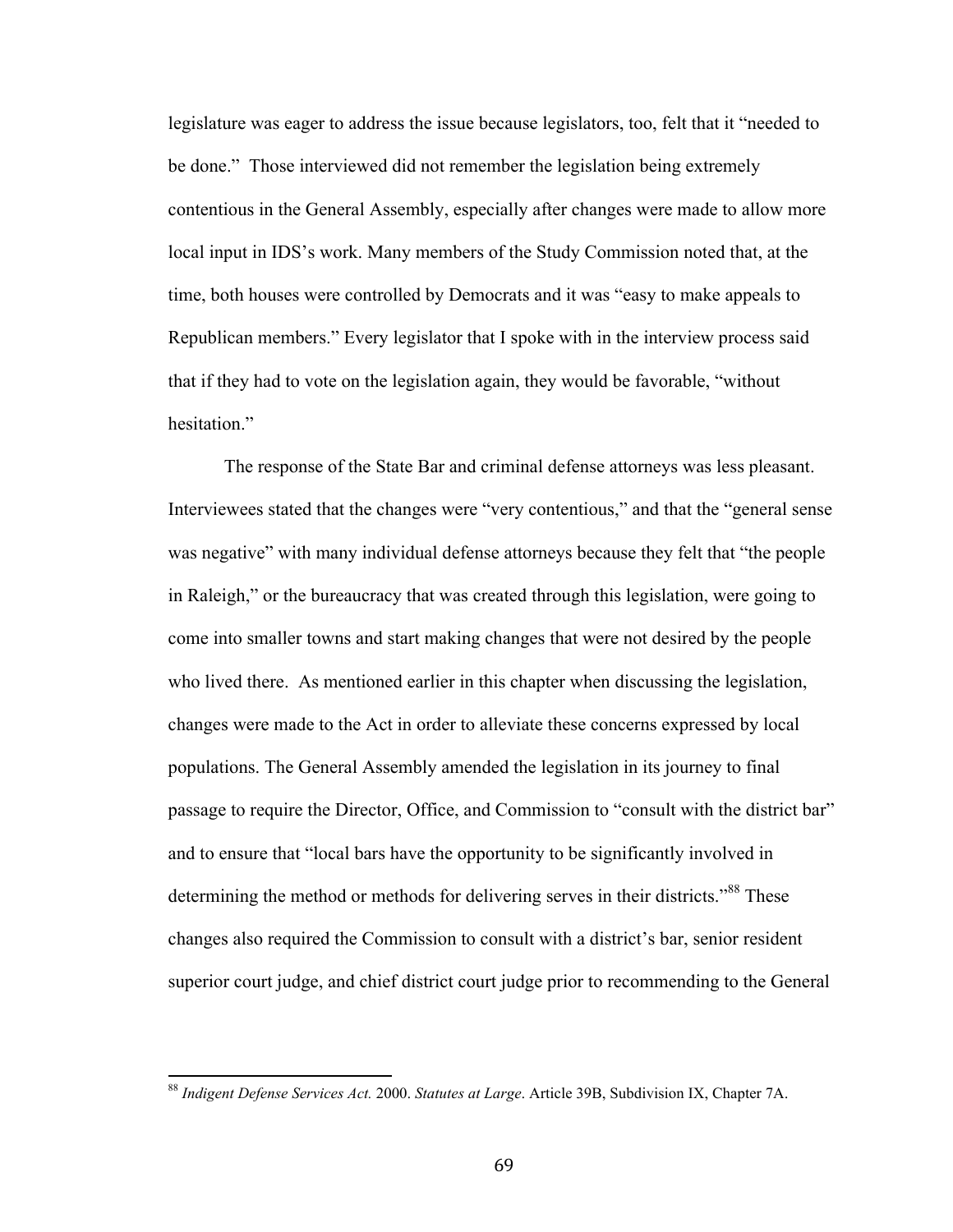legislature was eager to address the issue because legislators, too, felt that it "needed to be done." Those interviewed did not remember the legislation being extremely contentious in the General Assembly, especially after changes were made to allow more local input in IDS's work. Many members of the Study Commission noted that, at the time, both houses were controlled by Democrats and it was "easy to make appeals to Republican members." Every legislator that I spoke with in the interview process said that if they had to vote on the legislation again, they would be favorable, "without hesitation."

The response of the State Bar and criminal defense attorneys was less pleasant. Interviewees stated that the changes were "very contentious," and that the "general sense was negative" with many individual defense attorneys because they felt that "the people in Raleigh," or the bureaucracy that was created through this legislation, were going to come into smaller towns and start making changes that were not desired by the people who lived there. As mentioned earlier in this chapter when discussing the legislation, changes were made to the Act in order to alleviate these concerns expressed by local populations. The General Assembly amended the legislation in its journey to final passage to require the Director, Office, and Commission to "consult with the district bar" and to ensure that "local bars have the opportunity to be significantly involved in determining the method or methods for delivering serves in their districts."[88] These changes also required the Commission to consult with a district's bar, senior resident superior court judge, and chief district court judge prior to recommending to the General

---

[88] *Indigent Defense Services Act.* 2000. *Statutes at Large*. Article 39B, Subdivision IX, Chapter 7A.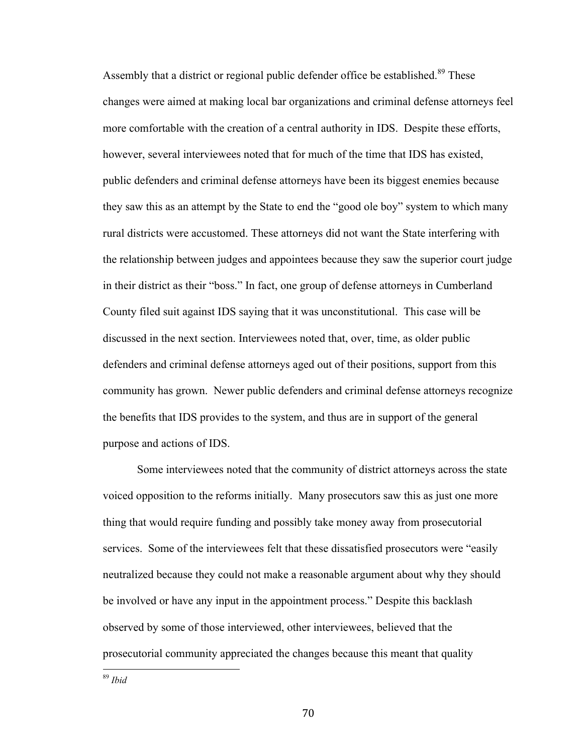Assembly that a district or regional public defender office be established.[89] These changes were aimed at making local bar organizations and criminal defense attorneys feel more comfortable with the creation of a central authority in IDS. Despite these efforts, however, several interviewees noted that for much of the time that IDS has existed, public defenders and criminal defense attorneys have been its biggest enemies because they saw this as an attempt by the State to end the "good ole boy" system to which many rural districts were accustomed. These attorneys did not want the State interfering with the relationship between judges and appointees because they saw the superior court judge in their district as their "boss." In fact, one group of defense attorneys in Cumberland County filed suit against IDS saying that it was unconstitutional. This case will be discussed in the next section. Interviewees noted that, over, time, as older public defenders and criminal defense attorneys aged out of their positions, support from this community has grown. Newer public defenders and criminal defense attorneys recognize the benefits that IDS provides to the system, and thus are in support of the general purpose and actions of IDS.

Some interviewees noted that the community of district attorneys across the state voiced opposition to the reforms initially. Many prosecutors saw this as just one more thing that would require funding and possibly take money away from prosecutorial services. Some of the interviewees felt that these dissatisfied prosecutors were "easily neutralized because they could not make a reasonable argument about why they should be involved or have any input in the appointment process." Despite this backlash observed by some of those interviewed, other interviewees, believed that the prosecutorial community appreciated the changes because this meant that quality

---

[89] *Ibid*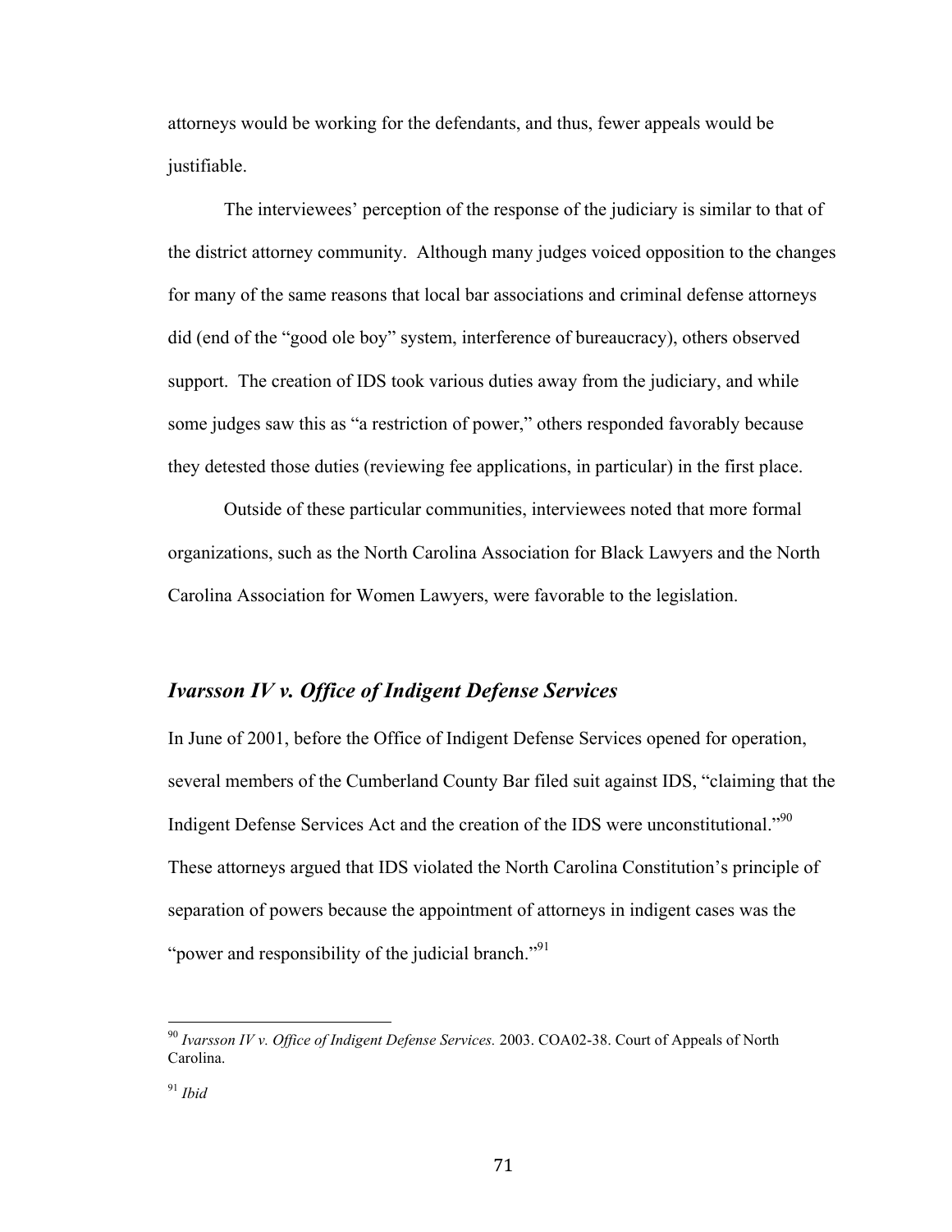attorneys would be working for the defendants, and thus, fewer appeals would be justifiable.

The interviewees' perception of the response of the judiciary is similar to that of the district attorney community. Although many judges voiced opposition to the changes for many of the same reasons that local bar associations and criminal defense attorneys did (end of the "good ole boy" system, interference of bureaucracy), others observed support. The creation of IDS took various duties away from the judiciary, and while some judges saw this as "a restriction of power," others responded favorably because they detested those duties (reviewing fee applications, in particular) in the first place.

Outside of these particular communities, interviewees noted that more formal organizations, such as the North Carolina Association for Black Lawyers and the North Carolina Association for Women Lawyers, were favorable to the legislation.

## *Ivarsson IV v. Office of Indigent Defense Services*

In June of 2001, before the Office of Indigent Defense Services opened for operation, several members of the Cumberland County Bar filed suit against IDS, "claiming that the Indigent Defense Services Act and the creation of the IDS were unconstitutional."[90] These attorneys argued that IDS violated the North Carolina Constitution's principle of separation of powers because the appointment of attorneys in indigent cases was the "power and responsibility of the judicial branch."[91]

---

[90] *Ivarsson IV v. Office of Indigent Defense Services.* 2003. COA02-38. Court of Appeals of North Carolina.

[91] *Ibid*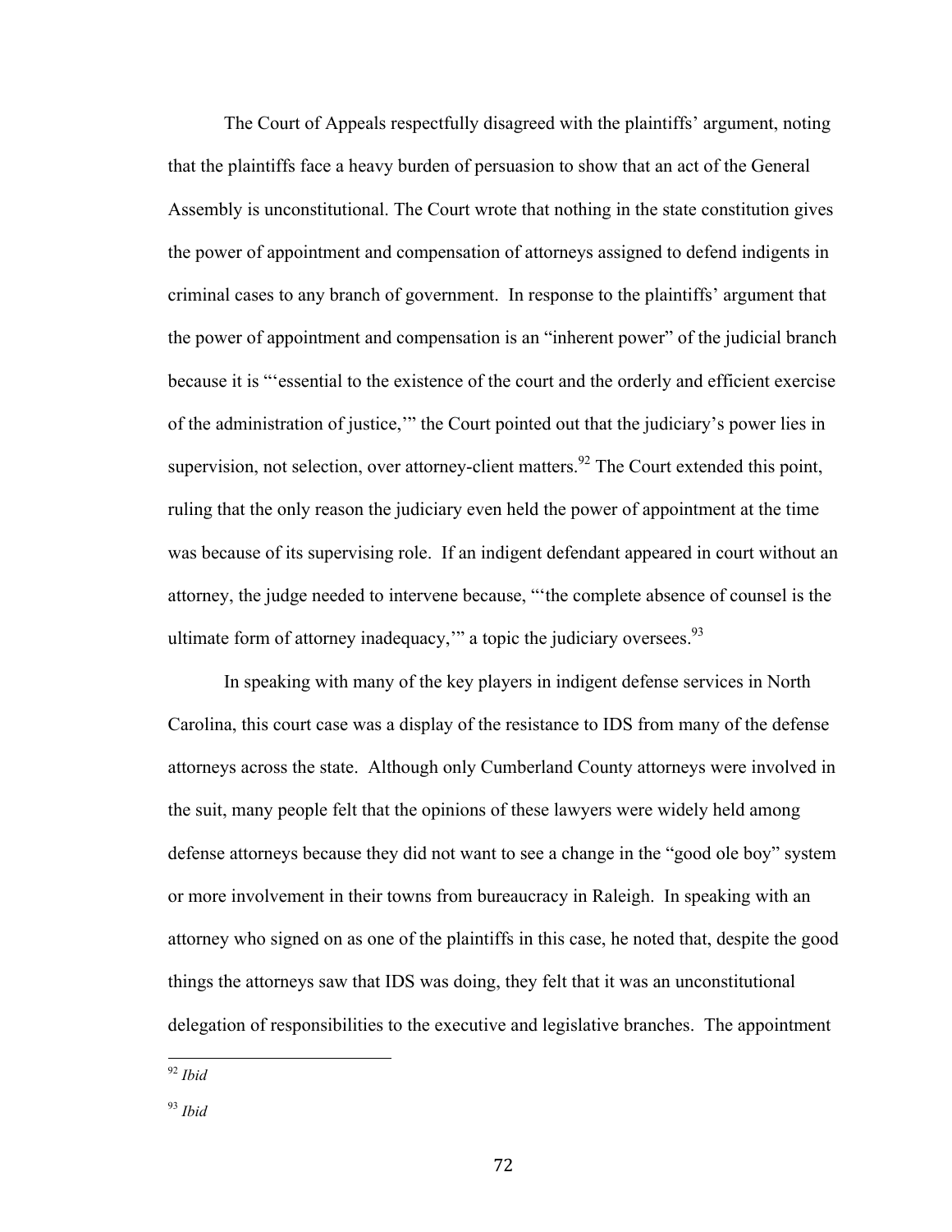The Court of Appeals respectfully disagreed with the plaintiffs' argument, noting that the plaintiffs face a heavy burden of persuasion to show that an act of the General Assembly is unconstitutional. The Court wrote that nothing in the state constitution gives the power of appointment and compensation of attorneys assigned to defend indigents in criminal cases to any branch of government. In response to the plaintiffs' argument that the power of appointment and compensation is an "inherent power" of the judicial branch because it is "'essential to the existence of the court and the orderly and efficient exercise of the administration of justice,'" the Court pointed out that the judiciary's power lies in supervision, not selection, over attorney-client matters.[92] The Court extended this point, ruling that the only reason the judiciary even held the power of appointment at the time was because of its supervising role. If an indigent defendant appeared in court without an attorney, the judge needed to intervene because, "'the complete absence of counsel is the ultimate form of attorney inadequacy,'" a topic the judiciary oversees.[93]

In speaking with many of the key players in indigent defense services in North Carolina, this court case was a display of the resistance to IDS from many of the defense attorneys across the state. Although only Cumberland County attorneys were involved in the suit, many people felt that the opinions of these lawyers were widely held among defense attorneys because they did not want to see a change in the "good ole boy" system or more involvement in their towns from bureaucracy in Raleigh. In speaking with an attorney who signed on as one of the plaintiffs in this case, he noted that, despite the good things the attorneys saw that IDS was doing, they felt that it was an unconstitutional delegation of responsibilities to the executive and legislative branches. The appointment

[92] *Ibid*

[93] *Ibid*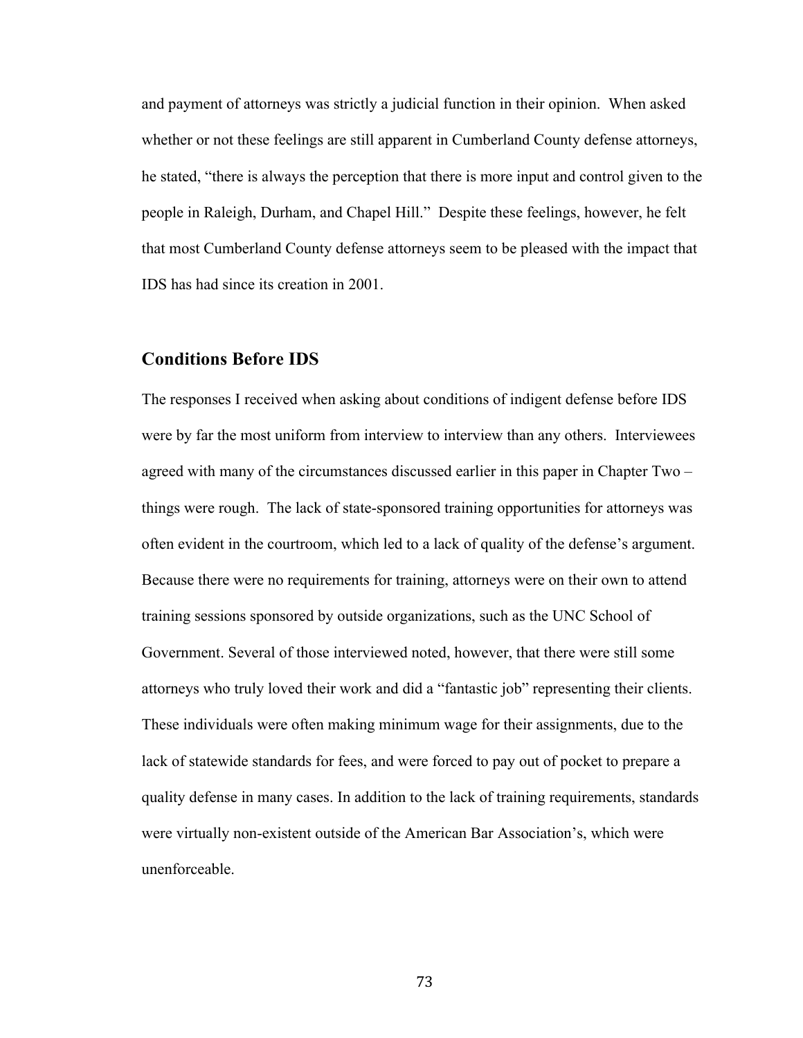and payment of attorneys was strictly a judicial function in their opinion. When asked whether or not these feelings are still apparent in Cumberland County defense attorneys, he stated, "there is always the perception that there is more input and control given to the people in Raleigh, Durham, and Chapel Hill." Despite these feelings, however, he felt that most Cumberland County defense attorneys seem to be pleased with the impact that IDS has had since its creation in 2001.

## Conditions Before IDS

The responses I received when asking about conditions of indigent defense before IDS were by far the most uniform from interview to interview than any others. Interviewees agreed with many of the circumstances discussed earlier in this paper in Chapter Two – things were rough. The lack of state-sponsored training opportunities for attorneys was often evident in the courtroom, which led to a lack of quality of the defense's argument. Because there were no requirements for training, attorneys were on their own to attend training sessions sponsored by outside organizations, such as the UNC School of Government. Several of those interviewed noted, however, that there were still some attorneys who truly loved their work and did a "fantastic job" representing their clients. These individuals were often making minimum wage for their assignments, due to the lack of statewide standards for fees, and were forced to pay out of pocket to prepare a quality defense in many cases. In addition to the lack of training requirements, standards were virtually non-existent outside of the American Bar Association's, which were unenforceable.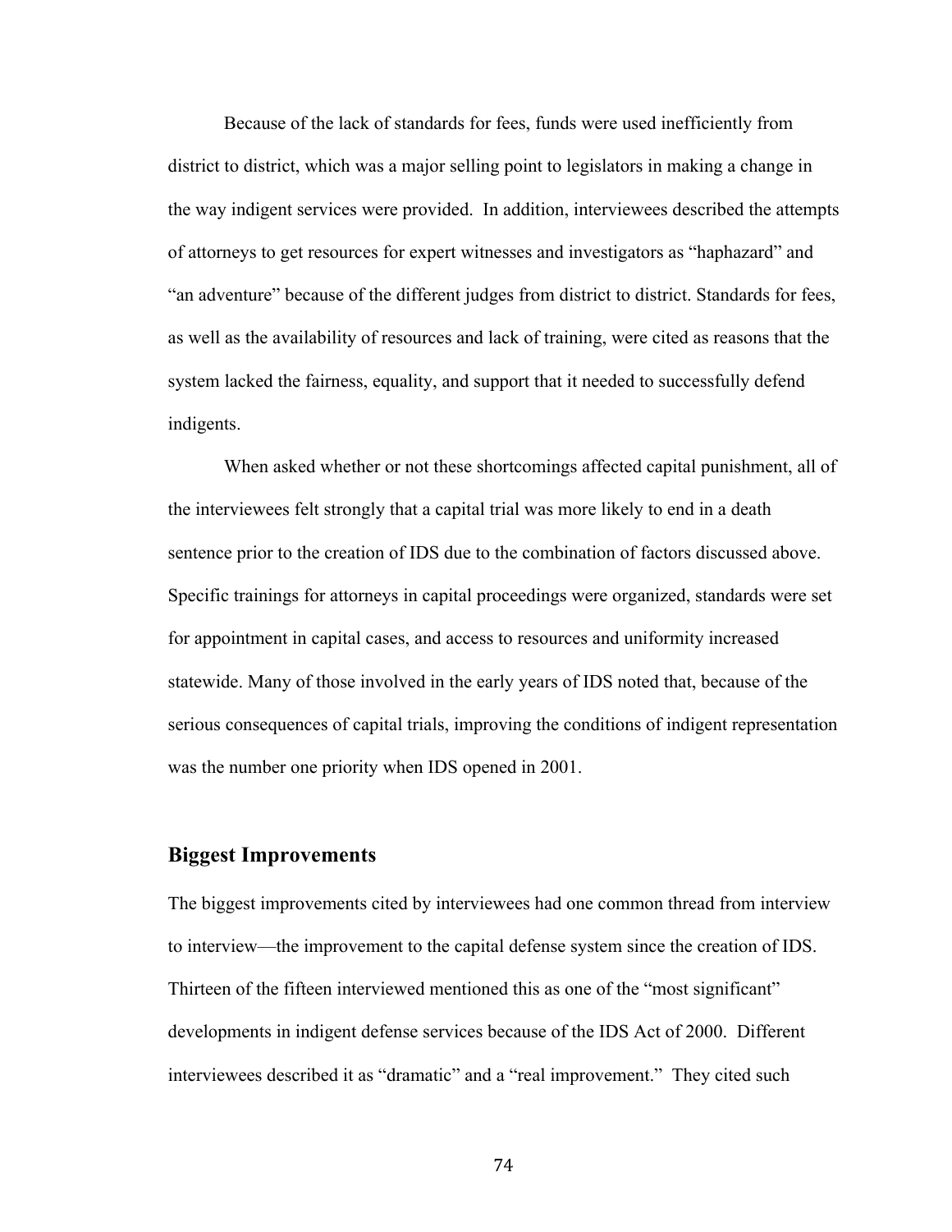Because of the lack of standards for fees, funds were used inefficiently from district to district, which was a major selling point to legislators in making a change in the way indigent services were provided. In addition, interviewees described the attempts of attorneys to get resources for expert witnesses and investigators as "haphazard" and "an adventure" because of the different judges from district to district. Standards for fees, as well as the availability of resources and lack of training, were cited as reasons that the system lacked the fairness, equality, and support that it needed to successfully defend indigents.

When asked whether or not these shortcomings affected capital punishment, all of the interviewees felt strongly that a capital trial was more likely to end in a death sentence prior to the creation of IDS due to the combination of factors discussed above. Specific trainings for attorneys in capital proceedings were organized, standards were set for appointment in capital cases, and access to resources and uniformity increased statewide. Many of those involved in the early years of IDS noted that, because of the serious consequences of capital trials, improving the conditions of indigent representation was the number one priority when IDS opened in 2001.

### Biggest Improvements

The biggest improvements cited by interviewees had one common thread from interview to interview—the improvement to the capital defense system since the creation of IDS. Thirteen of the fifteen interviewed mentioned this as one of the "most significant" developments in indigent defense services because of the IDS Act of 2000. Different interviewees described it as "dramatic" and a "real improvement." They cited such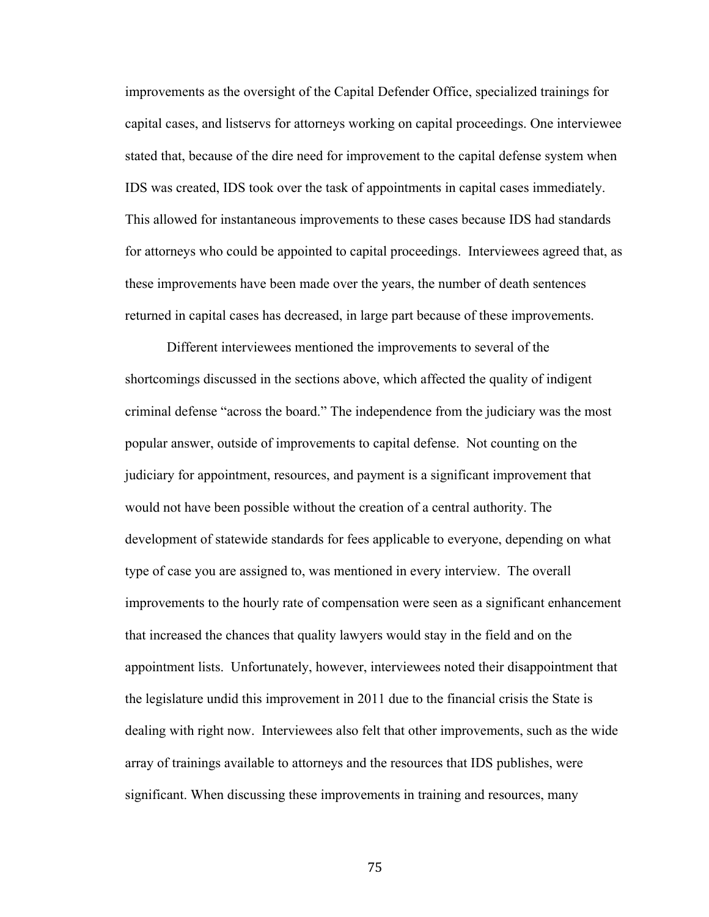improvements as the oversight of the Capital Defender Office, specialized trainings for capital cases, and listservs for attorneys working on capital proceedings. One interviewee stated that, because of the dire need for improvement to the capital defense system when IDS was created, IDS took over the task of appointments in capital cases immediately. This allowed for instantaneous improvements to these cases because IDS had standards for attorneys who could be appointed to capital proceedings. Interviewees agreed that, as these improvements have been made over the years, the number of death sentences returned in capital cases has decreased, in large part because of these improvements.

Different interviewees mentioned the improvements to several of the shortcomings discussed in the sections above, which affected the quality of indigent criminal defense "across the board." The independence from the judiciary was the most popular answer, outside of improvements to capital defense. Not counting on the judiciary for appointment, resources, and payment is a significant improvement that would not have been possible without the creation of a central authority. The development of statewide standards for fees applicable to everyone, depending on what type of case you are assigned to, was mentioned in every interview. The overall improvements to the hourly rate of compensation were seen as a significant enhancement that increased the chances that quality lawyers would stay in the field and on the appointment lists. Unfortunately, however, interviewees noted their disappointment that the legislature undid this improvement in 2011 due to the financial crisis the State is dealing with right now. Interviewees also felt that other improvements, such as the wide array of trainings available to attorneys and the resources that IDS publishes, were significant. When discussing these improvements in training and resources, many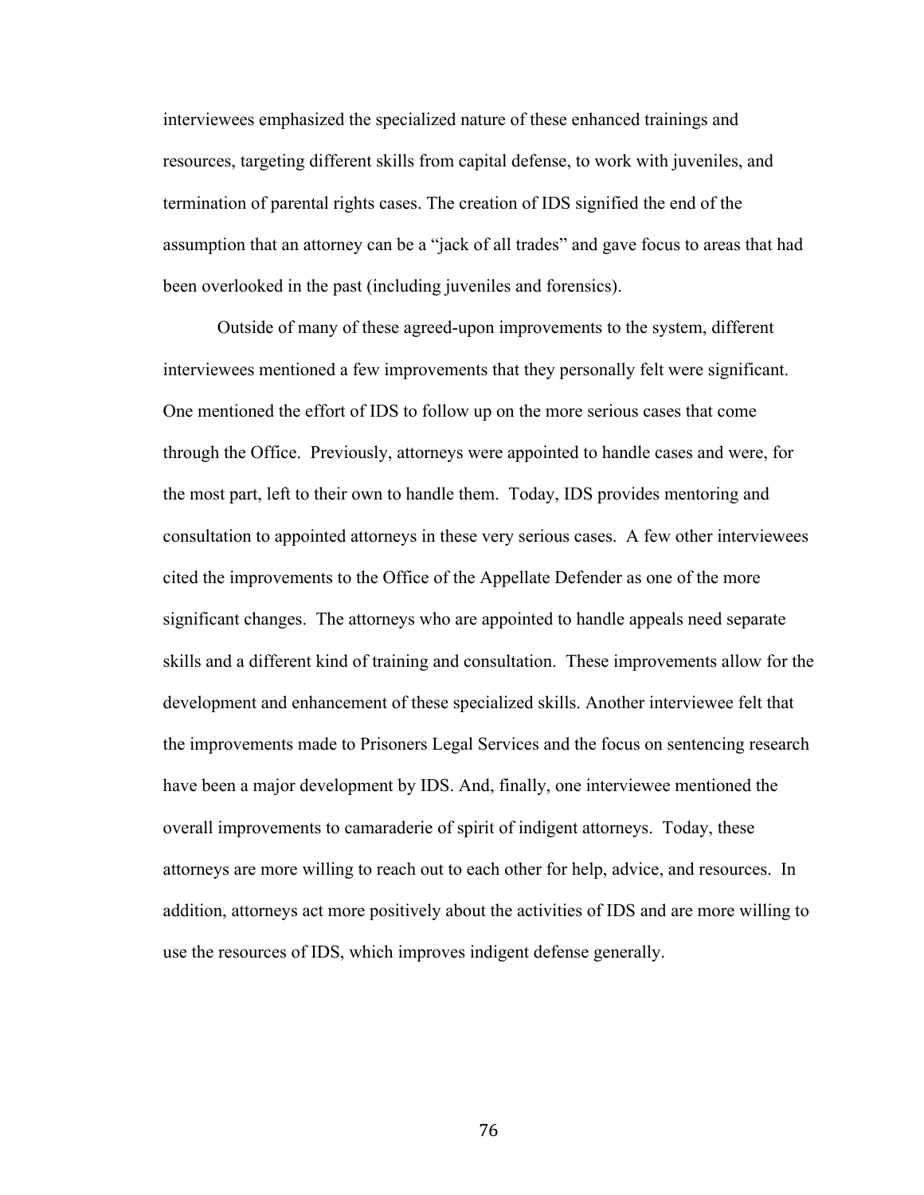interviewees emphasized the specialized nature of these enhanced trainings and resources, targeting different skills from capital defense, to work with juveniles, and termination of parental rights cases. The creation of IDS signified the end of the assumption that an attorney can be a "jack of all trades" and gave focus to areas that had been overlooked in the past (including juveniles and forensics).

Outside of many of these agreed-upon improvements to the system, different interviewees mentioned a few improvements that they personally felt were significant. One mentioned the effort of IDS to follow up on the more serious cases that come through the Office. Previously, attorneys were appointed to handle cases and were, for the most part, left to their own to handle them. Today, IDS provides mentoring and consultation to appointed attorneys in these very serious cases. A few other interviewees cited the improvements to the Office of the Appellate Defender as one of the more significant changes. The attorneys who are appointed to handle appeals need separate skills and a different kind of training and consultation. These improvements allow for the development and enhancement of these specialized skills. Another interviewee felt that the improvements made to Prisoners Legal Services and the focus on sentencing research have been a major development by IDS. And, finally, one interviewee mentioned the overall improvements to camaraderie of spirit of indigent attorneys. Today, these attorneys are more willing to reach out to each other for help, advice, and resources. In addition, attorneys act more positively about the activities of IDS and are more willing to use the resources of IDS, which improves indigent defense generally.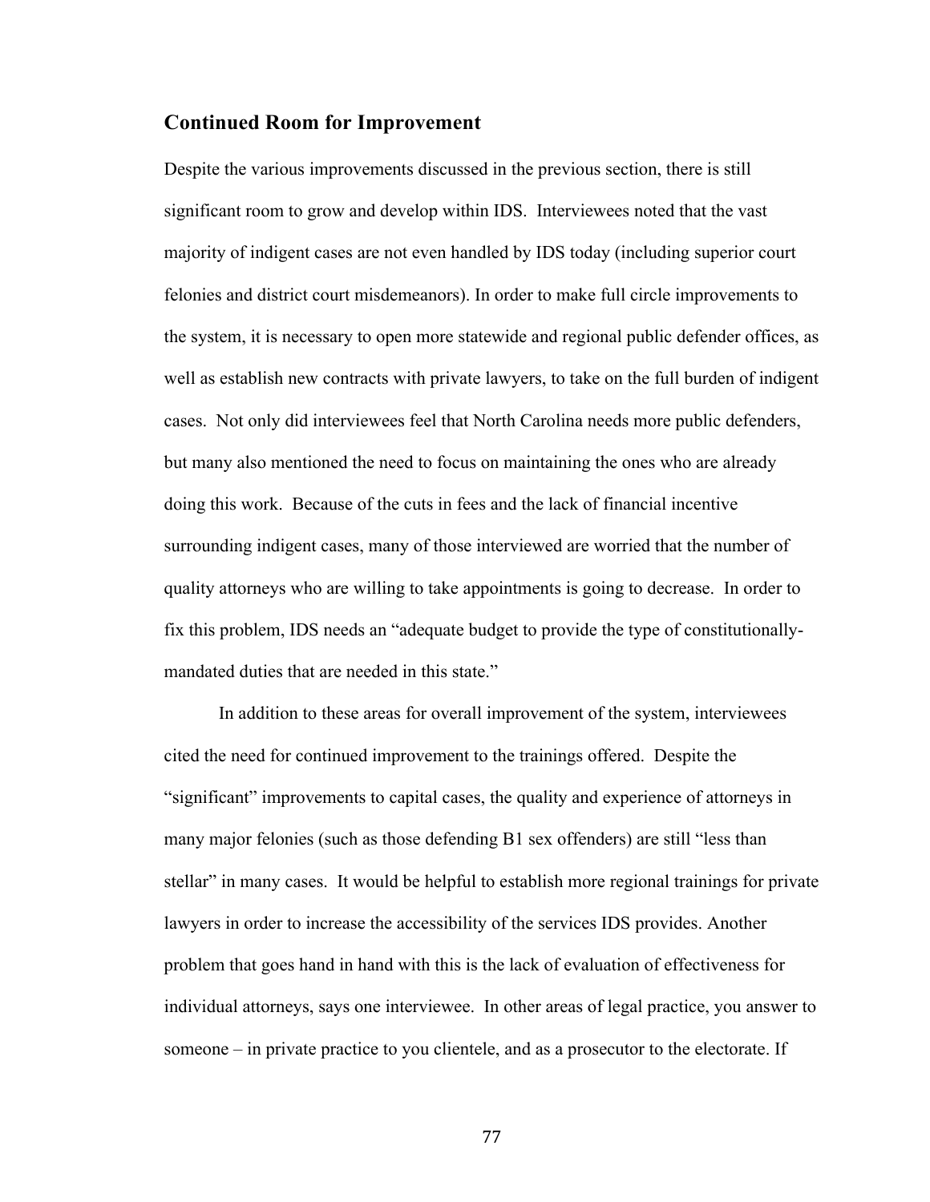## Continued Room for Improvement

Despite the various improvements discussed in the previous section, there is still significant room to grow and develop within IDS. Interviewees noted that the vast majority of indigent cases are not even handled by IDS today (including superior court felonies and district court misdemeanors). In order to make full circle improvements to the system, it is necessary to open more statewide and regional public defender offices, as well as establish new contracts with private lawyers, to take on the full burden of indigent cases. Not only did interviewees feel that North Carolina needs more public defenders, but many also mentioned the need to focus on maintaining the ones who are already doing this work. Because of the cuts in fees and the lack of financial incentive surrounding indigent cases, many of those interviewed are worried that the number of quality attorneys who are willing to take appointments is going to decrease. In order to fix this problem, IDS needs an "adequate budget to provide the type of constitutionally-mandated duties that are needed in this state."

In addition to these areas for overall improvement of the system, interviewees cited the need for continued improvement to the trainings offered. Despite the "significant" improvements to capital cases, the quality and experience of attorneys in many major felonies (such as those defending B1 sex offenders) are still "less than stellar" in many cases. It would be helpful to establish more regional trainings for private lawyers in order to increase the accessibility of the services IDS provides. Another problem that goes hand in hand with this is the lack of evaluation of effectiveness for individual attorneys, says one interviewee. In other areas of legal practice, you answer to someone – in private practice to you clientele, and as a prosecutor to the electorate. If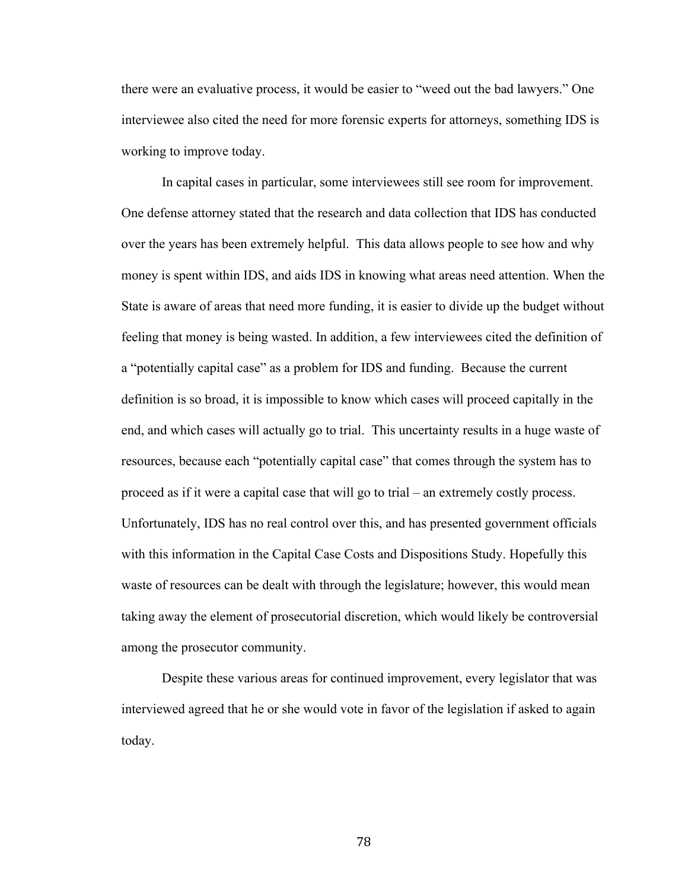there were an evaluative process, it would be easier to "weed out the bad lawyers." One interviewee also cited the need for more forensic experts for attorneys, something IDS is working to improve today.

In capital cases in particular, some interviewees still see room for improvement. One defense attorney stated that the research and data collection that IDS has conducted over the years has been extremely helpful. This data allows people to see how and why money is spent within IDS, and aids IDS in knowing what areas need attention. When the State is aware of areas that need more funding, it is easier to divide up the budget without feeling that money is being wasted. In addition, a few interviewees cited the definition of a "potentially capital case" as a problem for IDS and funding. Because the current definition is so broad, it is impossible to know which cases will proceed capitally in the end, and which cases will actually go to trial. This uncertainty results in a huge waste of resources, because each "potentially capital case" that comes through the system has to proceed as if it were a capital case that will go to trial – an extremely costly process. Unfortunately, IDS has no real control over this, and has presented government officials with this information in the Capital Case Costs and Dispositions Study. Hopefully this waste of resources can be dealt with through the legislature; however, this would mean taking away the element of prosecutorial discretion, which would likely be controversial among the prosecutor community.

Despite these various areas for continued improvement, every legislator that was interviewed agreed that he or she would vote in favor of the legislation if asked to again today.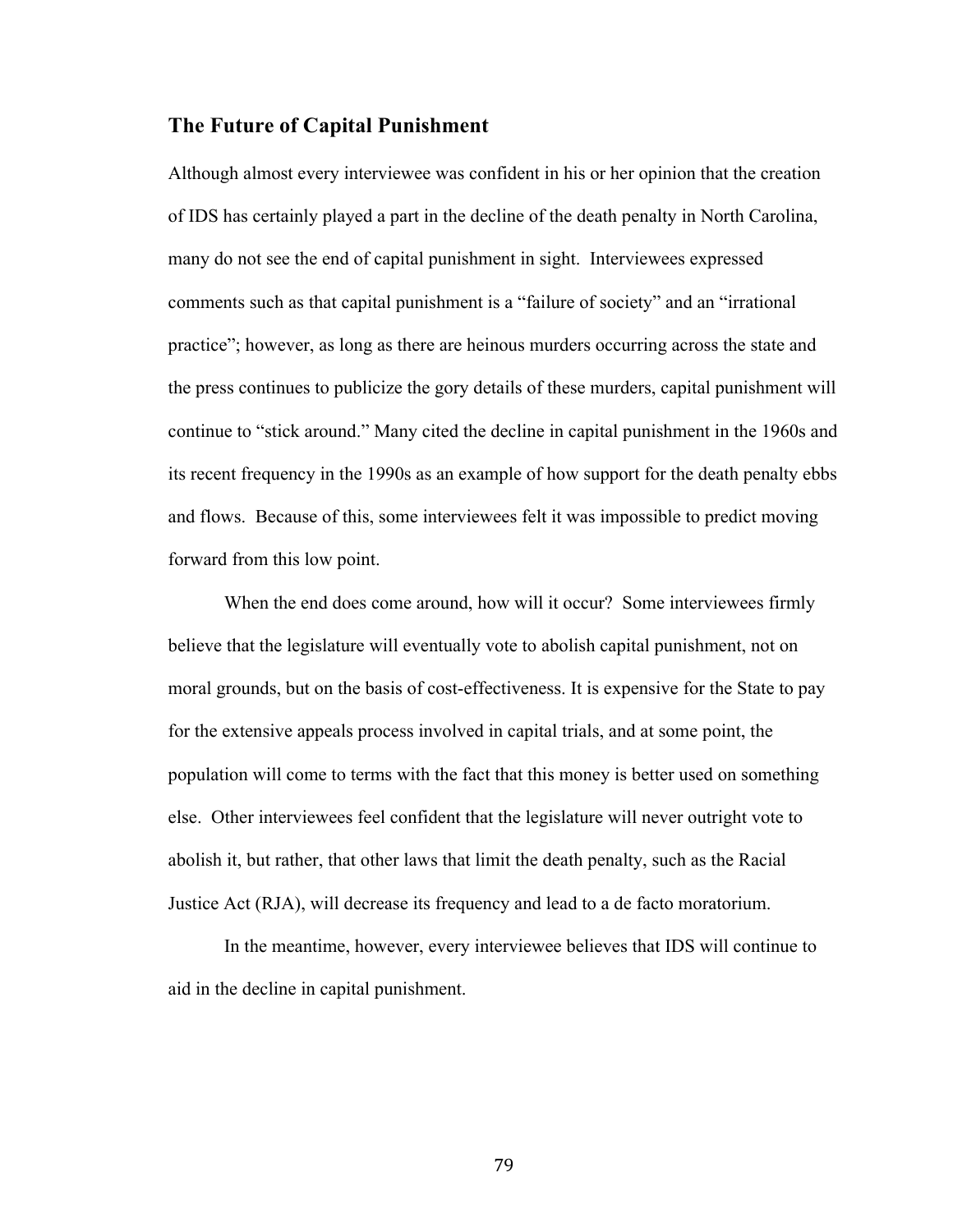## The Future of Capital Punishment

Although almost every interviewee was confident in his or her opinion that the creation of IDS has certainly played a part in the decline of the death penalty in North Carolina, many do not see the end of capital punishment in sight. Interviewees expressed comments such as that capital punishment is a "failure of society" and an "irrational practice"; however, as long as there are heinous murders occurring across the state and the press continues to publicize the gory details of these murders, capital punishment will continue to "stick around." Many cited the decline in capital punishment in the 1960s and its recent frequency in the 1990s as an example of how support for the death penalty ebbs and flows. Because of this, some interviewees felt it was impossible to predict moving forward from this low point.

When the end does come around, how will it occur? Some interviewees firmly believe that the legislature will eventually vote to abolish capital punishment, not on moral grounds, but on the basis of cost-effectiveness. It is expensive for the State to pay for the extensive appeals process involved in capital trials, and at some point, the population will come to terms with the fact that this money is better used on something else. Other interviewees feel confident that the legislature will never outright vote to abolish it, but rather, that other laws that limit the death penalty, such as the Racial Justice Act (RJA), will decrease its frequency and lead to a de facto moratorium.

In the meantime, however, every interviewee believes that IDS will continue to aid in the decline in capital punishment.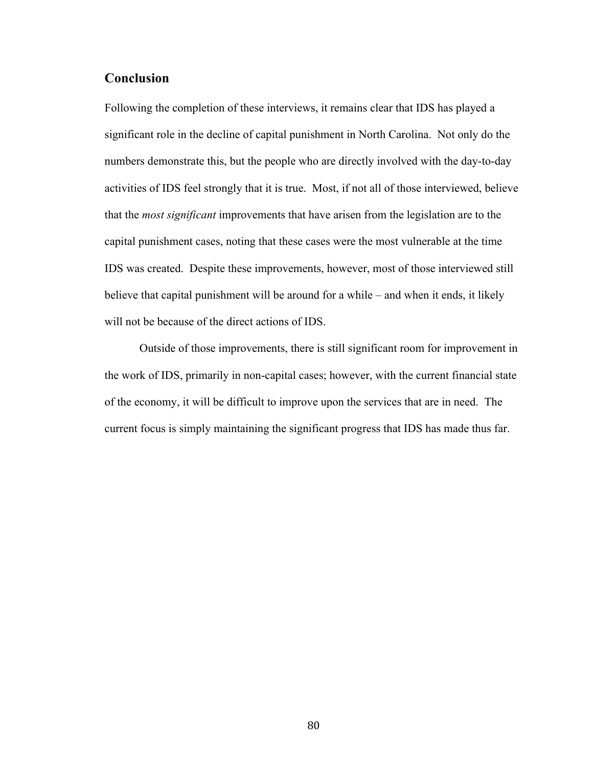## Conclusion

Following the completion of these interviews, it remains clear that IDS has played a significant role in the decline of capital punishment in North Carolina. Not only do the numbers demonstrate this, but the people who are directly involved with the day-to-day activities of IDS feel strongly that it is true. Most, if not all of those interviewed, believe that the *most significant* improvements that have arisen from the legislation are to the capital punishment cases, noting that these cases were the most vulnerable at the time IDS was created. Despite these improvements, however, most of those interviewed still believe that capital punishment will be around for a while – and when it ends, it likely will not be because of the direct actions of IDS.

Outside of those improvements, there is still significant room for improvement in the work of IDS, primarily in non-capital cases; however, with the current financial state of the economy, it will be difficult to improve upon the services that are in need. The current focus is simply maintaining the significant progress that IDS has made thus far.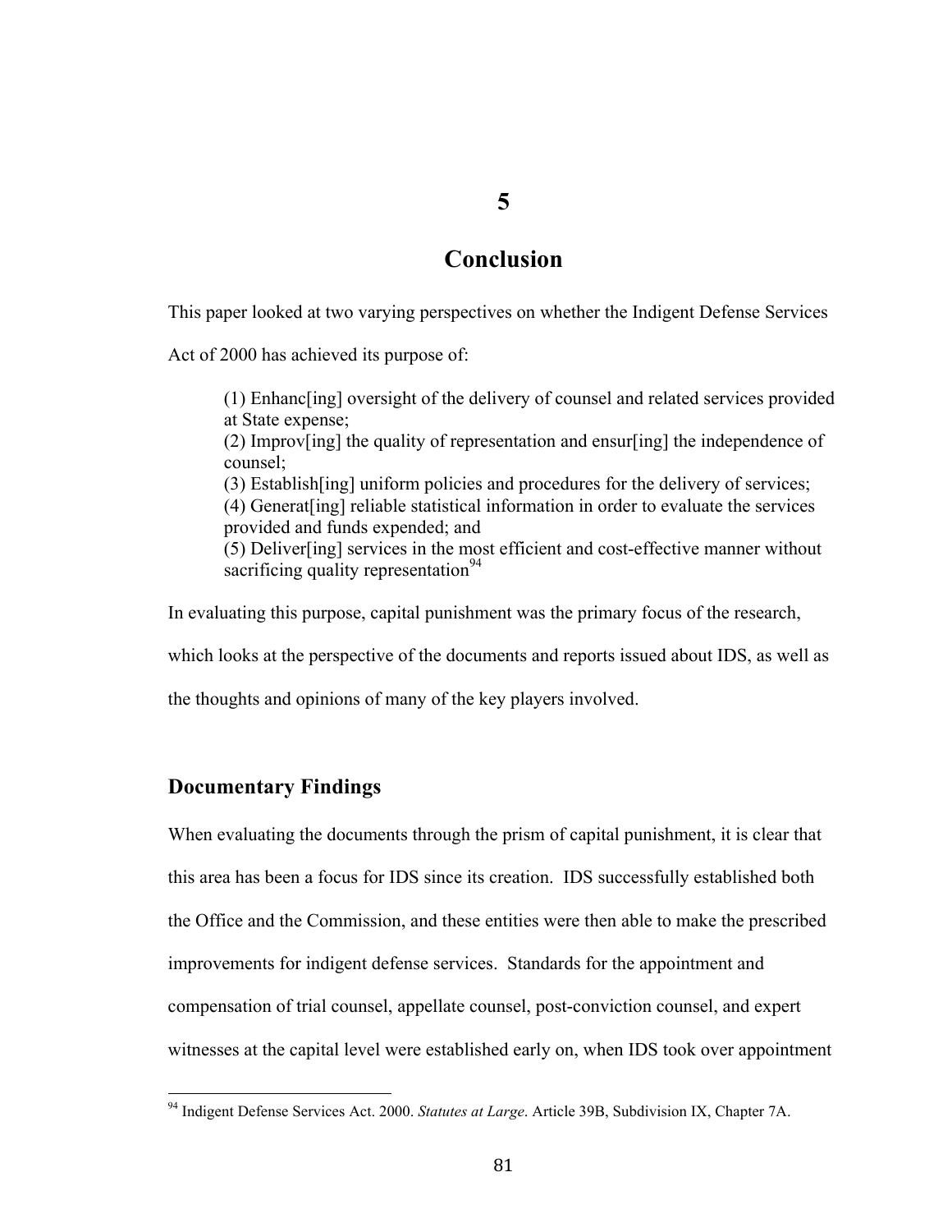# 5

# Conclusion

This paper looked at two varying perspectives on whether the Indigent Defense Services Act of 2000 has achieved its purpose of:

> (1) Enhanc[ing] oversight of the delivery of counsel and related services provided at State expense;
> (2) Improv[ing] the quality of representation and ensur[ing] the independence of counsel;
> (3) Establish[ing] uniform policies and procedures for the delivery of services;
> (4) Generat[ing] reliable statistical information in order to evaluate the services provided and funds expended; and
> (5) Deliver[ing] services in the most efficient and cost-effective manner without sacrificing quality representation[94]

In evaluating this purpose, capital punishment was the primary focus of the research, which looks at the perspective of the documents and reports issued about IDS, as well as the thoughts and opinions of many of the key players involved.

## Documentary Findings

When evaluating the documents through the prism of capital punishment, it is clear that this area has been a focus for IDS since its creation. IDS successfully established both the Office and the Commission, and these entities were then able to make the prescribed improvements for indigent defense services. Standards for the appointment and compensation of trial counsel, appellate counsel, post-conviction counsel, and expert witnesses at the capital level were established early on, when IDS took over appointment

[94] Indigent Defense Services Act. 2000. *Statutes at Large*. Article 39B, Subdivision IX, Chapter 7A.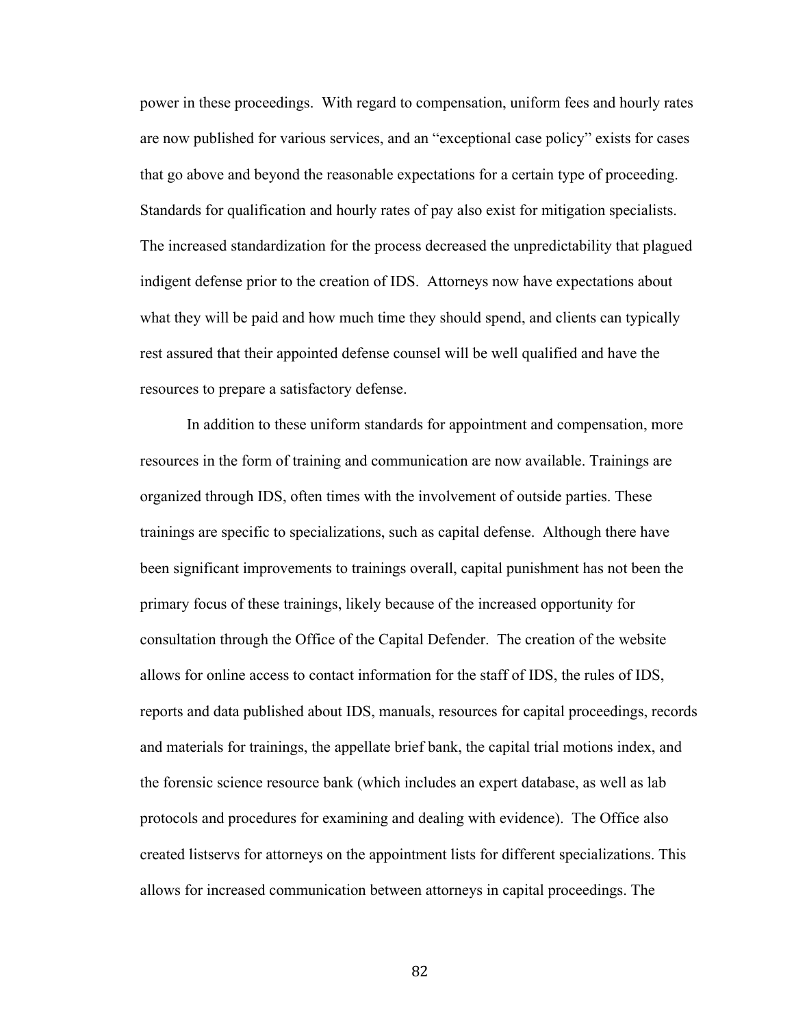power in these proceedings. With regard to compensation, uniform fees and hourly rates are now published for various services, and an "exceptional case policy" exists for cases that go above and beyond the reasonable expectations for a certain type of proceeding. Standards for qualification and hourly rates of pay also exist for mitigation specialists. The increased standardization for the process decreased the unpredictability that plagued indigent defense prior to the creation of IDS. Attorneys now have expectations about what they will be paid and how much time they should spend, and clients can typically rest assured that their appointed defense counsel will be well qualified and have the resources to prepare a satisfactory defense.

In addition to these uniform standards for appointment and compensation, more resources in the form of training and communication are now available. Trainings are organized through IDS, often times with the involvement of outside parties. These trainings are specific to specializations, such as capital defense. Although there have been significant improvements to trainings overall, capital punishment has not been the primary focus of these trainings, likely because of the increased opportunity for consultation through the Office of the Capital Defender. The creation of the website allows for online access to contact information for the staff of IDS, the rules of IDS, reports and data published about IDS, manuals, resources for capital proceedings, records and materials for trainings, the appellate brief bank, the capital trial motions index, and the forensic science resource bank (which includes an expert database, as well as lab protocols and procedures for examining and dealing with evidence). The Office also created listservs for attorneys on the appointment lists for different specializations. This allows for increased communication between attorneys in capital proceedings. The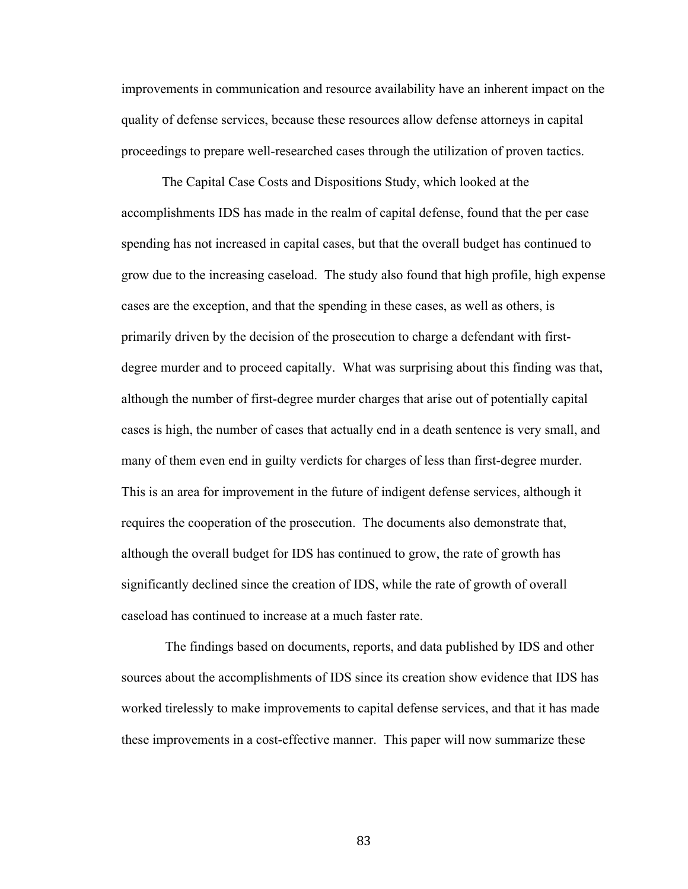improvements in communication and resource availability have an inherent impact on the quality of defense services, because these resources allow defense attorneys in capital proceedings to prepare well-researched cases through the utilization of proven tactics.

The Capital Case Costs and Dispositions Study, which looked at the accomplishments IDS has made in the realm of capital defense, found that the per case spending has not increased in capital cases, but that the overall budget has continued to grow due to the increasing caseload. The study also found that high profile, high expense cases are the exception, and that the spending in these cases, as well as others, is primarily driven by the decision of the prosecution to charge a defendant with first-degree murder and to proceed capitally. What was surprising about this finding was that, although the number of first-degree murder charges that arise out of potentially capital cases is high, the number of cases that actually end in a death sentence is very small, and many of them even end in guilty verdicts for charges of less than first-degree murder. This is an area for improvement in the future of indigent defense services, although it requires the cooperation of the prosecution. The documents also demonstrate that, although the overall budget for IDS has continued to grow, the rate of growth has significantly declined since the creation of IDS, while the rate of growth of overall caseload has continued to increase at a much faster rate.

The findings based on documents, reports, and data published by IDS and other sources about the accomplishments of IDS since its creation show evidence that IDS has worked tirelessly to make improvements to capital defense services, and that it has made these improvements in a cost-effective manner. This paper will now summarize these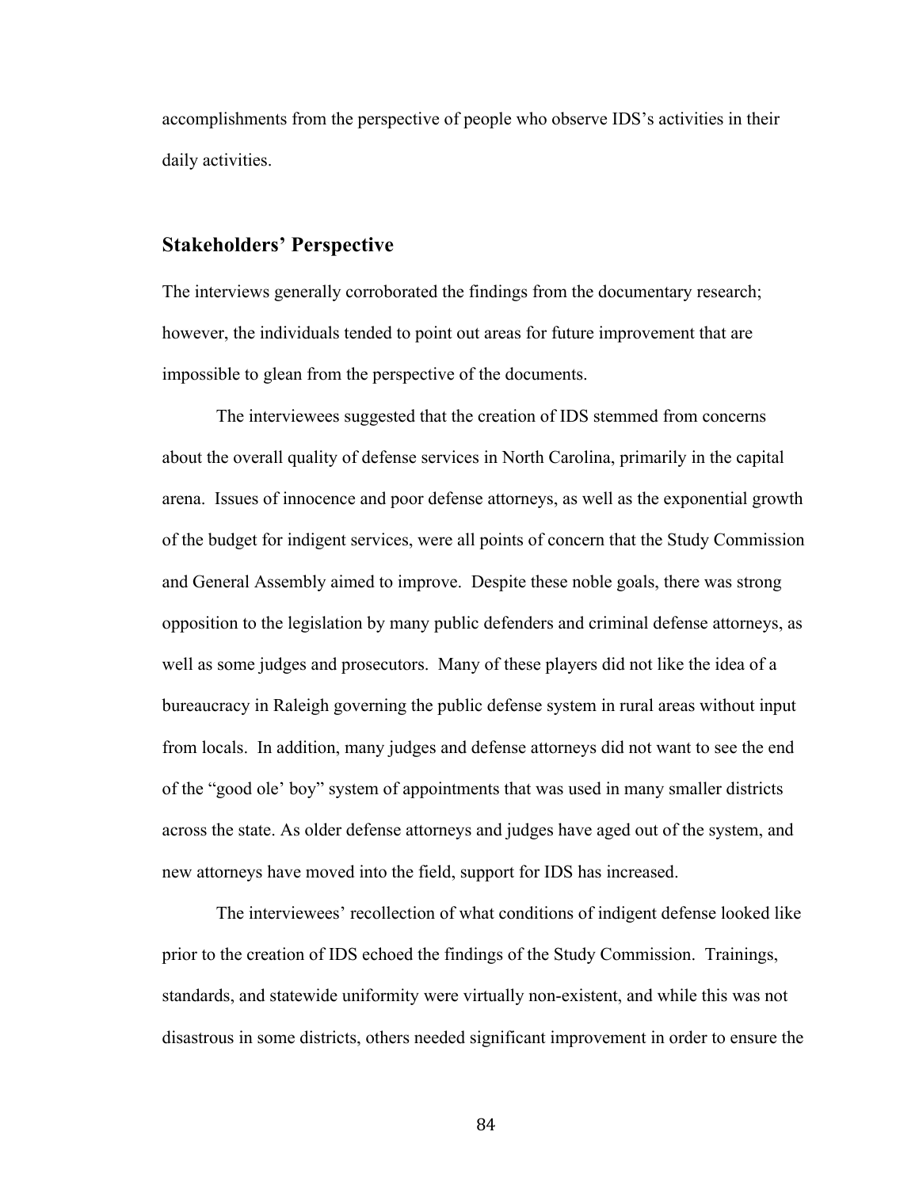accomplishments from the perspective of people who observe IDS's activities in their daily activities.

## Stakeholders' Perspective

The interviews generally corroborated the findings from the documentary research; however, the individuals tended to point out areas for future improvement that are impossible to glean from the perspective of the documents.

The interviewees suggested that the creation of IDS stemmed from concerns about the overall quality of defense services in North Carolina, primarily in the capital arena. Issues of innocence and poor defense attorneys, as well as the exponential growth of the budget for indigent services, were all points of concern that the Study Commission and General Assembly aimed to improve. Despite these noble goals, there was strong opposition to the legislation by many public defenders and criminal defense attorneys, as well as some judges and prosecutors. Many of these players did not like the idea of a bureaucracy in Raleigh governing the public defense system in rural areas without input from locals. In addition, many judges and defense attorneys did not want to see the end of the "good ole' boy" system of appointments that was used in many smaller districts across the state. As older defense attorneys and judges have aged out of the system, and new attorneys have moved into the field, support for IDS has increased.

The interviewees' recollection of what conditions of indigent defense looked like prior to the creation of IDS echoed the findings of the Study Commission. Trainings, standards, and statewide uniformity were virtually non-existent, and while this was not disastrous in some districts, others needed significant improvement in order to ensure the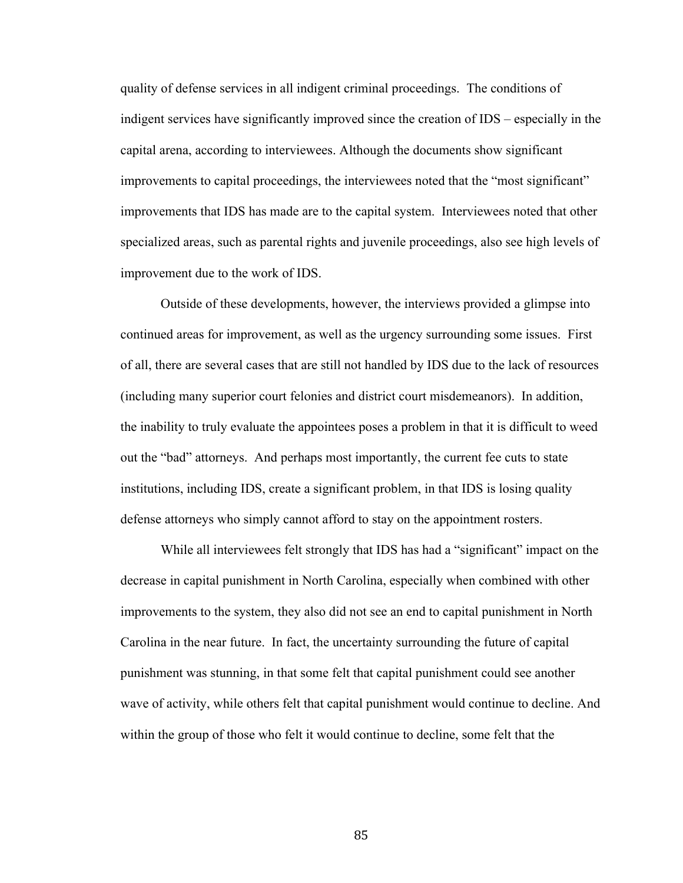quality of defense services in all indigent criminal proceedings. The conditions of indigent services have significantly improved since the creation of IDS – especially in the capital arena, according to interviewees. Although the documents show significant improvements to capital proceedings, the interviewees noted that the "most significant" improvements that IDS has made are to the capital system. Interviewees noted that other specialized areas, such as parental rights and juvenile proceedings, also see high levels of improvement due to the work of IDS.

Outside of these developments, however, the interviews provided a glimpse into continued areas for improvement, as well as the urgency surrounding some issues. First of all, there are several cases that are still not handled by IDS due to the lack of resources (including many superior court felonies and district court misdemeanors). In addition, the inability to truly evaluate the appointees poses a problem in that it is difficult to weed out the "bad" attorneys. And perhaps most importantly, the current fee cuts to state institutions, including IDS, create a significant problem, in that IDS is losing quality defense attorneys who simply cannot afford to stay on the appointment rosters.

While all interviewees felt strongly that IDS has had a "significant" impact on the decrease in capital punishment in North Carolina, especially when combined with other improvements to the system, they also did not see an end to capital punishment in North Carolina in the near future. In fact, the uncertainty surrounding the future of capital punishment was stunning, in that some felt that capital punishment could see another wave of activity, while others felt that capital punishment would continue to decline. And within the group of those who felt it would continue to decline, some felt that the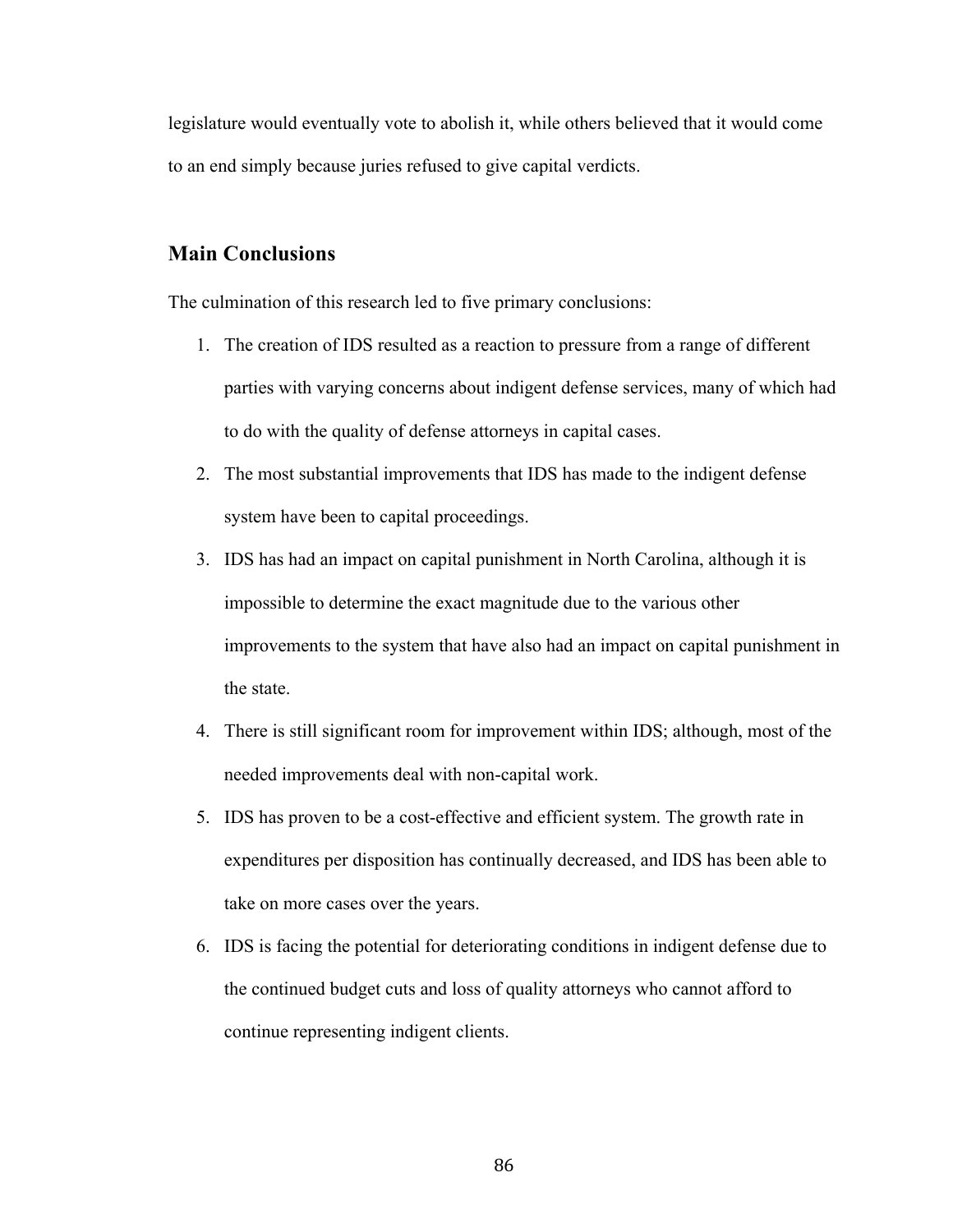legislature would eventually vote to abolish it, while others believed that it would come to an end simply because juries refused to give capital verdicts.

## Main Conclusions

The culmination of this research led to five primary conclusions:

1. The creation of IDS resulted as a reaction to pressure from a range of different parties with varying concerns about indigent defense services, many of which had to do with the quality of defense attorneys in capital cases.
2. The most substantial improvements that IDS has made to the indigent defense system have been to capital proceedings.
3. IDS has had an impact on capital punishment in North Carolina, although it is impossible to determine the exact magnitude due to the various other improvements to the system that have also had an impact on capital punishment in the state.
4. There is still significant room for improvement within IDS; although, most of the needed improvements deal with non-capital work.
5. IDS has proven to be a cost-effective and efficient system. The growth rate in expenditures per disposition has continually decreased, and IDS has been able to take on more cases over the years.
6. IDS is facing the potential for deteriorating conditions in indigent defense due to the continued budget cuts and loss of quality attorneys who cannot afford to continue representing indigent clients.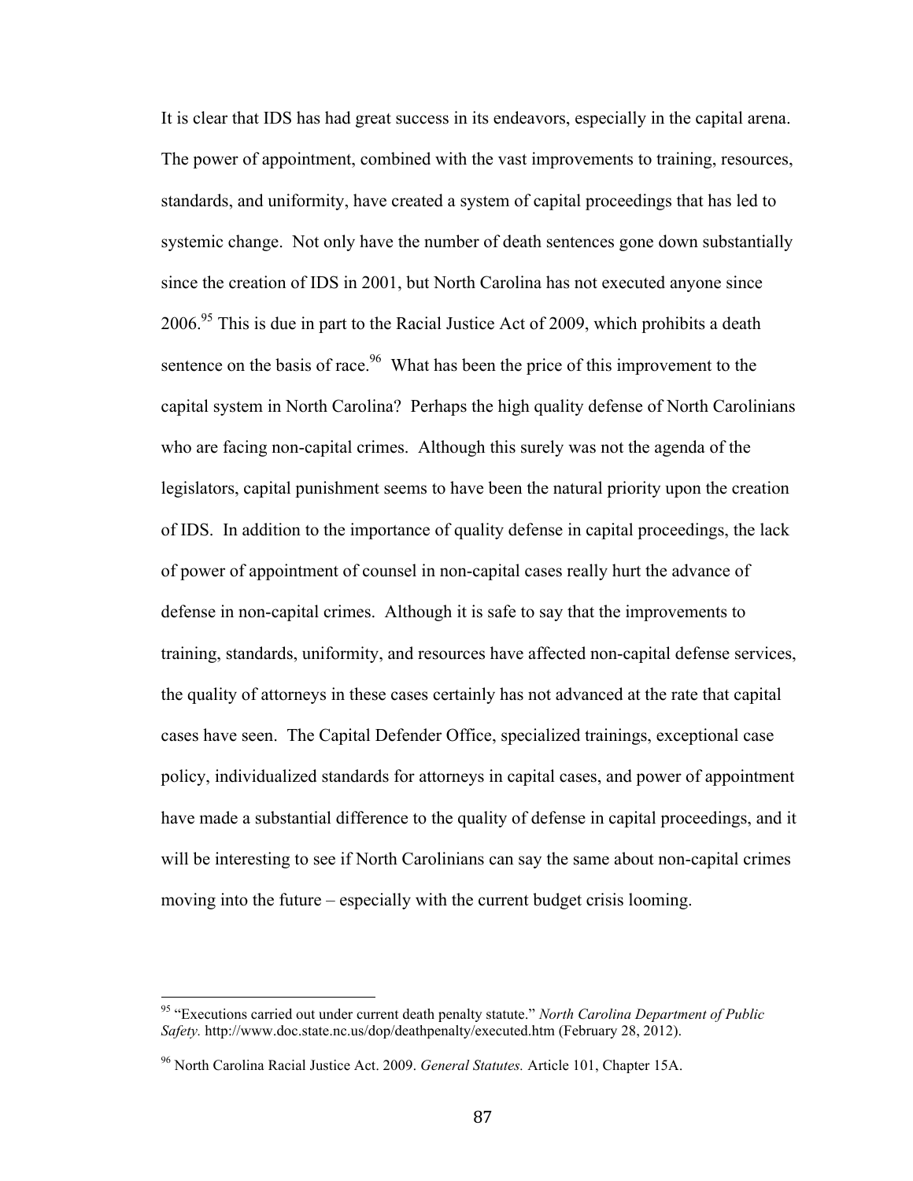It is clear that IDS has had great success in its endeavors, especially in the capital arena. The power of appointment, combined with the vast improvements to training, resources, standards, and uniformity, have created a system of capital proceedings that has led to systemic change. Not only have the number of death sentences gone down substantially since the creation of IDS in 2001, but North Carolina has not executed anyone since 2006.[95] This is due in part to the Racial Justice Act of 2009, which prohibits a death sentence on the basis of race.[96] What has been the price of this improvement to the capital system in North Carolina? Perhaps the high quality defense of North Carolinians who are facing non-capital crimes. Although this surely was not the agenda of the legislators, capital punishment seems to have been the natural priority upon the creation of IDS. In addition to the importance of quality defense in capital proceedings, the lack of power of appointment of counsel in non-capital cases really hurt the advance of defense in non-capital crimes. Although it is safe to say that the improvements to training, standards, uniformity, and resources have affected non-capital defense services, the quality of attorneys in these cases certainly has not advanced at the rate that capital cases have seen. The Capital Defender Office, specialized trainings, exceptional case policy, individualized standards for attorneys in capital cases, and power of appointment have made a substantial difference to the quality of defense in capital proceedings, and it will be interesting to see if North Carolinians can say the same about non-capital crimes moving into the future – especially with the current budget crisis looming.

---

[95] "Executions carried out under current death penalty statute." *North Carolina Department of Public Safety.* http://www.doc.state.nc.us/dop/deathpenalty/executed.htm (February 28, 2012).

[96] North Carolina Racial Justice Act. 2009. *General Statutes.* Article 101, Chapter 15A.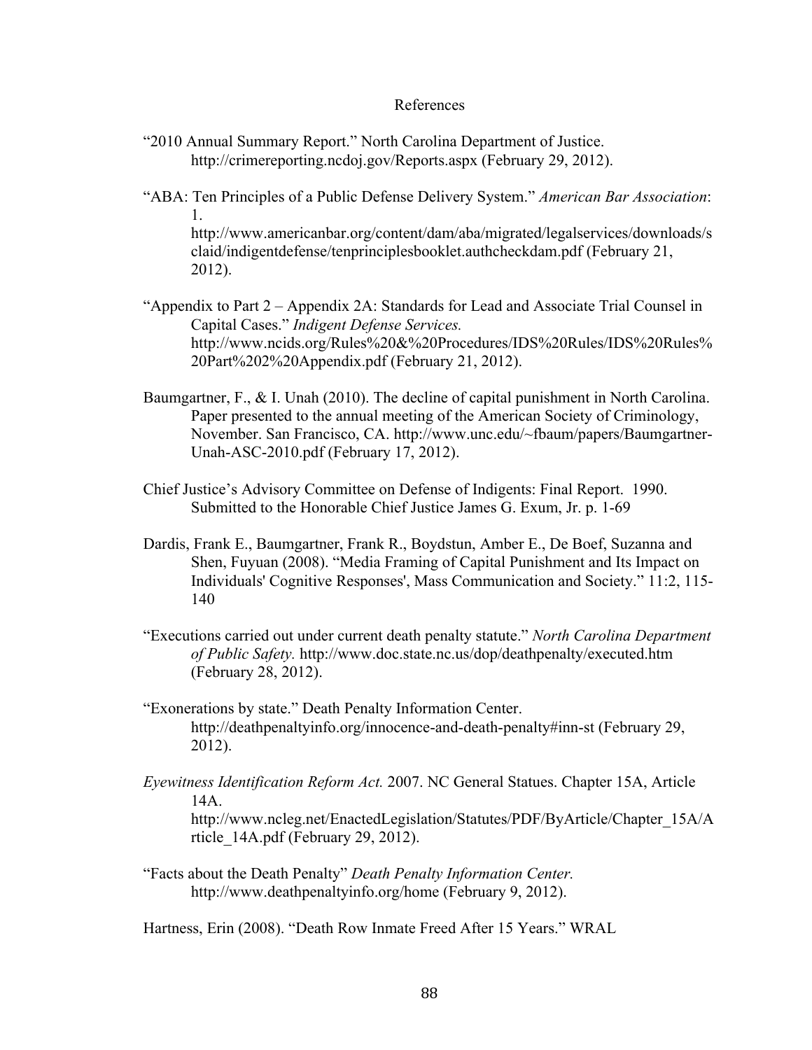# References

"2010 Annual Summary Report." North Carolina Department of Justice. http://crimereporting.ncdoj.gov/Reports.aspx (February 29, 2012).

"ABA: Ten Principles of a Public Defense Delivery System." *American Bar Association*: 1. http://www.americanbar.org/content/dam/aba/migrated/legalservices/downloads/sclaid/indigentdefense/tenprinciplesbooklet.authcheckdam.pdf (February 21, 2012).

"Appendix to Part 2 – Appendix 2A: Standards for Lead and Associate Trial Counsel in Capital Cases." *Indigent Defense Services.* http://www.ncids.org/Rules%20&%20Procedures/IDS%20Rules/IDS%20Rules%20Part%202%20Appendix.pdf (February 21, 2012).

Baumgartner, F., & I. Unah (2010). The decline of capital punishment in North Carolina. Paper presented to the annual meeting of the American Society of Criminology, November. San Francisco, CA. http://www.unc.edu/~fbaum/papers/Baumgartner-Unah-ASC-2010.pdf (February 17, 2012).

Chief Justice's Advisory Committee on Defense of Indigents: Final Report. 1990. Submitted to the Honorable Chief Justice James G. Exum, Jr. p. 1-69

Dardis, Frank E., Baumgartner, Frank R., Boydstun, Amber E., De Boef, Suzanna and Shen, Fuyuan (2008). "Media Framing of Capital Punishment and Its Impact on Individuals' Cognitive Responses', Mass Communication and Society." 11:2, 115-140

"Executions carried out under current death penalty statute." *North Carolina Department of Public Safety.* http://www.doc.state.nc.us/dop/deathpenalty/executed.htm (February 28, 2012).

"Exonerations by state." Death Penalty Information Center. http://deathpenaltyinfo.org/innocence-and-death-penalty#inn-st (February 29, 2012).

*Eyewitness Identification Reform Act.* 2007. NC General Statues. Chapter 15A, Article 14A. http://www.ncleg.net/EnactedLegislation/Statutes/PDF/ByArticle/Chapter_15A/Article_14A.pdf (February 29, 2012).

"Facts about the Death Penalty" *Death Penalty Information Center.* http://www.deathpenaltyinfo.org/home (February 9, 2012).

Hartness, Erin (2008). "Death Row Inmate Freed After 15 Years." WRAL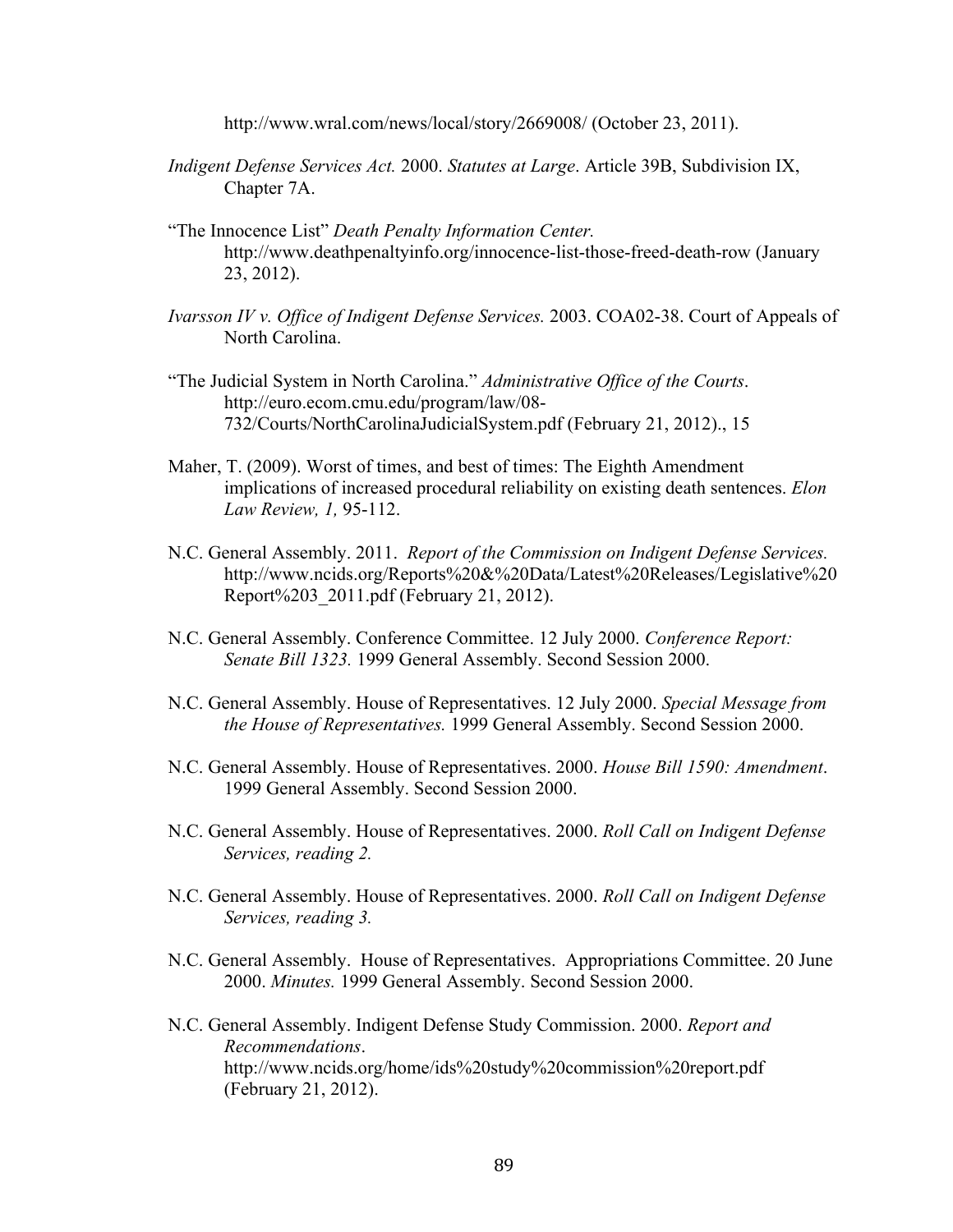http://www.wral.com/news/local/story/2669008/ (October 23, 2011).

*Indigent Defense Services Act.* 2000. *Statutes at Large*. Article 39B, Subdivision IX, Chapter 7A.

"The Innocence List" *Death Penalty Information Center.* http://www.deathpenaltyinfo.org/innocence-list-those-freed-death-row (January 23, 2012).

*Ivarsson IV v. Office of Indigent Defense Services.* 2003. COA02-38. Court of Appeals of North Carolina.

"The Judicial System in North Carolina." *Administrative Office of the Courts*. http://euro.ecom.cmu.edu/program/law/08-732/Courts/NorthCarolinaJudicialSystem.pdf (February 21, 2012)., 15

Maher, T. (2009). Worst of times, and best of times: The Eighth Amendment implications of increased procedural reliability on existing death sentences. *Elon Law Review, 1,* 95-112.

N.C. General Assembly. 2011. *Report of the Commission on Indigent Defense Services.* http://www.ncids.org/Reports%20&%20Data/Latest%20Releases/Legislative%20Report%203_2011.pdf (February 21, 2012).

N.C. General Assembly. Conference Committee. 12 July 2000. *Conference Report: Senate Bill 1323.* 1999 General Assembly. Second Session 2000.

N.C. General Assembly. House of Representatives. 12 July 2000. *Special Message from the House of Representatives.* 1999 General Assembly. Second Session 2000.

N.C. General Assembly. House of Representatives. 2000. *House Bill 1590: Amendment*. 1999 General Assembly. Second Session 2000.

N.C. General Assembly. House of Representatives. 2000. *Roll Call on Indigent Defense Services, reading 2.*

N.C. General Assembly. House of Representatives. 2000. *Roll Call on Indigent Defense Services, reading 3.*

N.C. General Assembly. House of Representatives. Appropriations Committee. 20 June 2000. *Minutes.* 1999 General Assembly. Second Session 2000.

N.C. General Assembly. Indigent Defense Study Commission. 2000. *Report and Recommendations*. http://www.ncids.org/home/ids%20study%20commission%20report.pdf (February 21, 2012).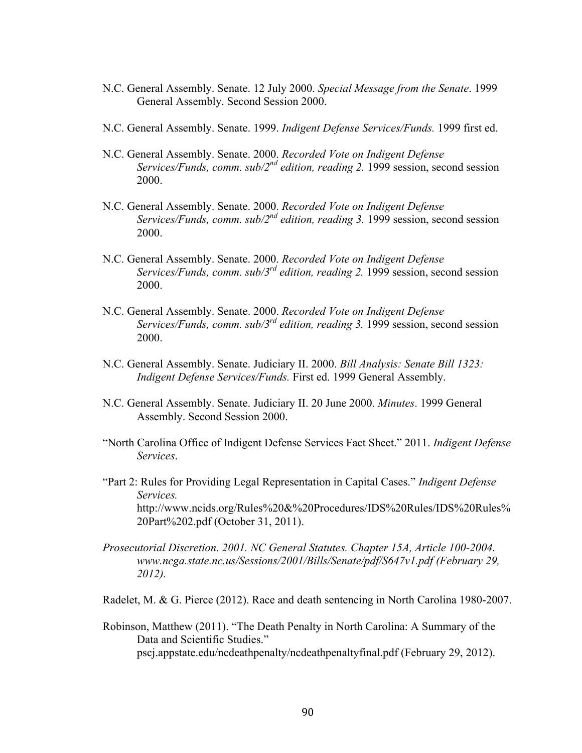N.C. General Assembly. Senate. 12 July 2000. *Special Message from the Senate*. 1999 General Assembly. Second Session 2000.

N.C. General Assembly. Senate. 1999. *Indigent Defense Services/Funds.* 1999 first ed.

N.C. General Assembly. Senate. 2000. *Recorded Vote on Indigent Defense Services/Funds, comm. sub/2nd edition, reading 2.* 1999 session, second session 2000.

N.C. General Assembly. Senate. 2000. *Recorded Vote on Indigent Defense Services/Funds, comm. sub/2nd edition, reading 3.* 1999 session, second session 2000.

N.C. General Assembly. Senate. 2000. *Recorded Vote on Indigent Defense Services/Funds, comm. sub/3rd edition, reading 2.* 1999 session, second session 2000.

N.C. General Assembly. Senate. 2000. *Recorded Vote on Indigent Defense Services/Funds, comm. sub/3rd edition, reading 3.* 1999 session, second session 2000.

N.C. General Assembly. Senate. Judiciary II. 2000. *Bill Analysis: Senate Bill 1323: Indigent Defense Services/Funds.* First ed. 1999 General Assembly.

N.C. General Assembly. Senate. Judiciary II. 20 June 2000. *Minutes*. 1999 General Assembly. Second Session 2000.

"North Carolina Office of Indigent Defense Services Fact Sheet." 2011. *Indigent Defense Services*.

"Part 2: Rules for Providing Legal Representation in Capital Cases." *Indigent Defense Services.* http://www.ncids.org/Rules%20&%20Procedures/IDS%20Rules/IDS%20Rules%20Part%202.pdf (October 31, 2011).

*Prosecutorial Discretion. 2001. NC General Statutes. Chapter 15A, Article 100-2004. www.ncga.state.nc.us/Sessions/2001/Bills/Senate/pdf/S647v1.pdf (February 29, 2012).*

Radelet, M. & G. Pierce (2012). Race and death sentencing in North Carolina 1980-2007.

Robinson, Matthew (2011). "The Death Penalty in North Carolina: A Summary of the Data and Scientific Studies." pscj.appstate.edu/ncdeathpenalty/ncdeathpenaltyfinal.pdf (February 29, 2012).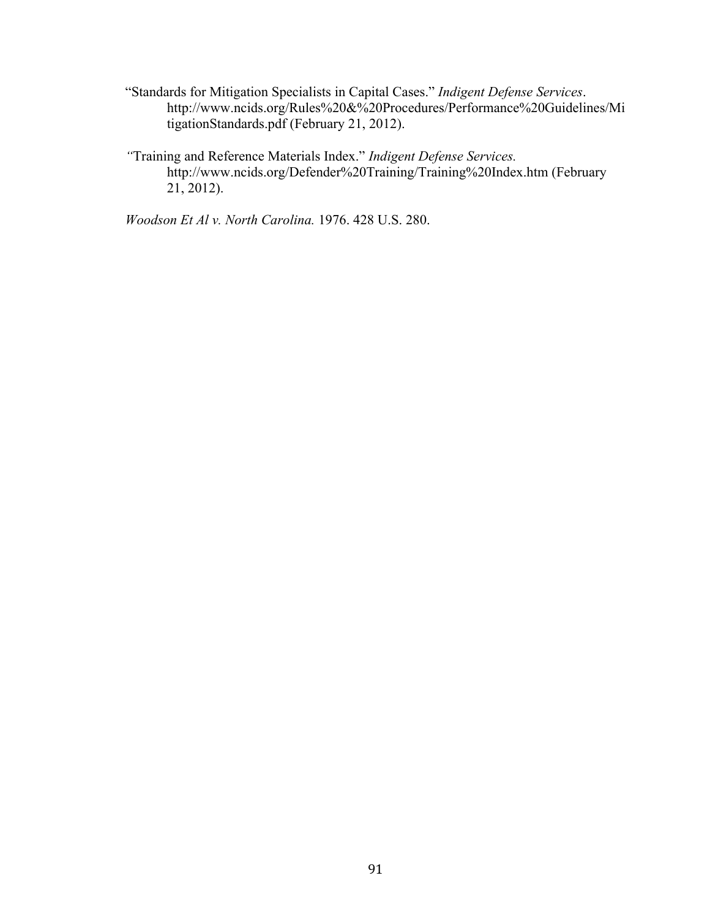"Standards for Mitigation Specialists in Capital Cases." *Indigent Defense Services*. http://www.ncids.org/Rules%20&%20Procedures/Performance%20Guidelines/MitigationStandards.pdf (February 21, 2012).

"Training and Reference Materials Index." *Indigent Defense Services.* http://www.ncids.org/Defender%20Training/Training%20Index.htm (February 21, 2012).

*Woodson Et Al v. North Carolina.* 1976. 428 U.S. 280.